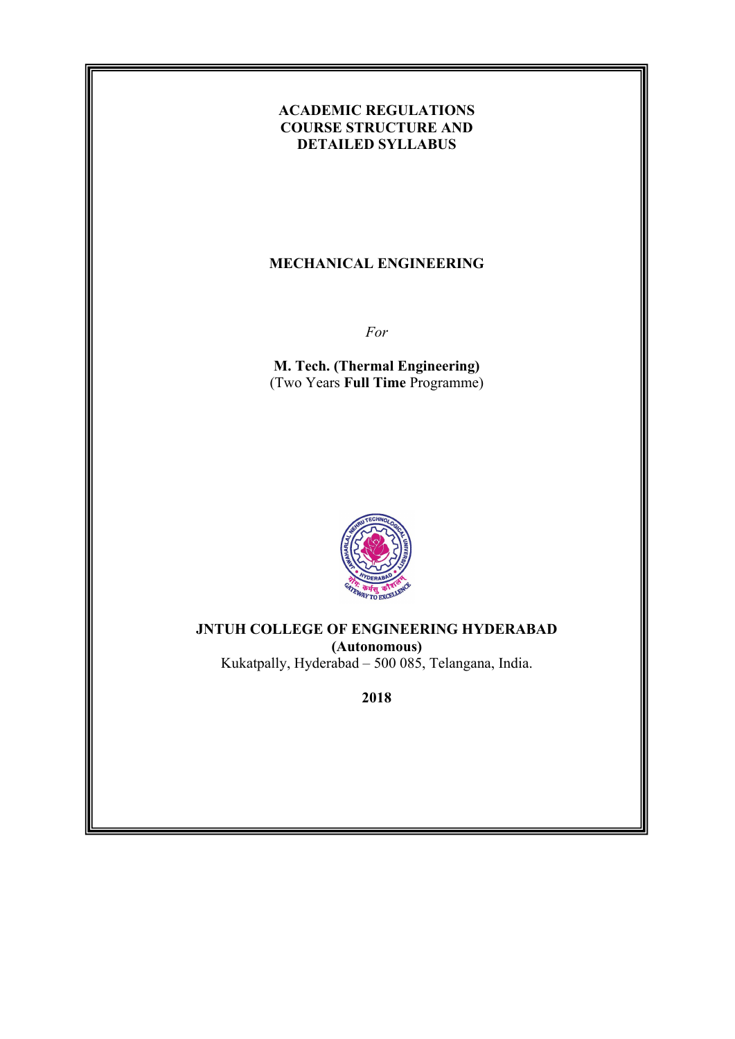# ACADEMIC REGULATIONS
# COURSE STRUCTURE AND
# DETAILED SYLLABUS

## MECHANICAL ENGINEERING

*For*

**M. Tech. (Thermal Engineering)**
(Two Years **Full Time** Programme)

**JNTUH COLLEGE OF ENGINEERING HYDERABAD**
**(Autonomous)**
Kukatpally, Hyderabad – 500 085, Telangana, India.

**2018**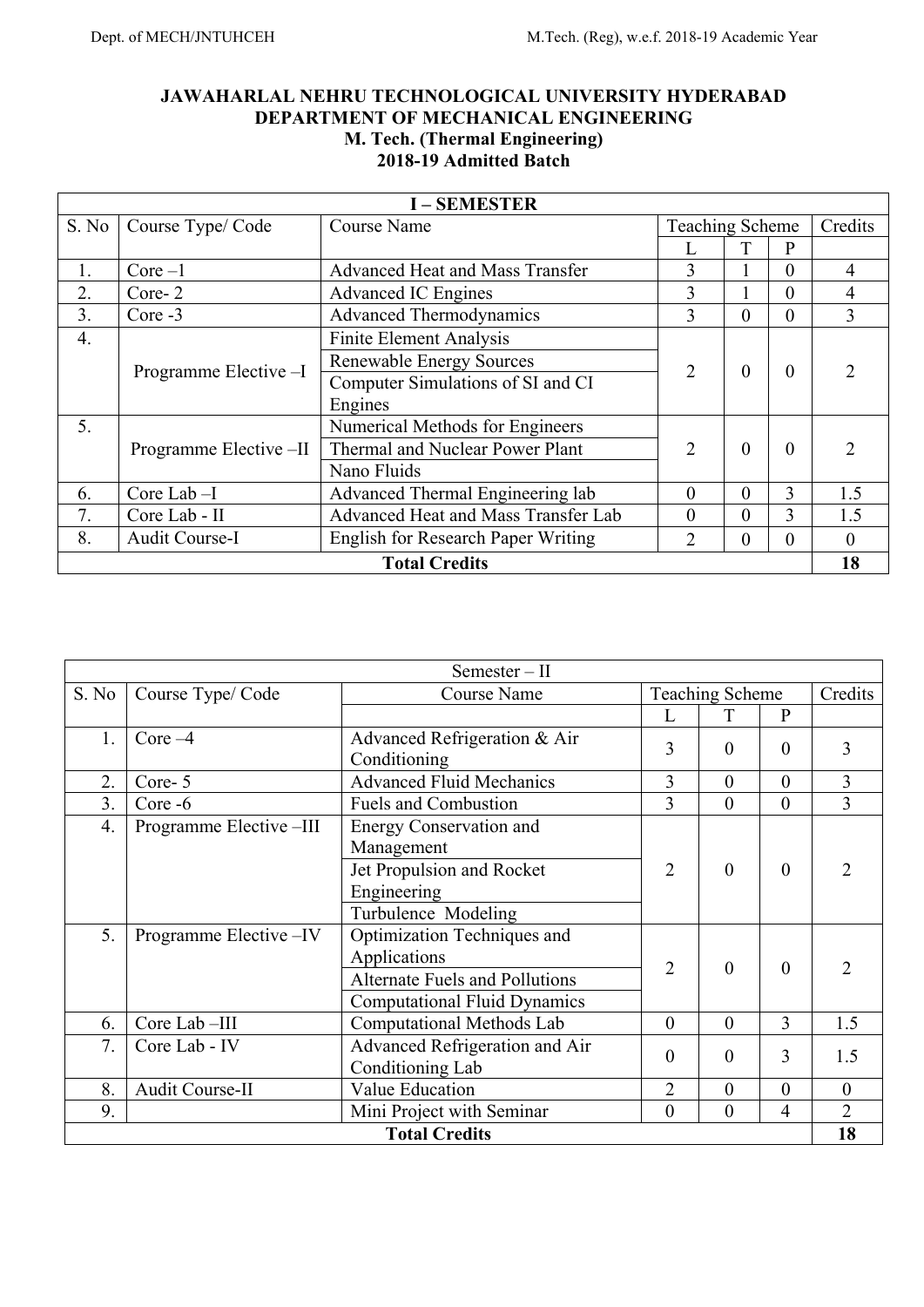# JAWAHARLAL NEHRU TECHNOLOGICAL UNIVERSITY HYDERABAD
## DEPARTMENT OF MECHANICAL ENGINEERING
## M. Tech. (Thermal Engineering)
## 2018-19 Admitted Batch

| I – SEMESTER | | | | | | |
|---|---|---|---|---|---|---|
| S. No | Course Type/ Code | Course Name | Teaching Scheme | | | Credits |
| | | | L | T | P | |
| 1. | Core –1 | Advanced Heat and Mass Transfer | 3 | 1 | 0 | 4 |
| 2. | Core- 2 | Advanced IC Engines | 3 | 1 | 0 | 4 |
| 3. | Core -3 | Advanced Thermodynamics | 3 | 0 | 0 | 3 |
| 4. | Programme Elective –I | Finite Element Analysis | 2 | 0 | 0 | 2 |
| | | Renewable Energy Sources | | | | |
| | | Computer Simulations of SI and CI Engines | | | | |
| 5. | Programme Elective –II | Numerical Methods for Engineers | 2 | 0 | 0 | 2 |
| | | Thermal and Nuclear Power Plant | | | | |
| | | Nano Fluids | | | | |
| 6. | Core Lab –I | Advanced Thermal Engineering lab | 0 | 0 | 3 | 1.5 |
| 7. | Core Lab - II | Advanced Heat and Mass Transfer Lab | 0 | 0 | 3 | 1.5 |
| 8. | Audit Course-I | English for Research Paper Writing | 2 | 0 | 0 | 0 |
| **Total Credits** | | | | | | **18** |

| Semester – II | | | | | | |
|---|---|---|---|---|---|---|
| S. No | Course Type/ Code | Course Name | Teaching Scheme | | | Credits |
| | | | L | T | P | |
| 1. | Core –4 | Advanced Refrigeration & Air Conditioning | 3 | 0 | 0 | 3 |
| 2. | Core- 5 | Advanced Fluid Mechanics | 3 | 0 | 0 | 3 |
| 3. | Core -6 | Fuels and Combustion | 3 | 0 | 0 | 3 |
| 4. | Programme Elective –III | Energy Conservation and Management | 2 | 0 | 0 | 2 |
| | | Jet Propulsion and Rocket Engineering | | | | |
| | | Turbulence Modeling | | | | |
| 5. | Programme Elective –IV | Optimization Techniques and Applications | 2 | 0 | 0 | 2 |
| | | Alternate Fuels and Pollutions | | | | |
| | | Computational Fluid Dynamics | | | | |
| 6. | Core Lab –III | Computational Methods Lab | 0 | 0 | 3 | 1.5 |
| 7. | Core Lab - IV | Advanced Refrigeration and Air Conditioning Lab | 0 | 0 | 3 | 1.5 |
| 8. | Audit Course-II | Value Education | 2 | 0 | 0 | 0 |
| 9. | | Mini Project with Seminar | 0 | 0 | 4 | 2 |
| **Total Credits** | | | | | | **18** |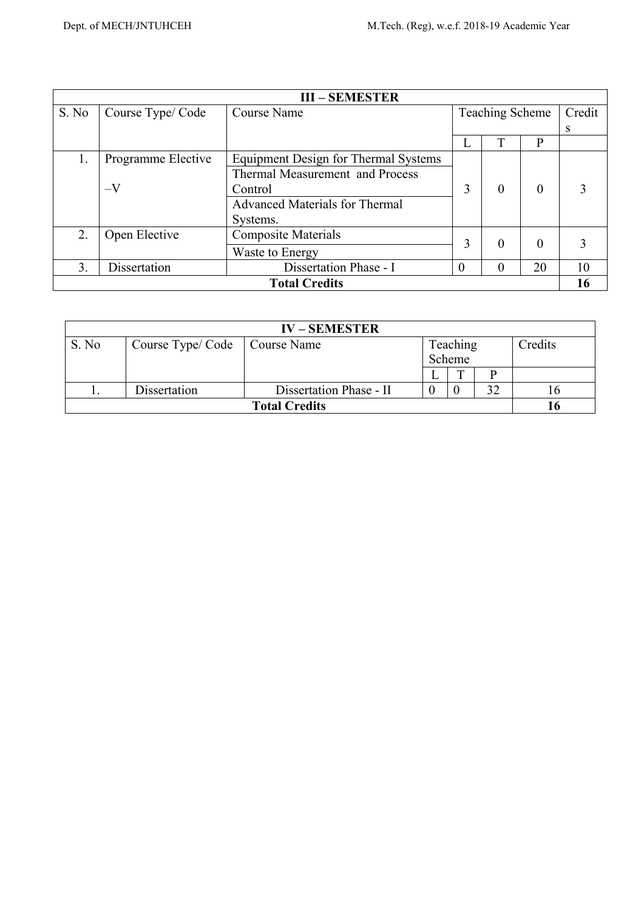| III – SEMESTER | | | | | | |
|---|---|---|---|---|---|---|
| S. No | Course Type/ Code | Course Name | Teaching Scheme | | | Credits |
| | | | L | T | P | |
| 1. | Programme Elective –V | Equipment Design for Thermal Systems | 3 | 0 | 0 | 3 |
| | | Thermal Measurement and Process Control | | | | |
| | | Advanced Materials for Thermal Systems. | | | | |
| 2. | Open Elective | Composite Materials | 3 | 0 | 0 | 3 |
| | | Waste to Energy | | | | |
| 3. | Dissertation | Dissertation Phase - I | 0 | 0 | 20 | 10 |
| **Total Credits** | | | | | | **16** |

| IV – SEMESTER | | | | | | |
|---|---|---|---|---|---|---|
| S. No | Course Type/ Code | Course Name | Teaching Scheme | | | Credits |
| | | | L | T | P | |
| 1. | Dissertation | Dissertation Phase - II | 0 | 0 | 32 | 16 |
| **Total Credits** | | | | | | **16** |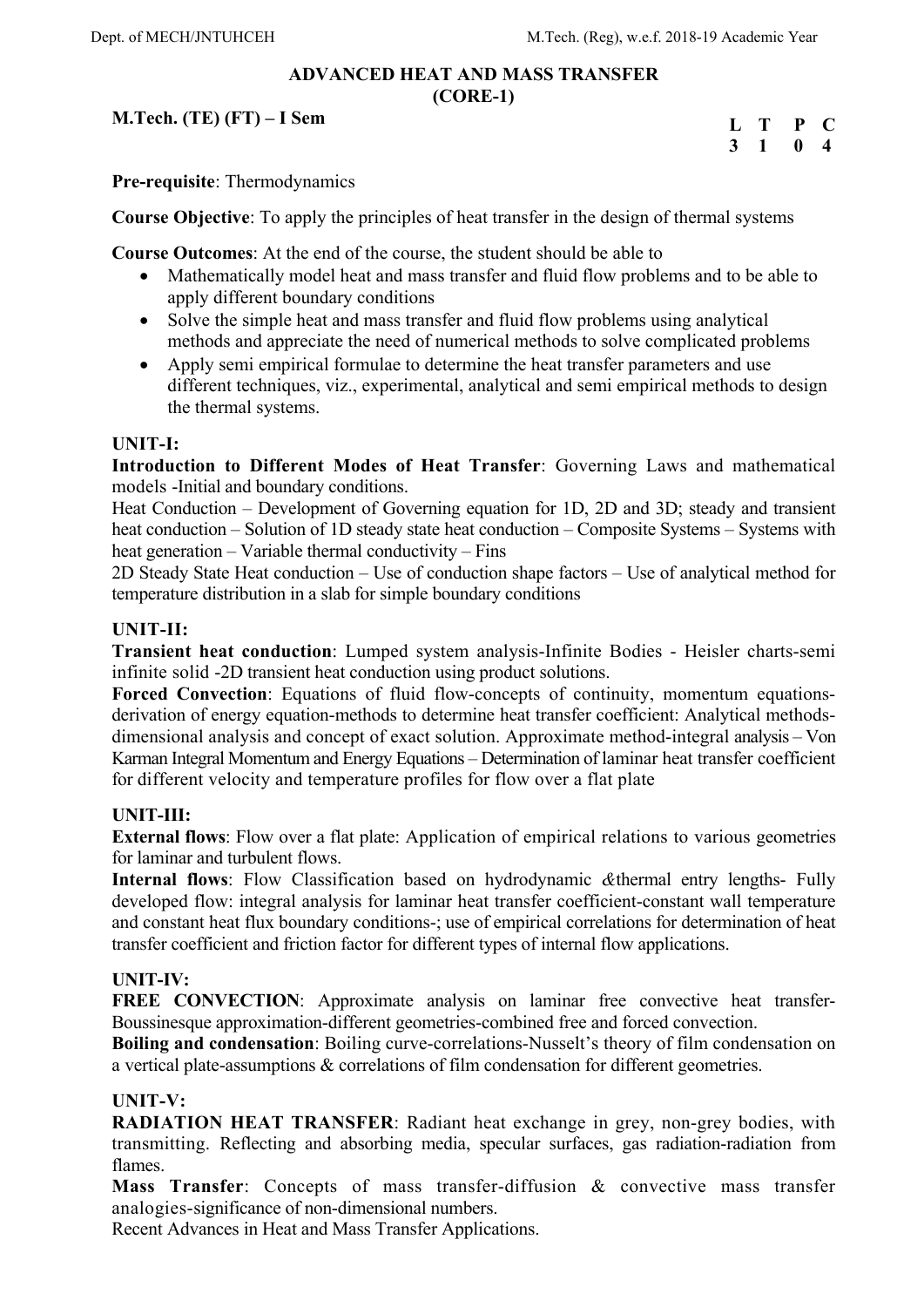# ADVANCED HEAT AND MASS TRANSFER
## (CORE-1)

**M.Tech. (TE) (FT) – I Sem**

| L | T | P | C |
|---|---|---|---|
| 3 | 1 | 0 | 4 |

**Pre-requisite**: Thermodynamics

**Course Objective**: To apply the principles of heat transfer in the design of thermal systems

**Course Outcomes**: At the end of the course, the student should be able to

- Mathematically model heat and mass transfer and fluid flow problems and to be able to apply different boundary conditions
- Solve the simple heat and mass transfer and fluid flow problems using analytical methods and appreciate the need of numerical methods to solve complicated problems
- Apply semi empirical formulae to determine the heat transfer parameters and use different techniques, viz., experimental, analytical and semi empirical methods to design the thermal systems.

### UNIT-I:

**Introduction to Different Modes of Heat Transfer**: Governing Laws and mathematical models -Initial and boundary conditions.

Heat Conduction – Development of Governing equation for 1D, 2D and 3D; steady and transient heat conduction – Solution of 1D steady state heat conduction – Composite Systems – Systems with heat generation – Variable thermal conductivity – Fins

2D Steady State Heat conduction – Use of conduction shape factors – Use of analytical method for temperature distribution in a slab for simple boundary conditions

### UNIT-II:

**Transient heat conduction**: Lumped system analysis-Infinite Bodies - Heisler charts-semi infinite solid -2D transient heat conduction using product solutions.

**Forced Convection**: Equations of fluid flow-concepts of continuity, momentum equations-derivation of energy equation-methods to determine heat transfer coefficient: Analytical methods-dimensional analysis and concept of exact solution. Approximate method-integral analysis – Von Karman Integral Momentum and Energy Equations – Determination of laminar heat transfer coefficient for different velocity and temperature profiles for flow over a flat plate

### UNIT-III:

**External flows**: Flow over a flat plate: Application of empirical relations to various geometries for laminar and turbulent flows.

**Internal flows**: Flow Classification based on hydrodynamic &thermal entry lengths- Fully developed flow: integral analysis for laminar heat transfer coefficient-constant wall temperature and constant heat flux boundary conditions-; use of empirical correlations for determination of heat transfer coefficient and friction factor for different types of internal flow applications.

### UNIT-IV:

**FREE CONVECTION**: Approximate analysis on laminar free convective heat transfer-Boussinesque approximation-different geometries-combined free and forced convection.

**Boiling and condensation**: Boiling curve-correlations-Nusselt's theory of film condensation on a vertical plate-assumptions & correlations of film condensation for different geometries.

### UNIT-V:

**RADIATION HEAT TRANSFER**: Radiant heat exchange in grey, non-grey bodies, with transmitting. Reflecting and absorbing media, specular surfaces, gas radiation-radiation from flames.

**Mass Transfer**: Concepts of mass transfer-diffusion & convective mass transfer analogies-significance of non-dimensional numbers.

Recent Advances in Heat and Mass Transfer Applications.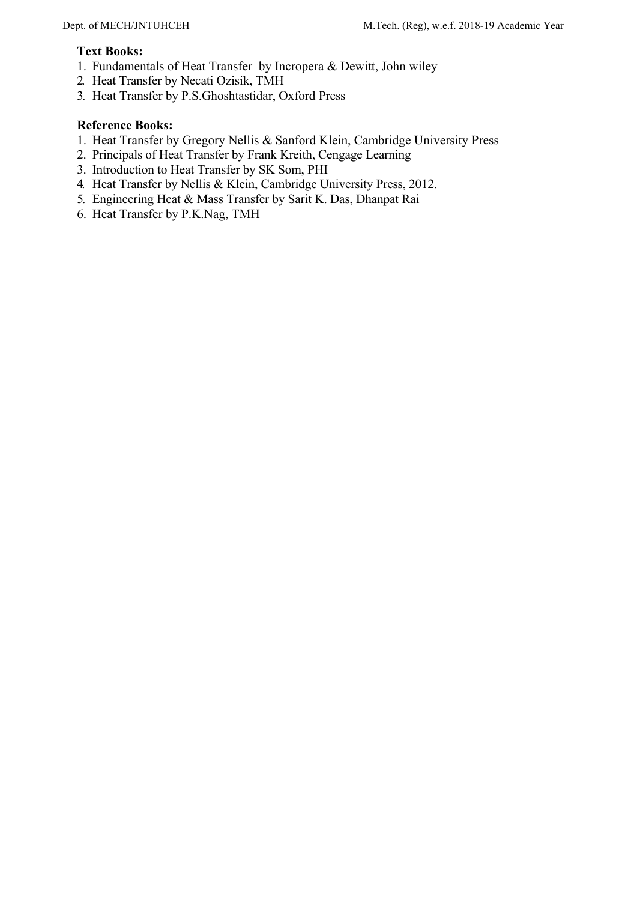**Text Books:**

1. Fundamentals of Heat Transfer by Incropera & Dewitt, John wiley
2. Heat Transfer by Necati Ozisik, TMH
3. Heat Transfer by P.S.Ghoshtastidar, Oxford Press

**Reference Books:**

1. Heat Transfer by Gregory Nellis & Sanford Klein, Cambridge University Press
2. Principals of Heat Transfer by Frank Kreith, Cengage Learning
3. Introduction to Heat Transfer by SK Som, PHI
4. Heat Transfer by Nellis & Klein, Cambridge University Press, 2012.
5. Engineering Heat & Mass Transfer by Sarit K. Das, Dhanpat Rai
6. Heat Transfer by P.K.Nag, TMH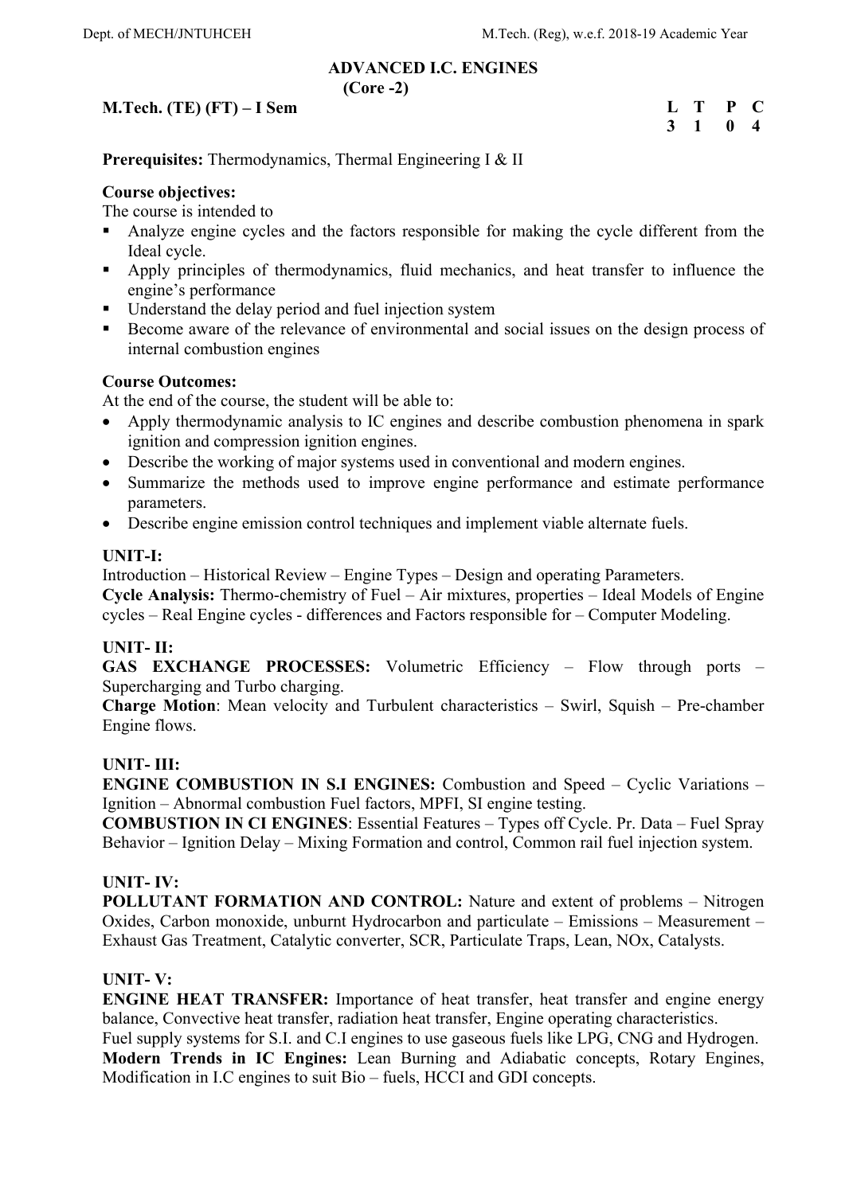## ADVANCED I.C. ENGINES
### (Core -2)

**M.Tech. (TE) (FT) – I Sem**

| L | T | P | C |
|---|---|---|---|
| 3 | 1 | 0 | 4 |

**Prerequisites:** Thermodynamics, Thermal Engineering I & II

**Course objectives:**

The course is intended to

- Analyze engine cycles and the factors responsible for making the cycle different from the Ideal cycle.
- Apply principles of thermodynamics, fluid mechanics, and heat transfer to influence the engine's performance
- Understand the delay period and fuel injection system
- Become aware of the relevance of environmental and social issues on the design process of internal combustion engines

**Course Outcomes:**

At the end of the course, the student will be able to:

- Apply thermodynamic analysis to IC engines and describe combustion phenomena in spark ignition and compression ignition engines.
- Describe the working of major systems used in conventional and modern engines.
- Summarize the methods used to improve engine performance and estimate performance parameters.
- Describe engine emission control techniques and implement viable alternate fuels.

**UNIT-I:**

Introduction – Historical Review – Engine Types – Design and operating Parameters.

**Cycle Analysis:** Thermo-chemistry of Fuel – Air mixtures, properties – Ideal Models of Engine cycles – Real Engine cycles - differences and Factors responsible for – Computer Modeling.

**UNIT- II:**

**GAS EXCHANGE PROCESSES:** Volumetric Efficiency – Flow through ports – Supercharging and Turbo charging.

**Charge Motion**: Mean velocity and Turbulent characteristics – Swirl, Squish – Pre-chamber Engine flows.

**UNIT- III:**

**ENGINE COMBUSTION IN S.I ENGINES:** Combustion and Speed – Cyclic Variations – Ignition – Abnormal combustion Fuel factors, MPFI, SI engine testing.

**COMBUSTION IN CI ENGINES**: Essential Features – Types off Cycle. Pr. Data – Fuel Spray Behavior – Ignition Delay – Mixing Formation and control, Common rail fuel injection system.

**UNIT- IV:**

**POLLUTANT FORMATION AND CONTROL:** Nature and extent of problems – Nitrogen Oxides, Carbon monoxide, unburnt Hydrocarbon and particulate – Emissions – Measurement – Exhaust Gas Treatment, Catalytic converter, SCR, Particulate Traps, Lean, NOx, Catalysts.

**UNIT- V:**

**ENGINE HEAT TRANSFER:** Importance of heat transfer, heat transfer and engine energy balance, Convective heat transfer, radiation heat transfer, Engine operating characteristics.

Fuel supply systems for S.I. and C.I engines to use gaseous fuels like LPG, CNG and Hydrogen.

**Modern Trends in IC Engines:** Lean Burning and Adiabatic concepts, Rotary Engines, Modification in I.C engines to suit Bio – fuels, HCCI and GDI concepts.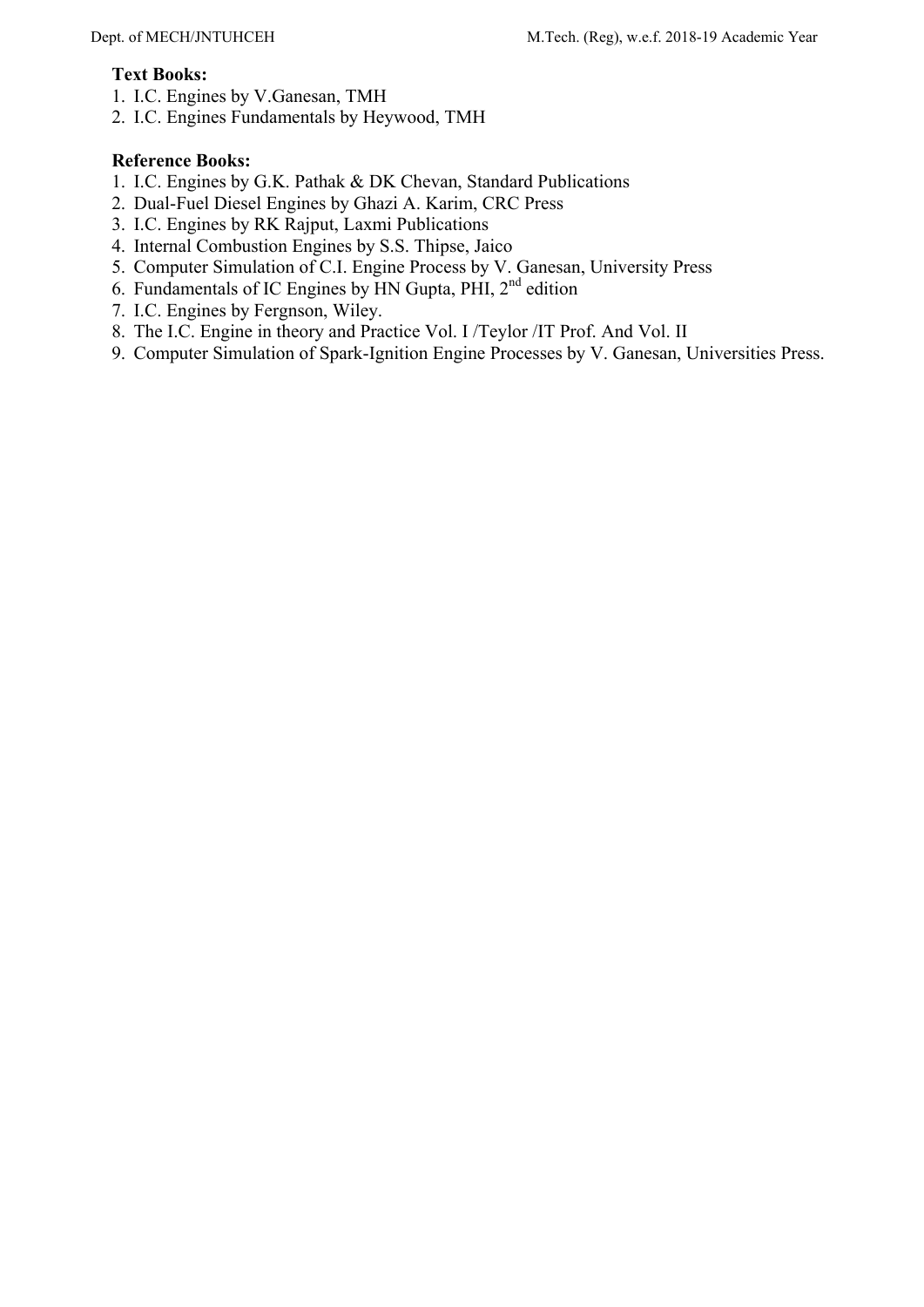**Text Books:**

1. I.C. Engines by V.Ganesan, TMH
2. I.C. Engines Fundamentals by Heywood, TMH

**Reference Books:**

1. I.C. Engines by G.K. Pathak & DK Chevan, Standard Publications
2. Dual-Fuel Diesel Engines by Ghazi A. Karim, CRC Press
3. I.C. Engines by RK Rajput, Laxmi Publications
4. Internal Combustion Engines by S.S. Thipse, Jaico
5. Computer Simulation of C.I. Engine Process by V. Ganesan, University Press
6. Fundamentals of IC Engines by HN Gupta, PHI, 2nd edition
7. I.C. Engines by Fergnson, Wiley.
8. The I.C. Engine in theory and Practice Vol. I /Teylor /IT Prof. And Vol. II
9. Computer Simulation of Spark-Ignition Engine Processes by V. Ganesan, Universities Press.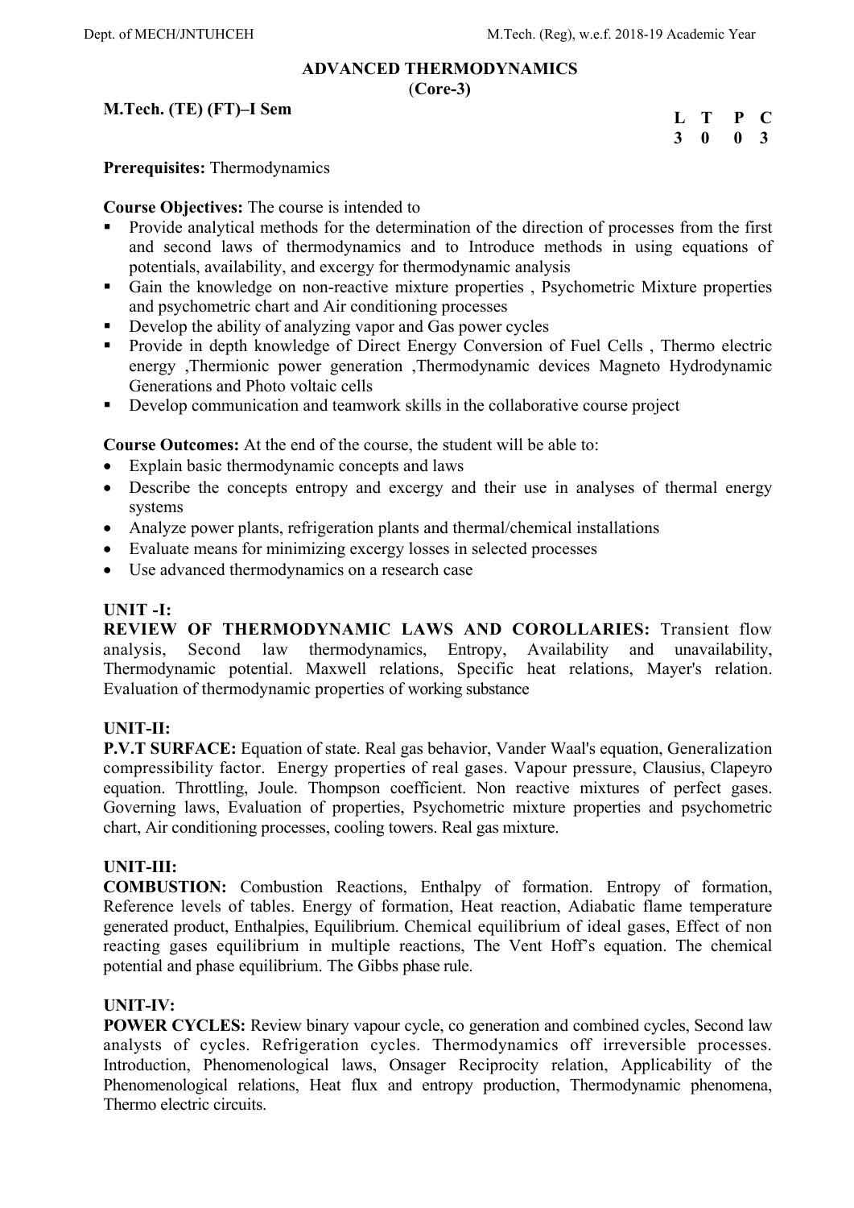## ADVANCED THERMODYNAMICS
(**Core-3**)

**M.Tech. (TE) (FT)–I Sem**

| L | T | P | C |
|---|---|---|---|
| 3 | 0 | 0 | 3 |

**Prerequisites:** Thermodynamics

**Course Objectives:** The course is intended to

- Provide analytical methods for the determination of the direction of processes from the first and second laws of thermodynamics and to Introduce methods in using equations of potentials, availability, and excergy for thermodynamic analysis
- Gain the knowledge on non-reactive mixture properties , Psychometric Mixture properties and psychometric chart and Air conditioning processes
- Develop the ability of analyzing vapor and Gas power cycles
- Provide in depth knowledge of Direct Energy Conversion of Fuel Cells , Thermo electric energy ,Thermionic power generation ,Thermodynamic devices Magneto Hydrodynamic Generations and Photo voltaic cells
- Develop communication and teamwork skills in the collaborative course project

**Course Outcomes:** At the end of the course, the student will be able to:

- Explain basic thermodynamic concepts and laws
- Describe the concepts entropy and excergy and their use in analyses of thermal energy systems
- Analyze power plants, refrigeration plants and thermal/chemical installations
- Evaluate means for minimizing excergy losses in selected processes
- Use advanced thermodynamics on a research case

### UNIT -I:

**REVIEW OF THERMODYNAMIC LAWS AND COROLLARIES:** Transient flow analysis, Second law thermodynamics, Entropy, Availability and unavailability, Thermodynamic potential. Maxwell relations, Specific heat relations, Mayer's relation. Evaluation of thermodynamic properties of working substance

### UNIT-II:

**P.V.T SURFACE:** Equation of state. Real gas behavior, Vander Waal's equation, Generalization compressibility factor. Energy properties of real gases. Vapour pressure, Clausius, Clapeyro equation. Throttling, Joule. Thompson coefficient. Non reactive mixtures of perfect gases. Governing laws, Evaluation of properties, Psychometric mixture properties and psychometric chart, Air conditioning processes, cooling towers. Real gas mixture.

### UNIT-III:

**COMBUSTION:** Combustion Reactions, Enthalpy of formation. Entropy of formation, Reference levels of tables. Energy of formation, Heat reaction, Adiabatic flame temperature generated product, Enthalpies, Equilibrium. Chemical equilibrium of ideal gases, Effect of non reacting gases equilibrium in multiple reactions, The Vent Hoff's equation. The chemical potential and phase equilibrium. The Gibbs phase rule.

### UNIT-IV:

**POWER CYCLES:** Review binary vapour cycle, co generation and combined cycles, Second law analysts of cycles. Refrigeration cycles. Thermodynamics off irreversible processes. Introduction, Phenomenological laws, Onsager Reciprocity relation, Applicability of the Phenomenological relations, Heat flux and entropy production, Thermodynamic phenomena, Thermo electric circuits.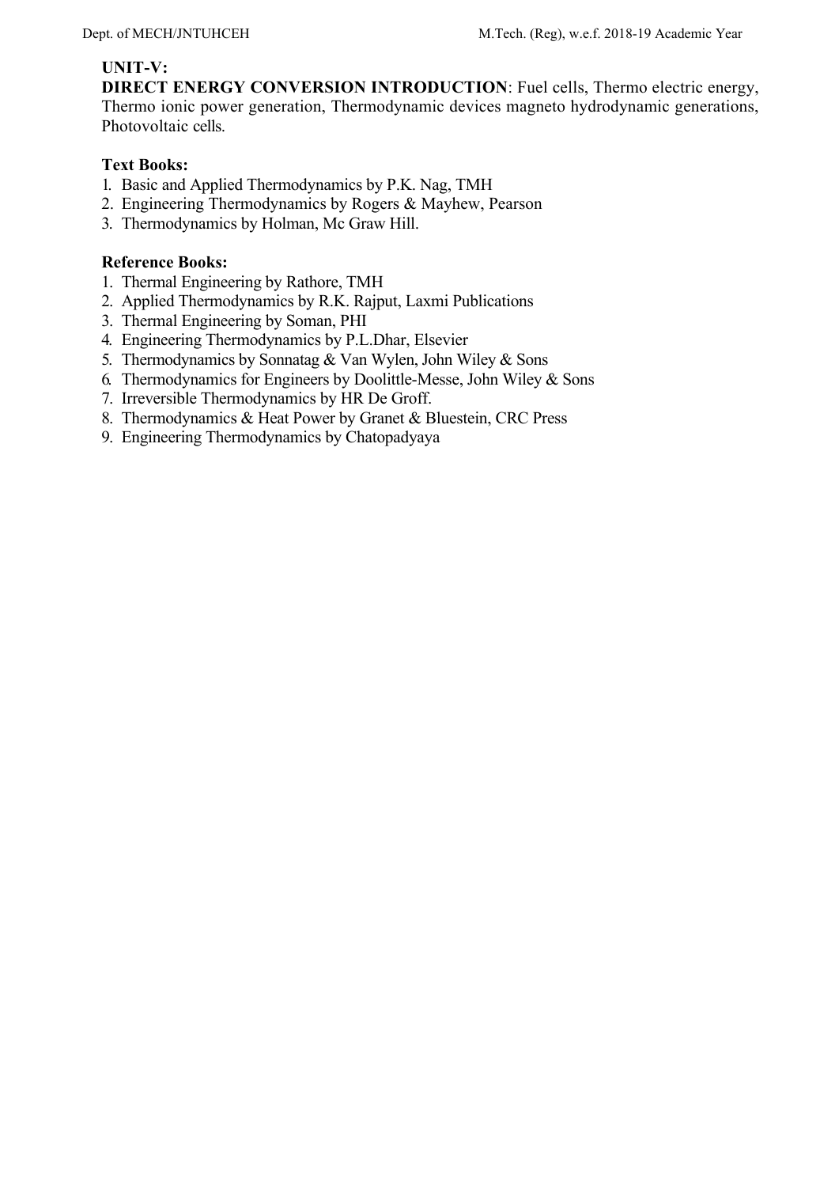**UNIT-V:**

**DIRECT ENERGY CONVERSION INTRODUCTION**: Fuel cells, Thermo electric energy, Thermo ionic power generation, Thermodynamic devices magneto hydrodynamic generations, Photovoltaic cells.

**Text Books:**

1. Basic and Applied Thermodynamics by P.K. Nag, TMH
2. Engineering Thermodynamics by Rogers & Mayhew, Pearson
3. Thermodynamics by Holman, Mc Graw Hill.

**Reference Books:**

1. Thermal Engineering by Rathore, TMH
2. Applied Thermodynamics by R.K. Rajput, Laxmi Publications
3. Thermal Engineering by Soman, PHI
4. Engineering Thermodynamics by P.L.Dhar, Elsevier
5. Thermodynamics by Sonnatag & Van Wylen, John Wiley & Sons
6. Thermodynamics for Engineers by Doolittle-Messe, John Wiley & Sons
7. Irreversible Thermodynamics by HR De Groff.
8. Thermodynamics & Heat Power by Granet & Bluestein, CRC Press
9. Engineering Thermodynamics by Chatopadyaya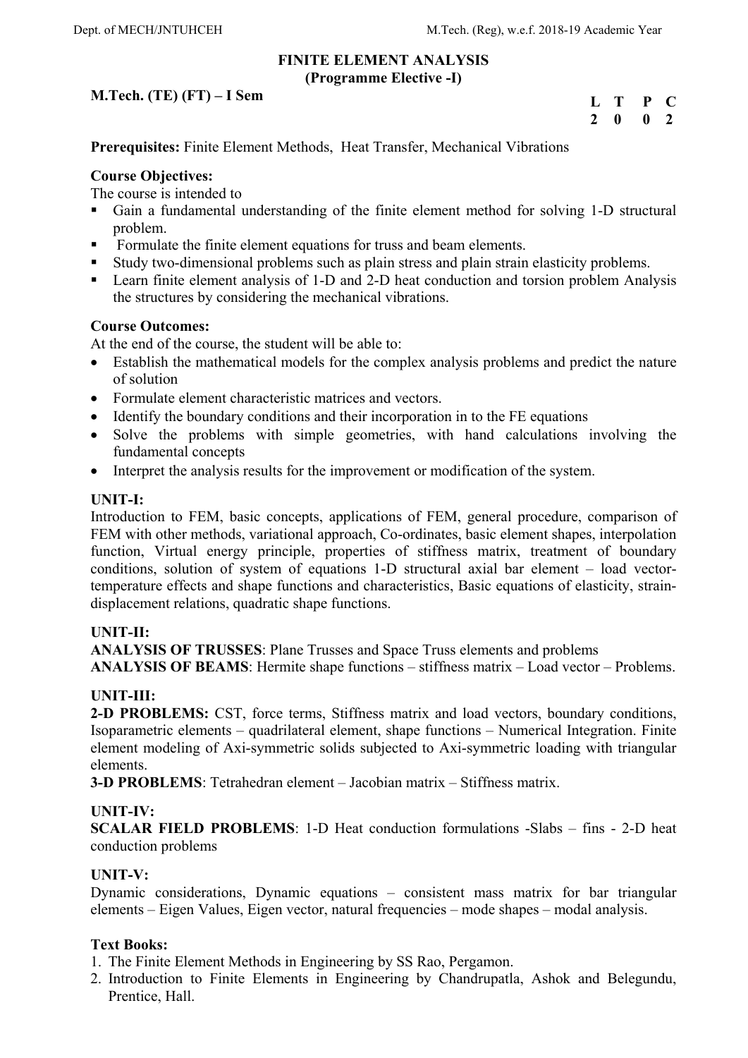# FINITE ELEMENT ANALYSIS
## (Programme Elective -I)

**M.Tech. (TE) (FT) – I Sem**

| L | T | P | C |
|---|---|---|---|
| 2 | 0 | 0 | 2 |

**Prerequisites:** Finite Element Methods, Heat Transfer, Mechanical Vibrations

**Course Objectives:**

The course is intended to

- Gain a fundamental understanding of the finite element method for solving 1-D structural problem.
- Formulate the finite element equations for truss and beam elements.
- Study two-dimensional problems such as plain stress and plain strain elasticity problems.
- Learn finite element analysis of 1-D and 2-D heat conduction and torsion problem Analysis the structures by considering the mechanical vibrations.

**Course Outcomes:**

At the end of the course, the student will be able to:

- Establish the mathematical models for the complex analysis problems and predict the nature of solution
- Formulate element characteristic matrices and vectors.
- Identify the boundary conditions and their incorporation in to the FE equations
- Solve the problems with simple geometries, with hand calculations involving the fundamental concepts
- Interpret the analysis results for the improvement or modification of the system.

**UNIT-I:**

Introduction to FEM, basic concepts, applications of FEM, general procedure, comparison of FEM with other methods, variational approach, Co-ordinates, basic element shapes, interpolation function, Virtual energy principle, properties of stiffness matrix, treatment of boundary conditions, solution of system of equations 1-D structural axial bar element – load vector-temperature effects and shape functions and characteristics, Basic equations of elasticity, strain-displacement relations, quadratic shape functions.

**UNIT-II:**

**ANALYSIS OF TRUSSES**: Plane Trusses and Space Truss elements and problems

**ANALYSIS OF BEAMS**: Hermite shape functions – stiffness matrix – Load vector – Problems.

**UNIT-III:**

**2-D PROBLEMS:** CST, force terms, Stiffness matrix and load vectors, boundary conditions, Isoparametric elements – quadrilateral element, shape functions – Numerical Integration. Finite element modeling of Axi-symmetric solids subjected to Axi-symmetric loading with triangular elements.

**3-D PROBLEMS**: Tetrahedran element – Jacobian matrix – Stiffness matrix.

**UNIT-IV:**

**SCALAR FIELD PROBLEMS**: 1-D Heat conduction formulations -Slabs – fins - 2-D heat conduction problems

**UNIT-V:**

Dynamic considerations, Dynamic equations – consistent mass matrix for bar triangular elements – Eigen Values, Eigen vector, natural frequencies – mode shapes – modal analysis.

**Text Books:**

1. The Finite Element Methods in Engineering by SS Rao, Pergamon.
2. Introduction to Finite Elements in Engineering by Chandrupatla, Ashok and Belegundu, Prentice, Hall.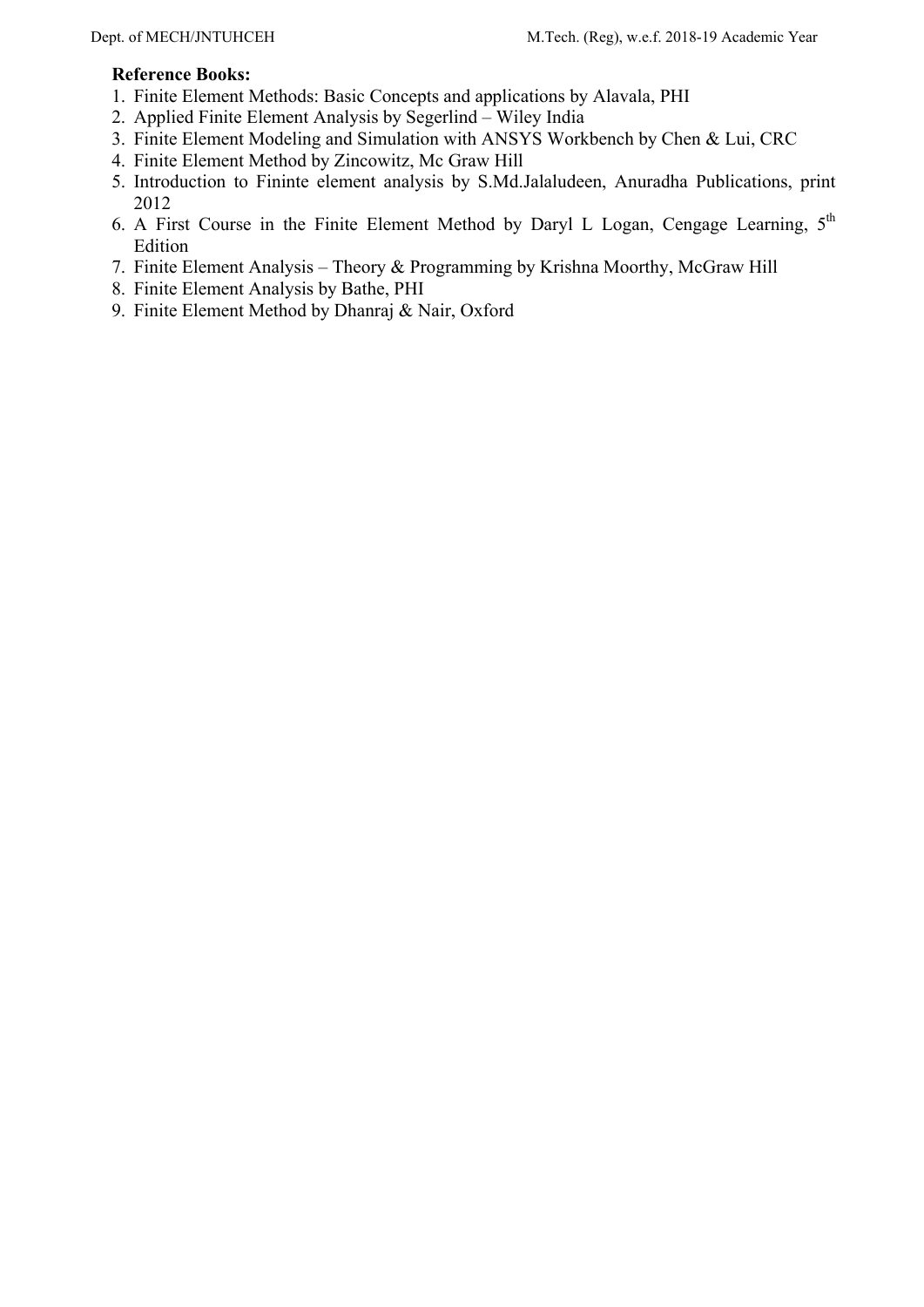**Reference Books:**

1. Finite Element Methods: Basic Concepts and applications by Alavala, PHI
2. Applied Finite Element Analysis by Segerlind – Wiley India
3. Finite Element Modeling and Simulation with ANSYS Workbench by Chen & Lui, CRC
4. Finite Element Method by Zincowitz, Mc Graw Hill
5. Introduction to Fininte element analysis by S.Md.Jalaludeen, Anuradha Publications, print 2012
6. A First Course in the Finite Element Method by Daryl L Logan, Cengage Learning, 5th Edition
7. Finite Element Analysis – Theory & Programming by Krishna Moorthy, McGraw Hill
8. Finite Element Analysis by Bathe, PHI
9. Finite Element Method by Dhanraj & Nair, Oxford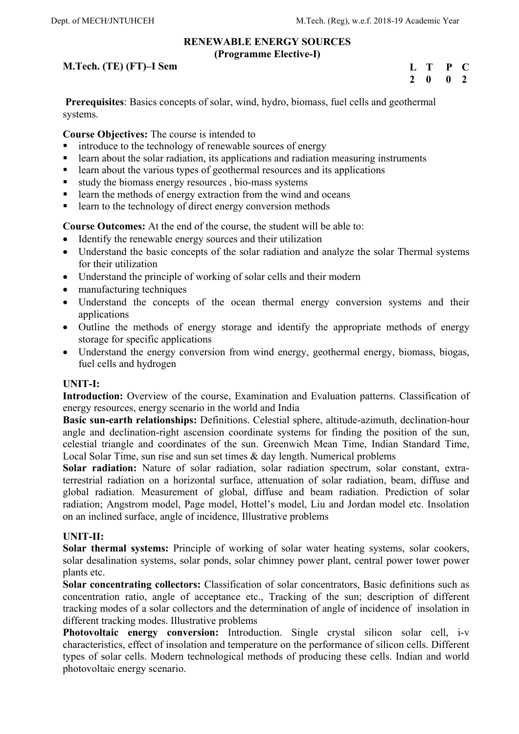## RENEWABLE ENERGY SOURCES
### (Programme Elective-I)

**M.Tech. (TE) (FT)–I Sem**

| L | T | P | C |
|---|---|---|---|
| 2 | 0 | 0 | 2 |

**Prerequisites**: Basics concepts of solar, wind, hydro, biomass, fuel cells and geothermal systems.

**Course Objectives:** The course is intended to

- introduce to the technology of renewable sources of energy
- learn about the solar radiation, its applications and radiation measuring instruments
- learn about the various types of geothermal resources and its applications
- study the biomass energy resources , bio-mass systems
- learn the methods of energy extraction from the wind and oceans
- learn to the technology of direct energy conversion methods

**Course Outcomes:** At the end of the course, the student will be able to:

- Identify the renewable energy sources and their utilization
- Understand the basic concepts of the solar radiation and analyze the solar Thermal systems for their utilization
- Understand the principle of working of solar cells and their modern
- manufacturing techniques
- Understand the concepts of the ocean thermal energy conversion systems and their applications
- Outline the methods of energy storage and identify the appropriate methods of energy storage for specific applications
- Understand the energy conversion from wind energy, geothermal energy, biomass, biogas, fuel cells and hydrogen

### UNIT-I:

**Introduction:** Overview of the course, Examination and Evaluation patterns. Classification of energy resources, energy scenario in the world and India

**Basic sun-earth relationships:** Definitions. Celestial sphere, altitude-azimuth, declination-hour angle and declination-right ascension coordinate systems for finding the position of the sun, celestial triangle and coordinates of the sun. Greenwich Mean Time, Indian Standard Time, Local Solar Time, sun rise and sun set times & day length. Numerical problems

**Solar radiation:** Nature of solar radiation, solar radiation spectrum, solar constant, extra-terrestrial radiation on a horizontal surface, attenuation of solar radiation, beam, diffuse and global radiation. Measurement of global, diffuse and beam radiation. Prediction of solar radiation; Angstrom model, Page model, Hottel's model, Liu and Jordan model etc. Insolation on an inclined surface, angle of incidence, Illustrative problems

### UNIT-II:

**Solar thermal systems:** Principle of working of solar water heating systems, solar cookers, solar desalination systems, solar ponds, solar chimney power plant, central power tower power plants etc.

**Solar concentrating collectors:** Classification of solar concentrators, Basic definitions such as concentration ratio, angle of acceptance etc., Tracking of the sun; description of different tracking modes of a solar collectors and the determination of angle of incidence of insolation in different tracking modes. Illustrative problems

**Photovoltaic energy conversion:** Introduction. Single crystal silicon solar cell, i-v characteristics, effect of insolation and temperature on the performance of silicon cells. Different types of solar cells. Modern technological methods of producing these cells. Indian and world photovoltaic energy scenario.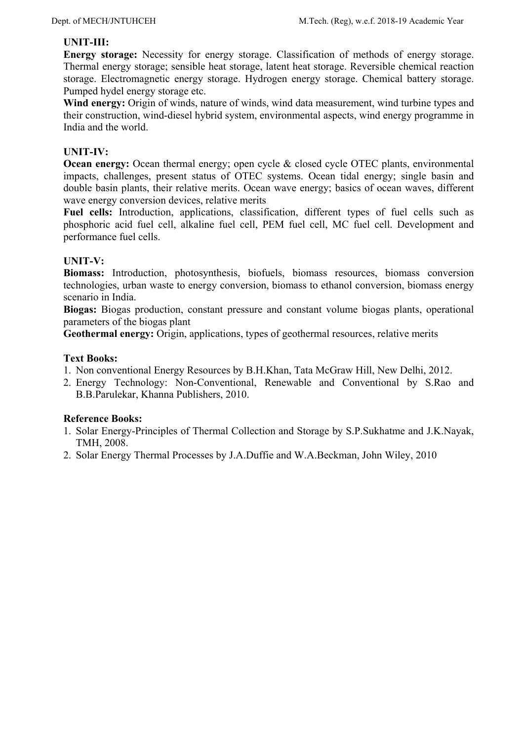**UNIT-III:**

**Energy storage:** Necessity for energy storage. Classification of methods of energy storage. Thermal energy storage; sensible heat storage, latent heat storage. Reversible chemical reaction storage. Electromagnetic energy storage. Hydrogen energy storage. Chemical battery storage. Pumped hydel energy storage etc.

**Wind energy:** Origin of winds, nature of winds, wind data measurement, wind turbine types and their construction, wind-diesel hybrid system, environmental aspects, wind energy programme in India and the world.

**UNIT-IV:**

**Ocean energy:** Ocean thermal energy; open cycle & closed cycle OTEC plants, environmental impacts, challenges, present status of OTEC systems. Ocean tidal energy; single basin and double basin plants, their relative merits. Ocean wave energy; basics of ocean waves, different wave energy conversion devices, relative merits

**Fuel cells:** Introduction, applications, classification, different types of fuel cells such as phosphoric acid fuel cell, alkaline fuel cell, PEM fuel cell, MC fuel cell. Development and performance fuel cells.

**UNIT-V:**

**Biomass:** Introduction, photosynthesis, biofuels, biomass resources, biomass conversion technologies, urban waste to energy conversion, biomass to ethanol conversion, biomass energy scenario in India.

**Biogas:** Biogas production, constant pressure and constant volume biogas plants, operational parameters of the biogas plant

**Geothermal energy:** Origin, applications, types of geothermal resources, relative merits

**Text Books:**

1. Non conventional Energy Resources by B.H.Khan, Tata McGraw Hill, New Delhi, 2012.
2. Energy Technology: Non-Conventional, Renewable and Conventional by S.Rao and B.B.Parulekar, Khanna Publishers, 2010.

**Reference Books:**

1. Solar Energy-Principles of Thermal Collection and Storage by S.P.Sukhatme and J.K.Nayak, TMH, 2008.
2. Solar Energy Thermal Processes by J.A.Duffie and W.A.Beckman, John Wiley, 2010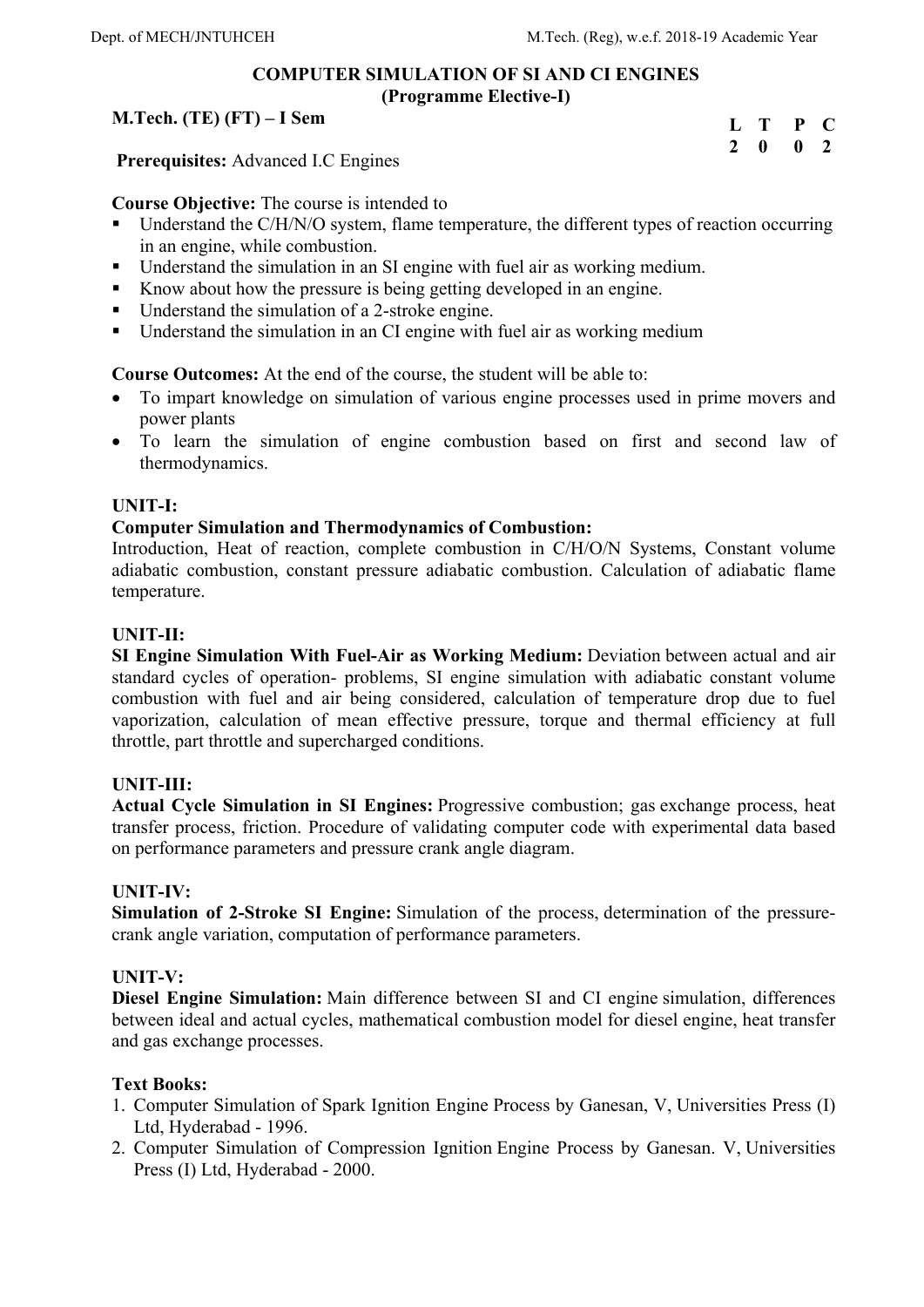# COMPUTER SIMULATION OF SI AND CI ENGINES
## (Programme Elective-I)

**M.Tech. (TE) (FT) – I Sem**

| L | T | P | C |
|---|---|---|---|
| 2 | 0 | 0 | 2 |

**Prerequisites:** Advanced I.C Engines

**Course Objective:** The course is intended to
- Understand the C/H/N/O system, flame temperature, the different types of reaction occurring in an engine, while combustion.
- Understand the simulation in an SI engine with fuel air as working medium.
- Know about how the pressure is being getting developed in an engine.
- Understand the simulation of a 2-stroke engine.
- Understand the simulation in an CI engine with fuel air as working medium

**Course Outcomes:** At the end of the course, the student will be able to:
- To impart knowledge on simulation of various engine processes used in prime movers and power plants
- To learn the simulation of engine combustion based on first and second law of thermodynamics.

**UNIT-I:**

**Computer Simulation and Thermodynamics of Combustion:**
Introduction, Heat of reaction, complete combustion in C/H/O/N Systems, Constant volume adiabatic combustion, constant pressure adiabatic combustion. Calculation of adiabatic flame temperature.

**UNIT-II:**

**SI Engine Simulation With Fuel-Air as Working Medium:** Deviation between actual and air standard cycles of operation- problems, SI engine simulation with adiabatic constant volume combustion with fuel and air being considered, calculation of temperature drop due to fuel vaporization, calculation of mean effective pressure, torque and thermal efficiency at full throttle, part throttle and supercharged conditions.

**UNIT-III:**

**Actual Cycle Simulation in SI Engines:** Progressive combustion; gas exchange process, heat transfer process, friction. Procedure of validating computer code with experimental data based on performance parameters and pressure crank angle diagram.

**UNIT-IV:**

**Simulation of 2-Stroke SI Engine:** Simulation of the process, determination of the pressure-crank angle variation, computation of performance parameters.

**UNIT-V:**

**Diesel Engine Simulation:** Main difference between SI and CI engine simulation, differences between ideal and actual cycles, mathematical combustion model for diesel engine, heat transfer and gas exchange processes.

**Text Books:**
1. Computer Simulation of Spark Ignition Engine Process by Ganesan, V, Universities Press (I) Ltd, Hyderabad - 1996.
2. Computer Simulation of Compression Ignition Engine Process by Ganesan. V, Universities Press (I) Ltd, Hyderabad - 2000.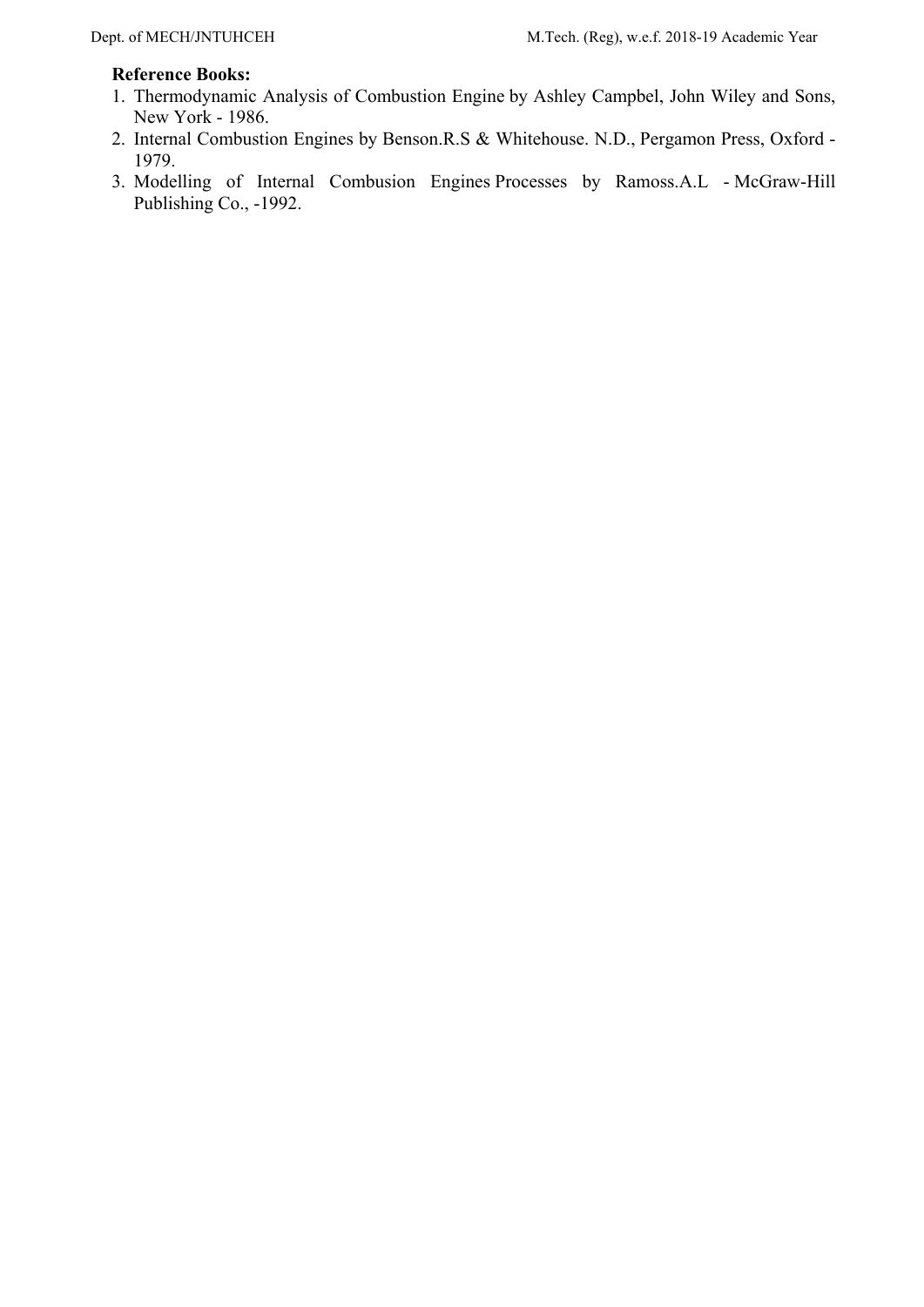**Reference Books:**

1. Thermodynamic Analysis of Combustion Engine by Ashley Campbel, John Wiley and Sons, New York - 1986.
2. Internal Combustion Engines by Benson.R.S & Whitehouse. N.D., Pergamon Press, Oxford - 1979.
3. Modelling of Internal Combusion Engines Processes by Ramoss.A.L - McGraw-Hill Publishing Co., -1992.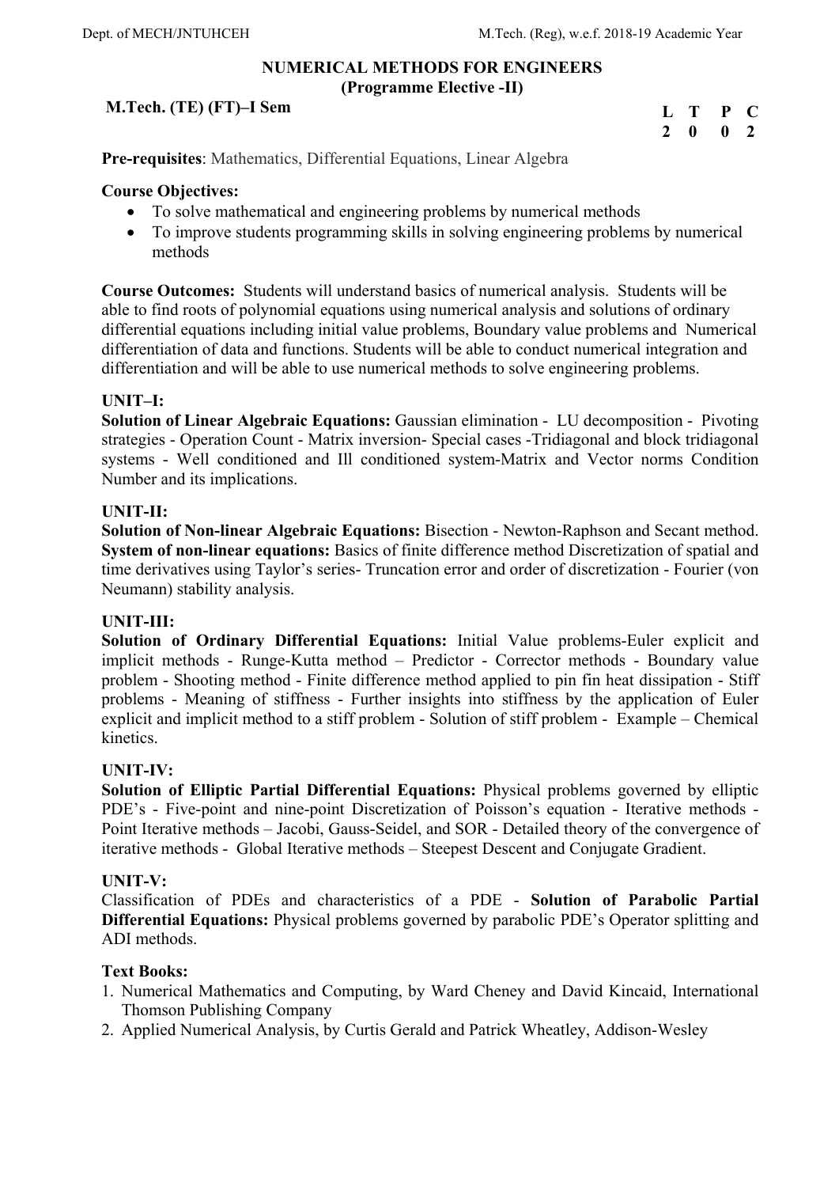## NUMERICAL METHODS FOR ENGINEERS
### (Programme Elective -II)

**M.Tech. (TE) (FT)–I Sem**

| L | T | P | C |
|---|---|---|---|
| 2 | 0 | 0 | 2 |

**Pre-requisites**: Mathematics, Differential Equations, Linear Algebra

**Course Objectives:**
- To solve mathematical and engineering problems by numerical methods
- To improve students programming skills in solving engineering problems by numerical methods

**Course Outcomes:** Students will understand basics of numerical analysis. Students will be able to find roots of polynomial equations using numerical analysis and solutions of ordinary differential equations including initial value problems, Boundary value problems and Numerical differentiation of data and functions. Students will be able to conduct numerical integration and differentiation and will be able to use numerical methods to solve engineering problems.

**UNIT–I:**
**Solution of Linear Algebraic Equations:** Gaussian elimination - LU decomposition - Pivoting strategies - Operation Count - Matrix inversion- Special cases -Tridiagonal and block tridiagonal systems - Well conditioned and Ill conditioned system-Matrix and Vector norms Condition Number and its implications.

**UNIT-II:**
**Solution of Non-linear Algebraic Equations:** Bisection - Newton-Raphson and Secant method. **System of non-linear equations:** Basics of finite difference method Discretization of spatial and time derivatives using Taylor's series- Truncation error and order of discretization - Fourier (von Neumann) stability analysis.

**UNIT-III:**
**Solution of Ordinary Differential Equations:** Initial Value problems-Euler explicit and implicit methods - Runge-Kutta method – Predictor - Corrector methods - Boundary value problem - Shooting method - Finite difference method applied to pin fin heat dissipation - Stiff problems - Meaning of stiffness - Further insights into stiffness by the application of Euler explicit and implicit method to a stiff problem - Solution of stiff problem - Example – Chemical kinetics.

**UNIT-IV:**
**Solution of Elliptic Partial Differential Equations:** Physical problems governed by elliptic PDE's - Five-point and nine-point Discretization of Poisson's equation - Iterative methods - Point Iterative methods – Jacobi, Gauss-Seidel, and SOR - Detailed theory of the convergence of iterative methods - Global Iterative methods – Steepest Descent and Conjugate Gradient.

**UNIT-V:**
Classification of PDEs and characteristics of a PDE - **Solution of Parabolic Partial Differential Equations:** Physical problems governed by parabolic PDE's Operator splitting and ADI methods.

**Text Books:**
1. Numerical Mathematics and Computing, by Ward Cheney and David Kincaid, International Thomson Publishing Company
2. Applied Numerical Analysis, by Curtis Gerald and Patrick Wheatley, Addison-Wesley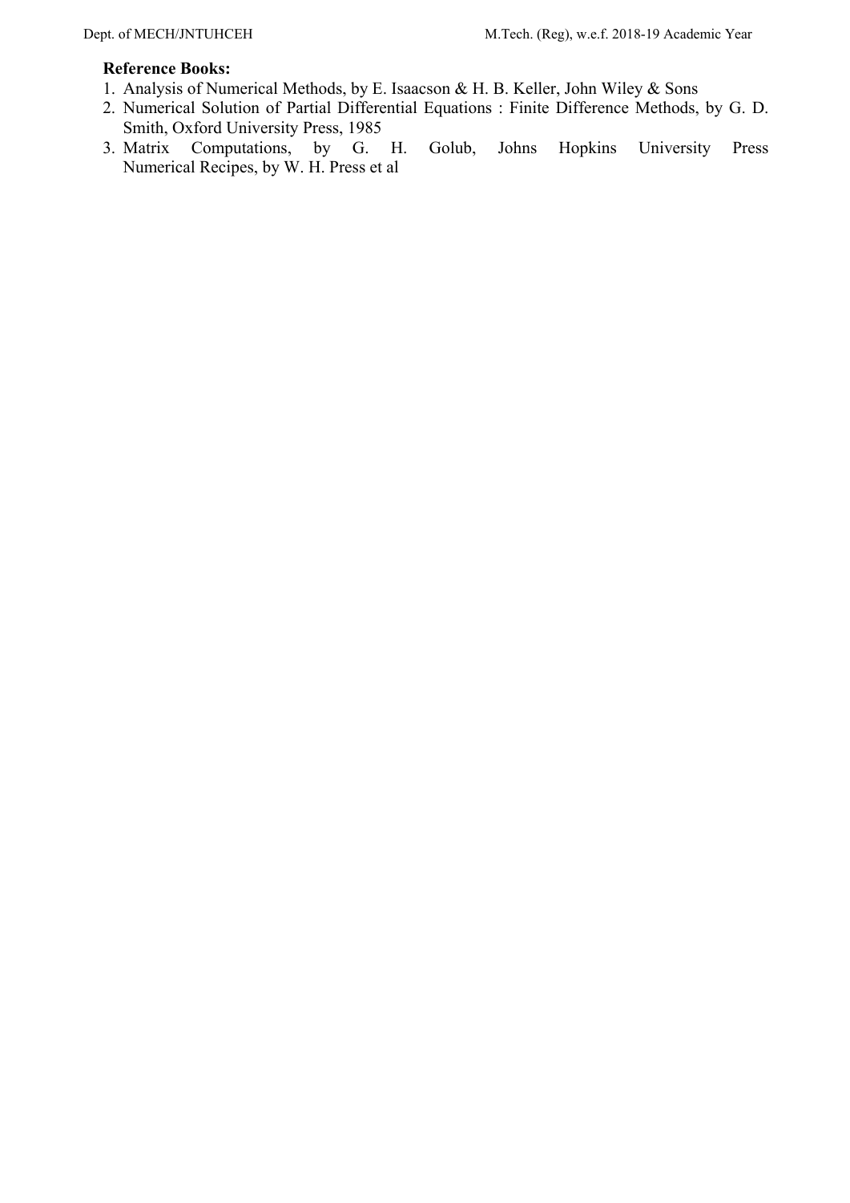**Reference Books:**

1. Analysis of Numerical Methods, by E. Isaacson & H. B. Keller, John Wiley & Sons
2. Numerical Solution of Partial Differential Equations : Finite Difference Methods, by G. D. Smith, Oxford University Press, 1985
3. Matrix Computations, by G. H. Golub, Johns Hopkins University Press Numerical Recipes, by W. H. Press et al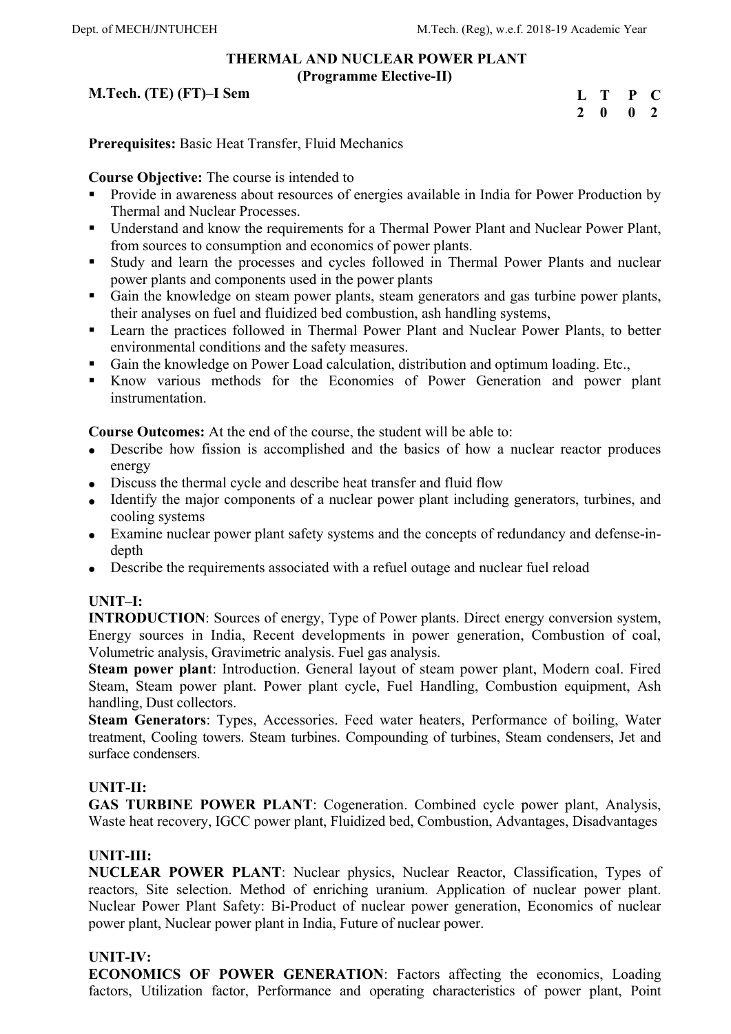## THERMAL AND NUCLEAR POWER PLANT
### (Programme Elective-II)

**M.Tech. (TE) (FT)–I Sem**

| L | T | P | C |
|---|---|---|---|
| 2 | 0 | 0 | 2 |

**Prerequisites:** Basic Heat Transfer, Fluid Mechanics

**Course Objective:** The course is intended to

- Provide in awareness about resources of energies available in India for Power Production by Thermal and Nuclear Processes.
- Understand and know the requirements for a Thermal Power Plant and Nuclear Power Plant, from sources to consumption and economics of power plants.
- Study and learn the processes and cycles followed in Thermal Power Plants and nuclear power plants and components used in the power plants
- Gain the knowledge on steam power plants, steam generators and gas turbine power plants, their analyses on fuel and fluidized bed combustion, ash handling systems,
- Learn the practices followed in Thermal Power Plant and Nuclear Power Plants, to better environmental conditions and the safety measures.
- Gain the knowledge on Power Load calculation, distribution and optimum loading. Etc.,
- Know various methods for the Economies of Power Generation and power plant instrumentation.

**Course Outcomes:** At the end of the course, the student will be able to:

- Describe how fission is accomplished and the basics of how a nuclear reactor produces energy
- Discuss the thermal cycle and describe heat transfer and fluid flow
- Identify the major components of a nuclear power plant including generators, turbines, and cooling systems
- Examine nuclear power plant safety systems and the concepts of redundancy and defense-in-depth
- Describe the requirements associated with a refuel outage and nuclear fuel reload

**UNIT–I:**

**INTRODUCTION**: Sources of energy, Type of Power plants. Direct energy conversion system, Energy sources in India, Recent developments in power generation, Combustion of coal, Volumetric analysis, Gravimetric analysis. Fuel gas analysis.

**Steam power plant**: Introduction. General layout of steam power plant, Modern coal. Fired Steam, Steam power plant. Power plant cycle, Fuel Handling, Combustion equipment, Ash handling, Dust collectors.

**Steam Generators**: Types, Accessories. Feed water heaters, Performance of boiling, Water treatment, Cooling towers. Steam turbines. Compounding of turbines, Steam condensers, Jet and surface condensers.

**UNIT-II:**

**GAS TURBINE POWER PLANT**: Cogeneration. Combined cycle power plant, Analysis, Waste heat recovery, IGCC power plant, Fluidized bed, Combustion, Advantages, Disadvantages

**UNIT-III:**

**NUCLEAR POWER PLANT**: Nuclear physics, Nuclear Reactor, Classification, Types of reactors, Site selection. Method of enriching uranium. Application of nuclear power plant. Nuclear Power Plant Safety: Bi-Product of nuclear power generation, Economics of nuclear power plant, Nuclear power plant in India, Future of nuclear power.

**UNIT-IV:**

**ECONOMICS OF POWER GENERATION**: Factors affecting the economics, Loading factors, Utilization factor, Performance and operating characteristics of power plant, Point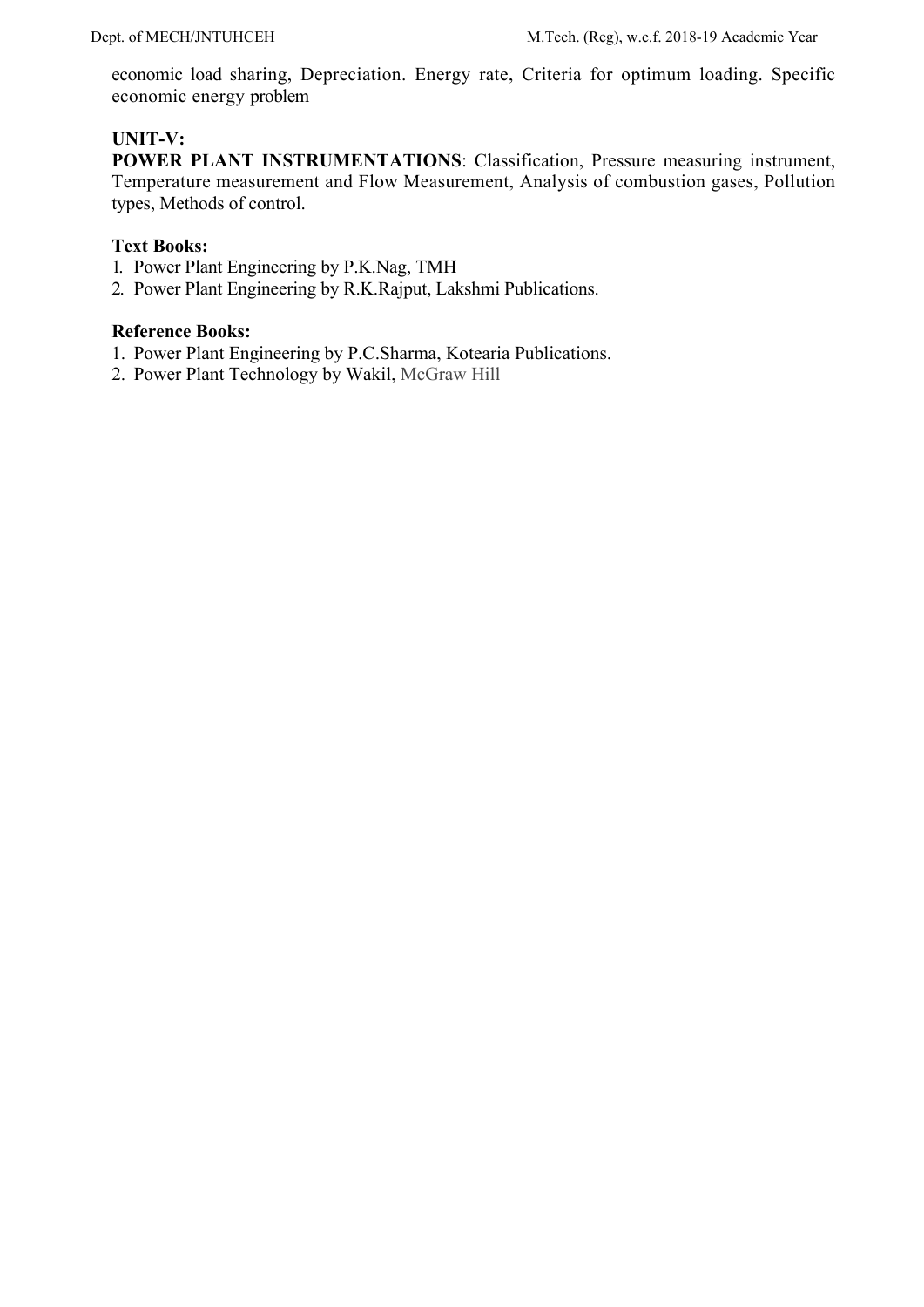economic load sharing, Depreciation. Energy rate, Criteria for optimum loading. Specific economic energy problem

**UNIT-V:**

**POWER PLANT INSTRUMENTATIONS**: Classification, Pressure measuring instrument, Temperature measurement and Flow Measurement, Analysis of combustion gases, Pollution types, Methods of control.

**Text Books:**

1. Power Plant Engineering by P.K.Nag, TMH
2. Power Plant Engineering by R.K.Rajput, Lakshmi Publications.

**Reference Books:**

1. Power Plant Engineering by P.C.Sharma, Kotearia Publications.
2. Power Plant Technology by Wakil, McGraw Hill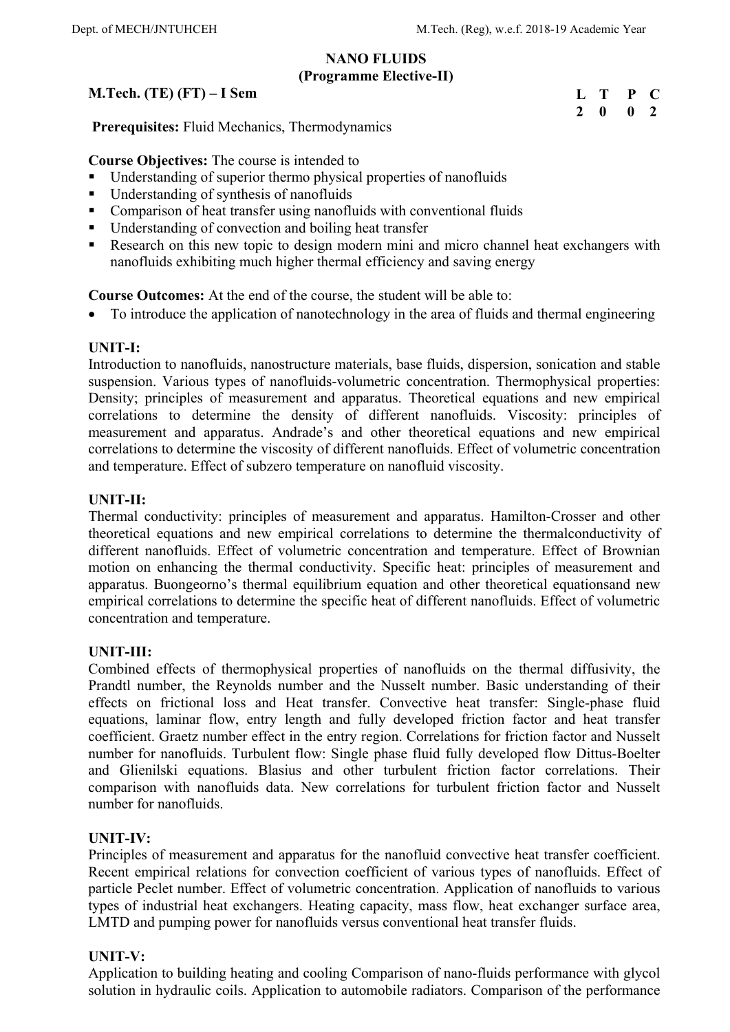# NANO FLUIDS
## (Programme Elective-II)

**M.Tech. (TE) (FT) – I Sem**

| L | T | P | C |
|---|---|---|---|
| 2 | 0 | 0 | 2 |

**Prerequisites:** Fluid Mechanics, Thermodynamics

**Course Objectives:** The course is intended to

- Understanding of superior thermo physical properties of nanofluids
- Understanding of synthesis of nanofluids
- Comparison of heat transfer using nanofluids with conventional fluids
- Understanding of convection and boiling heat transfer
- Research on this new topic to design modern mini and micro channel heat exchangers with nanofluids exhibiting much higher thermal efficiency and saving energy

**Course Outcomes:** At the end of the course, the student will be able to:

- To introduce the application of nanotechnology in the area of fluids and thermal engineering

**UNIT-I:**

Introduction to nanofluids, nanostructure materials, base fluids, dispersion, sonication and stable suspension. Various types of nanofluids-volumetric concentration. Thermophysical properties: Density; principles of measurement and apparatus. Theoretical equations and new empirical correlations to determine the density of different nanofluids. Viscosity: principles of measurement and apparatus. Andrade's and other theoretical equations and new empirical correlations to determine the viscosity of different nanofluids. Effect of volumetric concentration and temperature. Effect of subzero temperature on nanofluid viscosity.

**UNIT-II:**

Thermal conductivity: principles of measurement and apparatus. Hamilton-Crosser and other theoretical equations and new empirical correlations to determine the thermalconductivity of different nanofluids. Effect of volumetric concentration and temperature. Effect of Brownian motion on enhancing the thermal conductivity. Specific heat: principles of measurement and apparatus. Buongeorno's thermal equilibrium equation and other theoretical equationsand new empirical correlations to determine the specific heat of different nanofluids. Effect of volumetric concentration and temperature.

**UNIT-III:**

Combined effects of thermophysical properties of nanofluids on the thermal diffusivity, the Prandtl number, the Reynolds number and the Nusselt number. Basic understanding of their effects on frictional loss and Heat transfer. Convective heat transfer: Single-phase fluid equations, laminar flow, entry length and fully developed friction factor and heat transfer coefficient. Graetz number effect in the entry region. Correlations for friction factor and Nusselt number for nanofluids. Turbulent flow: Single phase fluid fully developed flow Dittus-Boelter and Glienilski equations. Blasius and other turbulent friction factor correlations. Their comparison with nanofluids data. New correlations for turbulent friction factor and Nusselt number for nanofluids.

**UNIT-IV:**

Principles of measurement and apparatus for the nanofluid convective heat transfer coefficient. Recent empirical relations for convection coefficient of various types of nanofluids. Effect of particle Peclet number. Effect of volumetric concentration. Application of nanofluids to various types of industrial heat exchangers. Heating capacity, mass flow, heat exchanger surface area, LMTD and pumping power for nanofluids versus conventional heat transfer fluids.

**UNIT-V:**

Application to building heating and cooling Comparison of nano-fluids performance with glycol solution in hydraulic coils. Application to automobile radiators. Comparison of the performance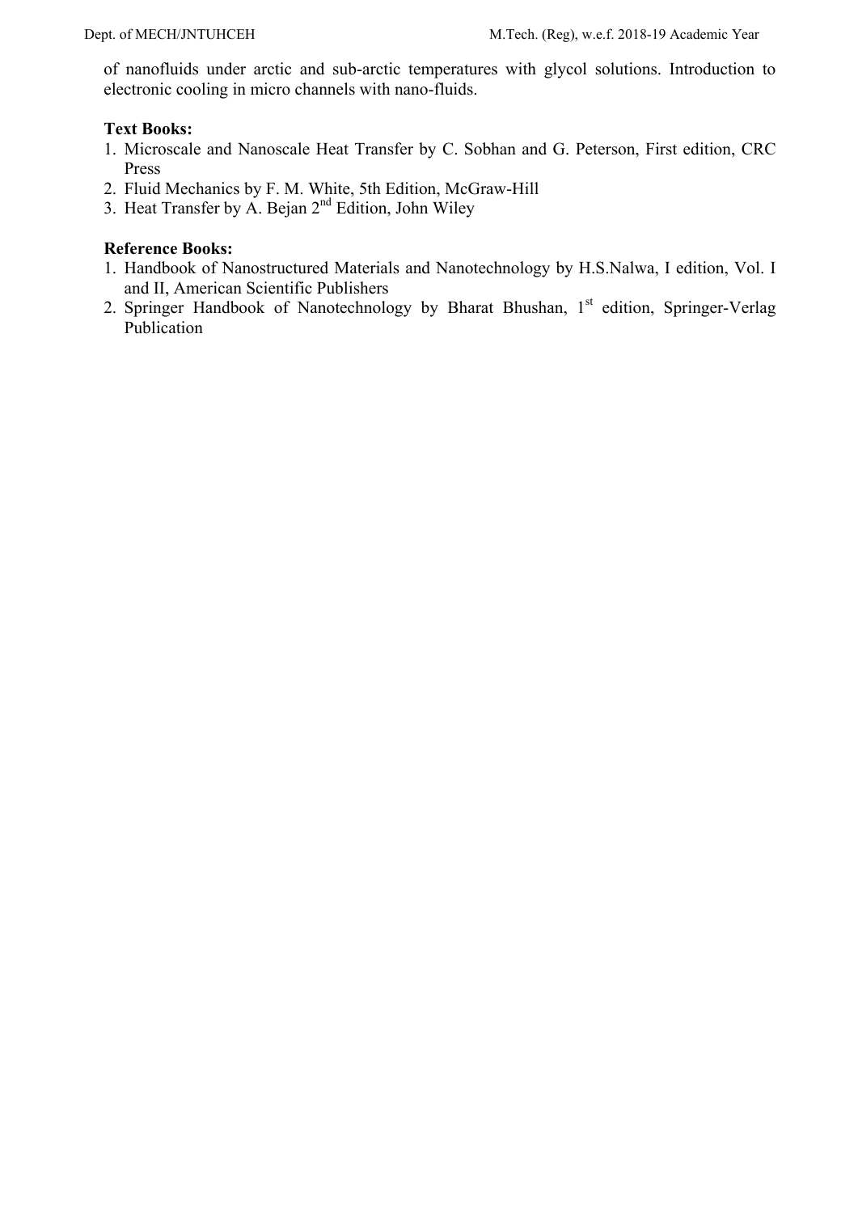of nanofluids under arctic and sub-arctic temperatures with glycol solutions. Introduction to electronic cooling in micro channels with nano-fluids.

**Text Books:**

1. Microscale and Nanoscale Heat Transfer by C. Sobhan and G. Peterson, First edition, CRC Press
2. Fluid Mechanics by F. M. White, 5th Edition, McGraw-Hill
3. Heat Transfer by A. Bejan 2nd Edition, John Wiley

**Reference Books:**

1. Handbook of Nanostructured Materials and Nanotechnology by H.S.Nalwa, I edition, Vol. I and II, American Scientific Publishers
2. Springer Handbook of Nanotechnology by Bharat Bhushan, 1st edition, Springer-Verlag Publication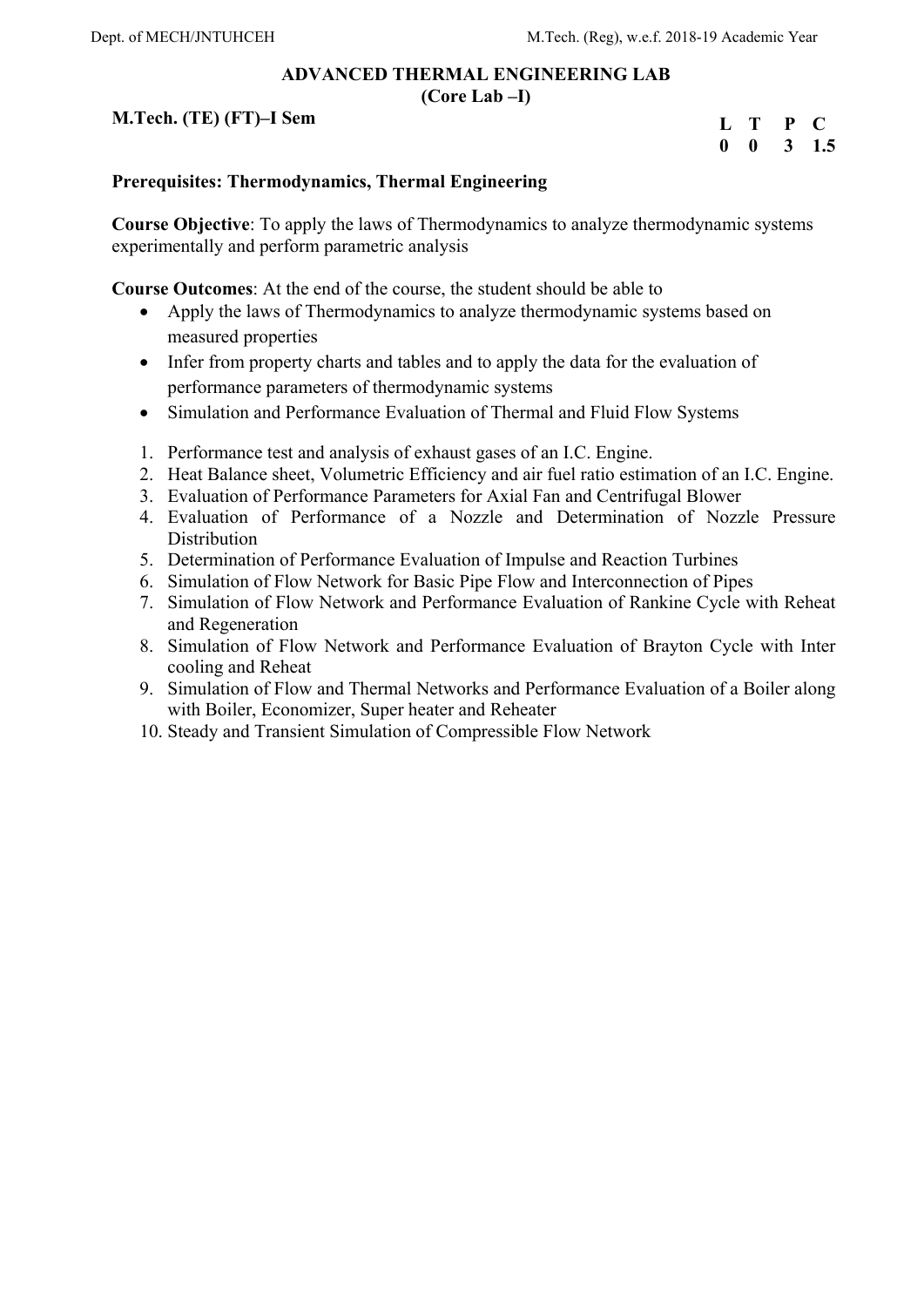## ADVANCED THERMAL ENGINEERING LAB
### (Core Lab –I)

**M.Tech. (TE) (FT)–I Sem**

| L | T | P | C |
|---|---|---|---|
| 0 | 0 | 3 | 1.5 |

**Prerequisites: Thermodynamics, Thermal Engineering**

**Course Objective**: To apply the laws of Thermodynamics to analyze thermodynamic systems experimentally and perform parametric analysis

**Course Outcomes**: At the end of the course, the student should be able to

- Apply the laws of Thermodynamics to analyze thermodynamic systems based on measured properties
- Infer from property charts and tables and to apply the data for the evaluation of performance parameters of thermodynamic systems
- Simulation and Performance Evaluation of Thermal and Fluid Flow Systems

1. Performance test and analysis of exhaust gases of an I.C. Engine.
2. Heat Balance sheet, Volumetric Efficiency and air fuel ratio estimation of an I.C. Engine.
3. Evaluation of Performance Parameters for Axial Fan and Centrifugal Blower
4. Evaluation of Performance of a Nozzle and Determination of Nozzle Pressure Distribution
5. Determination of Performance Evaluation of Impulse and Reaction Turbines
6. Simulation of Flow Network for Basic Pipe Flow and Interconnection of Pipes
7. Simulation of Flow Network and Performance Evaluation of Rankine Cycle with Reheat and Regeneration
8. Simulation of Flow Network and Performance Evaluation of Brayton Cycle with Inter cooling and Reheat
9. Simulation of Flow and Thermal Networks and Performance Evaluation of a Boiler along with Boiler, Economizer, Super heater and Reheater
10. Steady and Transient Simulation of Compressible Flow Network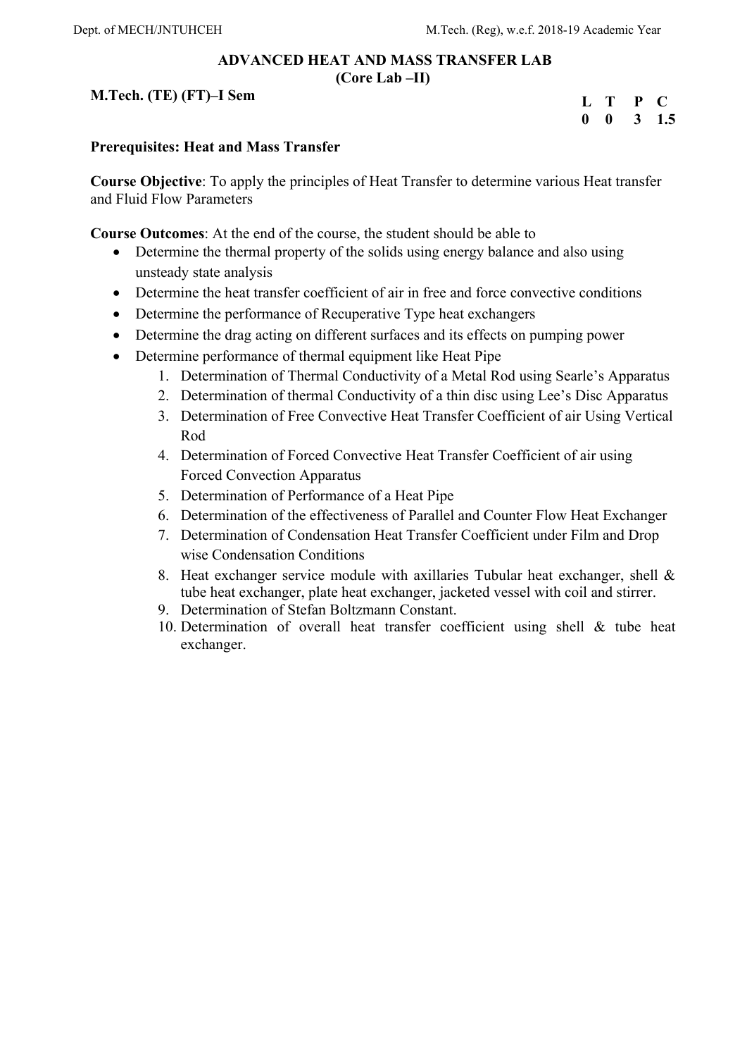# ADVANCED HEAT AND MASS TRANSFER LAB
## (Core Lab –II)

**M.Tech. (TE) (FT)–I Sem**

| L | T | P | C |
|---|---|---|---|
| 0 | 0 | 3 | 1.5 |

**Prerequisites: Heat and Mass Transfer**

**Course Objective**: To apply the principles of Heat Transfer to determine various Heat transfer and Fluid Flow Parameters

**Course Outcomes**: At the end of the course, the student should be able to

- Determine the thermal property of the solids using energy balance and also using unsteady state analysis
- Determine the heat transfer coefficient of air in free and force convective conditions
- Determine the performance of Recuperative Type heat exchangers
- Determine the drag acting on different surfaces and its effects on pumping power
- Determine performance of thermal equipment like Heat Pipe
    1. Determination of Thermal Conductivity of a Metal Rod using Searle's Apparatus
    2. Determination of thermal Conductivity of a thin disc using Lee's Disc Apparatus
    3. Determination of Free Convective Heat Transfer Coefficient of air Using Vertical Rod
    4. Determination of Forced Convective Heat Transfer Coefficient of air using Forced Convection Apparatus
    5. Determination of Performance of a Heat Pipe
    6. Determination of the effectiveness of Parallel and Counter Flow Heat Exchanger
    7. Determination of Condensation Heat Transfer Coefficient under Film and Drop wise Condensation Conditions
    8. Heat exchanger service module with axillaries Tubular heat exchanger, shell & tube heat exchanger, plate heat exchanger, jacketed vessel with coil and stirrer.
    9. Determination of Stefan Boltzmann Constant.
    10. Determination of overall heat transfer coefficient using shell & tube heat exchanger.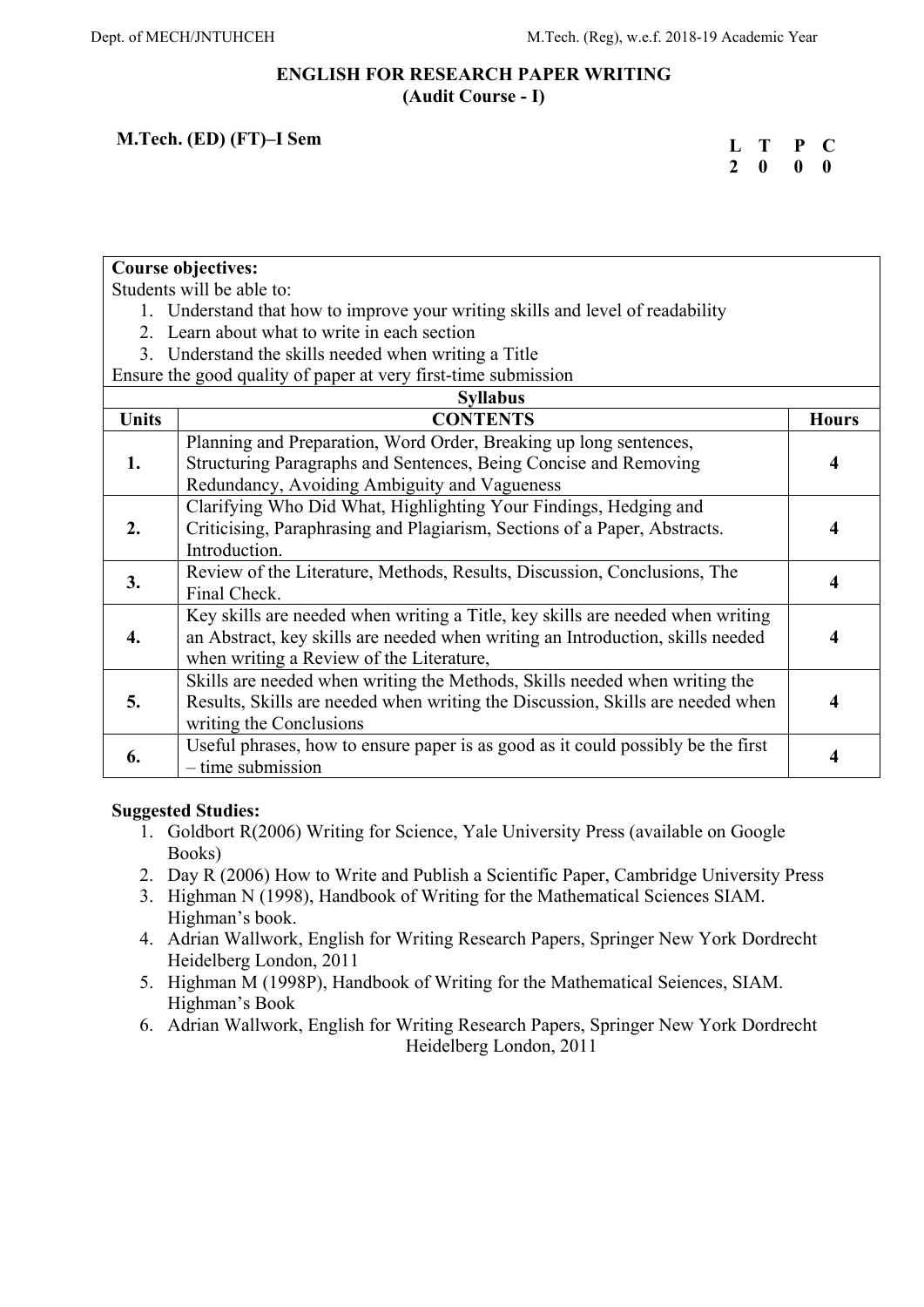# ENGLISH FOR RESEARCH PAPER WRITING
## (Audit Course - I)

**M.Tech. (ED) (FT)–I Sem**

| L | T | P | C |
|---|---|---|---|
| 2 | 0 | 0 | 0 |

**Course objectives:**

Students will be able to:

1. Understand that how to improve your writing skills and level of readability
2. Learn about what to write in each section
3. Understand the skills needed when writing a Title

Ensure the good quality of paper at very first-time submission

**Syllabus**

| Units | CONTENTS | Hours |
|---|---|---|
| **1.** | Planning and Preparation, Word Order, Breaking up long sentences, Structuring Paragraphs and Sentences, Being Concise and Removing Redundancy, Avoiding Ambiguity and Vagueness | **4** |
| **2.** | Clarifying Who Did What, Highlighting Your Findings, Hedging and Criticising, Paraphrasing and Plagiarism, Sections of a Paper, Abstracts. Introduction. | **4** |
| **3.** | Review of the Literature, Methods, Results, Discussion, Conclusions, The Final Check. | **4** |
| **4.** | Key skills are needed when writing a Title, key skills are needed when writing an Abstract, key skills are needed when writing an Introduction, skills needed when writing a Review of the Literature, | **4** |
| **5.** | Skills are needed when writing the Methods, Skills needed when writing the Results, Skills are needed when writing the Discussion, Skills are needed when writing the Conclusions | **4** |
| **6.** | Useful phrases, how to ensure paper is as good as it could possibly be the first – time submission | **4** |

**Suggested Studies:**

1. Goldbort R(2006) Writing for Science, Yale University Press (available on Google Books)
2. Day R (2006) How to Write and Publish a Scientific Paper, Cambridge University Press
3. Highman N (1998), Handbook of Writing for the Mathematical Sciences SIAM. Highman's book.
4. Adrian Wallwork, English for Writing Research Papers, Springer New York Dordrecht Heidelberg London, 2011
5. Highman M (1998P), Handbook of Writing for the Mathematical Seiences, SIAM. Highman's Book
6. Adrian Wallwork, English for Writing Research Papers, Springer New York Dordrecht Heidelberg London, 2011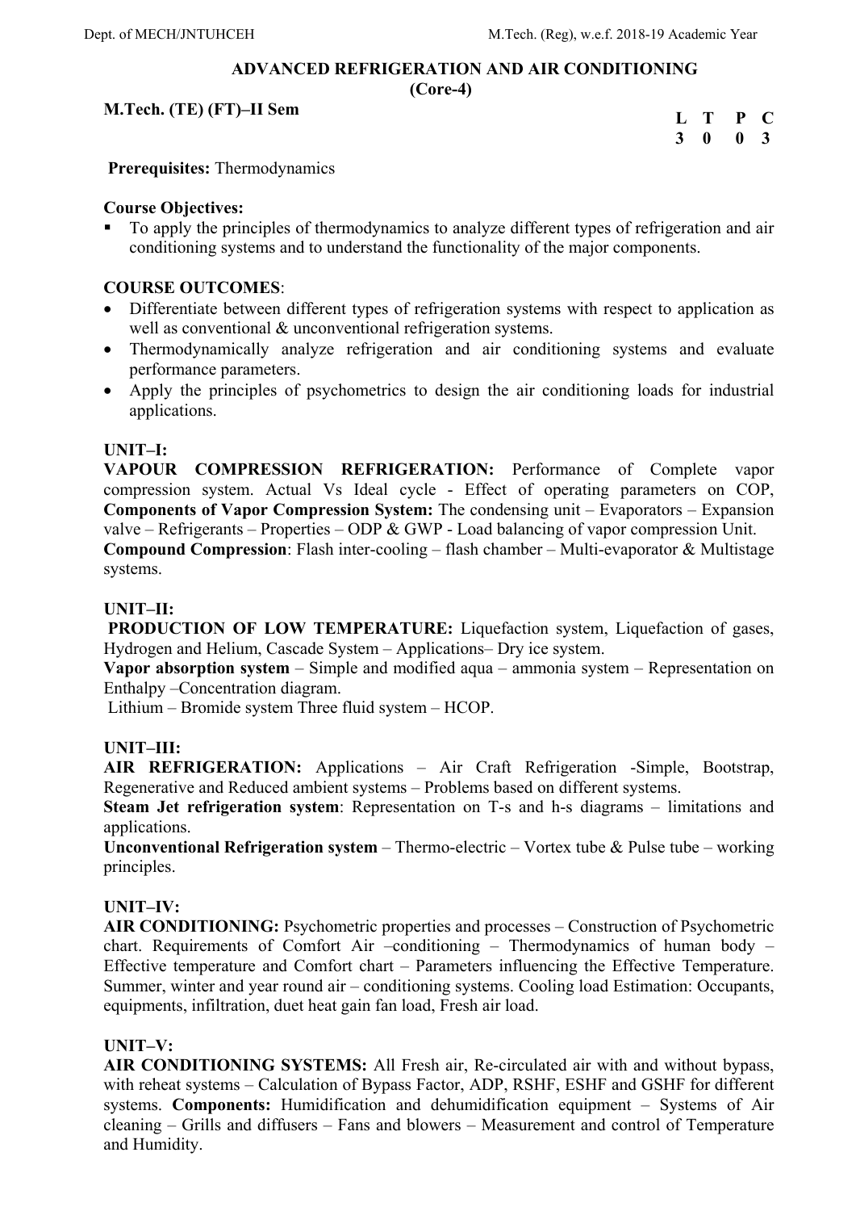## ADVANCED REFRIGERATION AND AIR CONDITIONING
### (Core-4)

**M.Tech. (TE) (FT)–II Sem**

| L | T | P | C |
|---|---|---|---|
| 3 | 0 | 0 | 3 |

**Prerequisites:** Thermodynamics

**Course Objectives:**

- To apply the principles of thermodynamics to analyze different types of refrigeration and air conditioning systems and to understand the functionality of the major components.

**COURSE OUTCOMES**:

- Differentiate between different types of refrigeration systems with respect to application as well as conventional & unconventional refrigeration systems.
- Thermodynamically analyze refrigeration and air conditioning systems and evaluate performance parameters.
- Apply the principles of psychometrics to design the air conditioning loads for industrial applications.

**UNIT–I:**

**VAPOUR COMPRESSION REFRIGERATION:** Performance of Complete vapor compression system. Actual Vs Ideal cycle - Effect of operating parameters on COP, **Components of Vapor Compression System:** The condensing unit – Evaporators – Expansion valve – Refrigerants – Properties – ODP & GWP - Load balancing of vapor compression Unit. **Compound Compression**: Flash inter-cooling – flash chamber – Multi-evaporator & Multistage systems.

**UNIT–II:**

**PRODUCTION OF LOW TEMPERATURE:** Liquefaction system, Liquefaction of gases, Hydrogen and Helium, Cascade System – Applications– Dry ice system.
**Vapor absorption system** – Simple and modified aqua – ammonia system – Representation on Enthalpy –Concentration diagram.
Lithium – Bromide system Three fluid system – HCOP.

**UNIT–III:**

**AIR REFRIGERATION:** Applications – Air Craft Refrigeration -Simple, Bootstrap, Regenerative and Reduced ambient systems – Problems based on different systems.
**Steam Jet refrigeration system**: Representation on T-s and h-s diagrams – limitations and applications.
**Unconventional Refrigeration system** – Thermo-electric – Vortex tube & Pulse tube – working principles.

**UNIT–IV:**

**AIR CONDITIONING:** Psychometric properties and processes – Construction of Psychometric chart. Requirements of Comfort Air –conditioning – Thermodynamics of human body – Effective temperature and Comfort chart – Parameters influencing the Effective Temperature. Summer, winter and year round air – conditioning systems. Cooling load Estimation: Occupants, equipments, infiltration, duet heat gain fan load, Fresh air load.

**UNIT–V:**

**AIR CONDITIONING SYSTEMS:** All Fresh air, Re-circulated air with and without bypass, with reheat systems – Calculation of Bypass Factor, ADP, RSHF, ESHF and GSHF for different systems. **Components:** Humidification and dehumidification equipment – Systems of Air cleaning – Grills and diffusers – Fans and blowers – Measurement and control of Temperature and Humidity.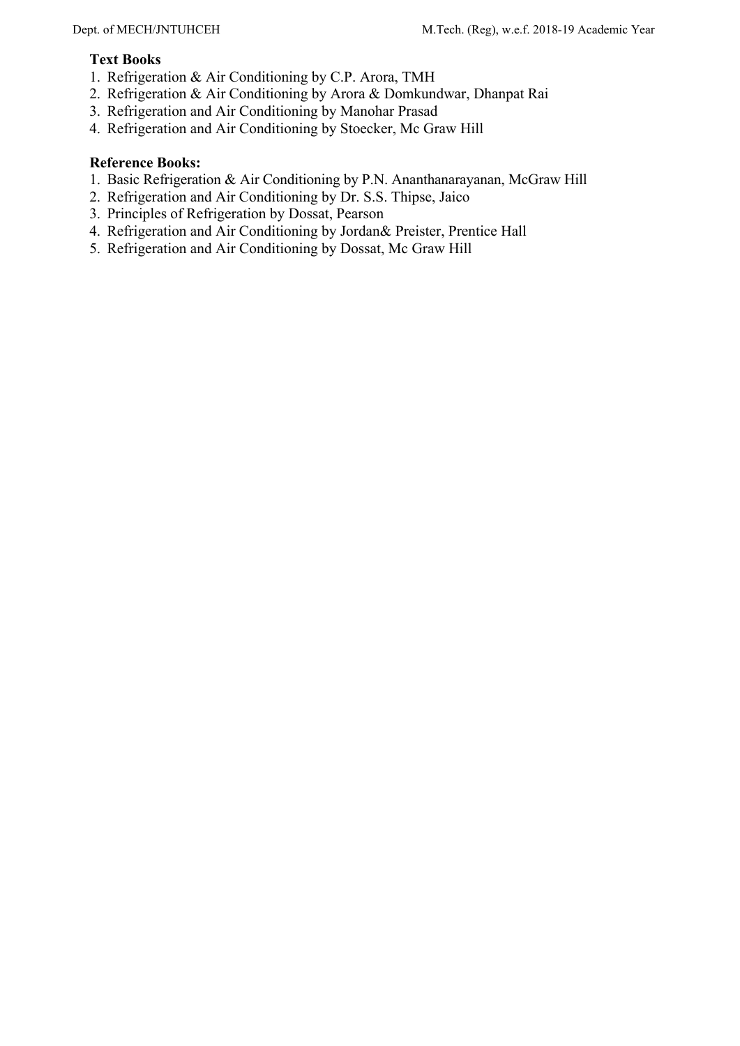**Text Books**

1. Refrigeration & Air Conditioning by C.P. Arora, TMH
2. Refrigeration & Air Conditioning by Arora & Domkundwar, Dhanpat Rai
3. Refrigeration and Air Conditioning by Manohar Prasad
4. Refrigeration and Air Conditioning by Stoecker, Mc Graw Hill

**Reference Books:**

1. Basic Refrigeration & Air Conditioning by P.N. Ananthanarayanan, McGraw Hill
2. Refrigeration and Air Conditioning by Dr. S.S. Thipse, Jaico
3. Principles of Refrigeration by Dossat, Pearson
4. Refrigeration and Air Conditioning by Jordan& Preister, Prentice Hall
5. Refrigeration and Air Conditioning by Dossat, Mc Graw Hill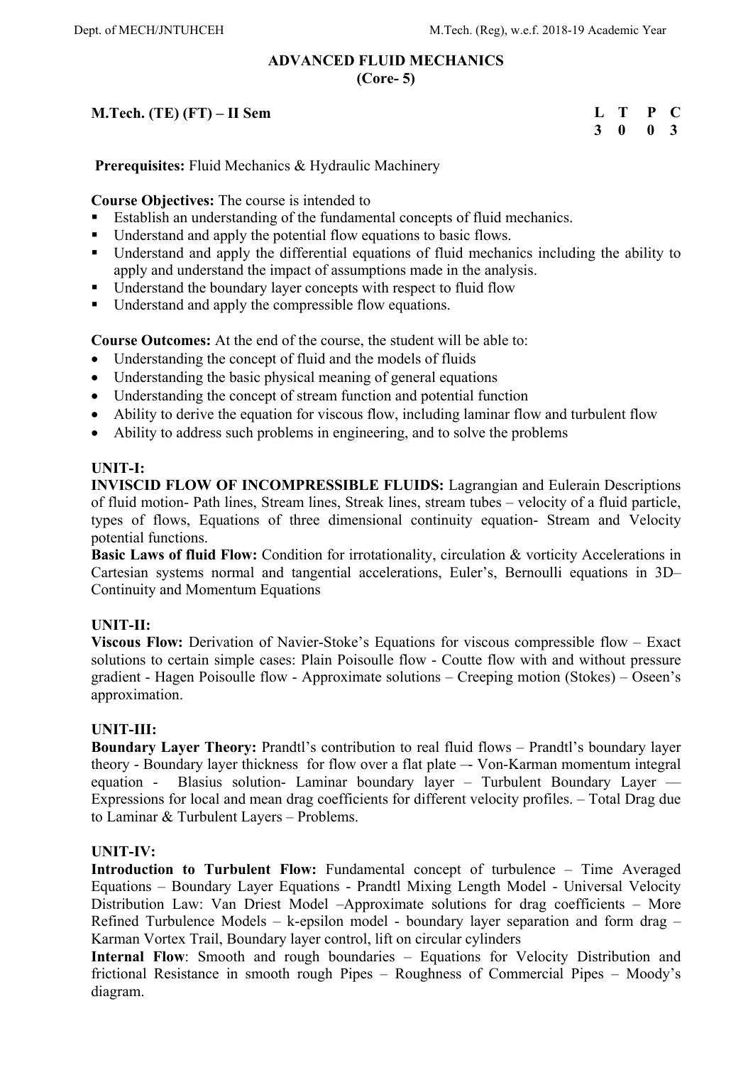## ADVANCED FLUID MECHANICS
### (Core- 5)

**M.Tech. (TE) (FT) – II Sem**

| L | T | P | C |
|---|---|---|---|
| 3 | 0 | 0 | 3 |

**Prerequisites:** Fluid Mechanics & Hydraulic Machinery

**Course Objectives:** The course is intended to

- Establish an understanding of the fundamental concepts of fluid mechanics.
- Understand and apply the potential flow equations to basic flows.
- Understand and apply the differential equations of fluid mechanics including the ability to apply and understand the impact of assumptions made in the analysis.
- Understand the boundary layer concepts with respect to fluid flow
- Understand and apply the compressible flow equations.

**Course Outcomes:** At the end of the course, the student will be able to:

- Understanding the concept of fluid and the models of fluids
- Understanding the basic physical meaning of general equations
- Understanding the concept of stream function and potential function
- Ability to derive the equation for viscous flow, including laminar flow and turbulent flow
- Ability to address such problems in engineering, and to solve the problems

**UNIT-I:**

**INVISCID FLOW OF INCOMPRESSIBLE FLUIDS:** Lagrangian and Eulerain Descriptions of fluid motion- Path lines, Stream lines, Streak lines, stream tubes – velocity of a fluid particle, types of flows, Equations of three dimensional continuity equation- Stream and Velocity potential functions.

**Basic Laws of fluid Flow:** Condition for irrotationality, circulation & vorticity Accelerations in Cartesian systems normal and tangential accelerations, Euler's, Bernoulli equations in 3D– Continuity and Momentum Equations

**UNIT-II:**

**Viscous Flow:** Derivation of Navier-Stoke's Equations for viscous compressible flow – Exact solutions to certain simple cases: Plain Poisoulle flow - Coutte flow with and without pressure gradient - Hagen Poisoulle flow - Approximate solutions – Creeping motion (Stokes) – Oseen's approximation.

**UNIT-III:**

**Boundary Layer Theory:** Prandtl's contribution to real fluid flows – Prandtl's boundary layer theory - Boundary layer thickness for flow over a flat plate –- Von-Karman momentum integral equation - Blasius solution- Laminar boundary layer – Turbulent Boundary Layer –– Expressions for local and mean drag coefficients for different velocity profiles. – Total Drag due to Laminar & Turbulent Layers – Problems.

**UNIT-IV:**

**Introduction to Turbulent Flow:** Fundamental concept of turbulence – Time Averaged Equations – Boundary Layer Equations - Prandtl Mixing Length Model - Universal Velocity Distribution Law: Van Driest Model –Approximate solutions for drag coefficients – More Refined Turbulence Models – k-epsilon model - boundary layer separation and form drag – Karman Vortex Trail, Boundary layer control, lift on circular cylinders

**Internal Flow**: Smooth and rough boundaries – Equations for Velocity Distribution and frictional Resistance in smooth rough Pipes – Roughness of Commercial Pipes – Moody's diagram.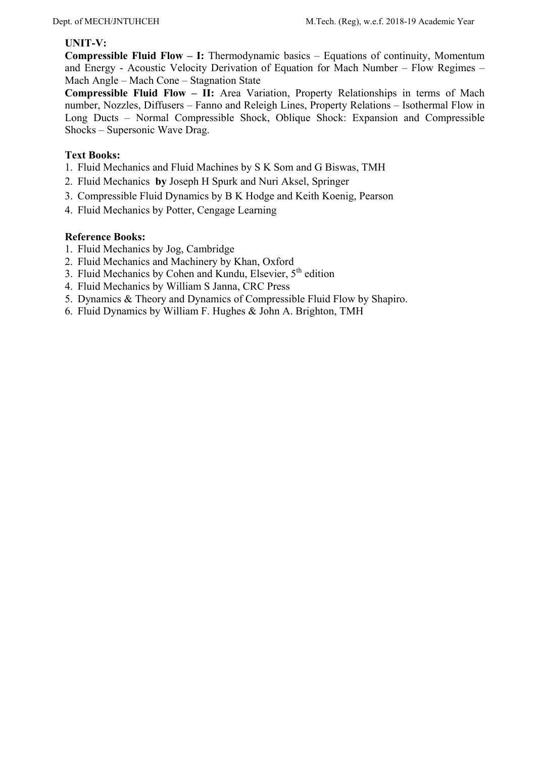**UNIT-V:**

**Compressible Fluid Flow – I:** Thermodynamic basics – Equations of continuity, Momentum and Energy - Acoustic Velocity Derivation of Equation for Mach Number – Flow Regimes – Mach Angle – Mach Cone – Stagnation State

**Compressible Fluid Flow – II:** Area Variation, Property Relationships in terms of Mach number, Nozzles, Diffusers – Fanno and Releigh Lines, Property Relations – Isothermal Flow in Long Ducts – Normal Compressible Shock, Oblique Shock: Expansion and Compressible Shocks – Supersonic Wave Drag.

**Text Books:**

1. Fluid Mechanics and Fluid Machines by S K Som and G Biswas, TMH
2. Fluid Mechanics **by** Joseph H Spurk and Nuri Aksel, Springer
3. Compressible Fluid Dynamics by B K Hodge and Keith Koenig, Pearson
4. Fluid Mechanics by Potter, Cengage Learning

**Reference Books:**

1. Fluid Mechanics by Jog, Cambridge
2. Fluid Mechanics and Machinery by Khan, Oxford
3. Fluid Mechanics by Cohen and Kundu, Elsevier, 5th edition
4. Fluid Mechanics by William S Janna, CRC Press
5. Dynamics & Theory and Dynamics of Compressible Fluid Flow by Shapiro.
6. Fluid Dynamics by William F. Hughes & John A. Brighton, TMH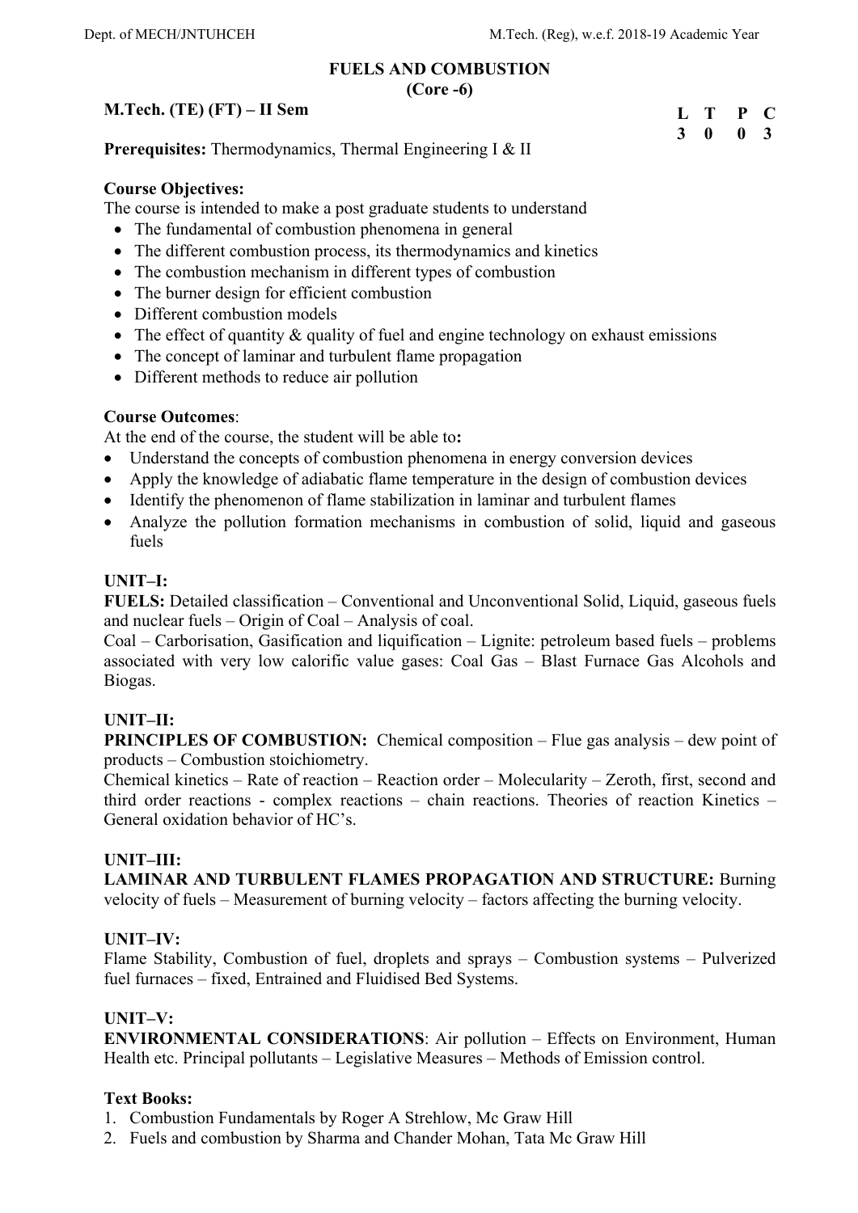# FUELS AND COMBUSTION
## (Core -6)

**M.Tech. (TE) (FT) – II Sem**

| L | T | P | C |
|---|---|---|---|
| 3 | 0 | 0 | 3 |

**Prerequisites:** Thermodynamics, Thermal Engineering I & II

**Course Objectives:**

The course is intended to make a post graduate students to understand

- The fundamental of combustion phenomena in general
- The different combustion process, its thermodynamics and kinetics
- The combustion mechanism in different types of combustion
- The burner design for efficient combustion
- Different combustion models
- The effect of quantity & quality of fuel and engine technology on exhaust emissions
- The concept of laminar and turbulent flame propagation
- Different methods to reduce air pollution

**Course Outcomes**:

At the end of the course, the student will be able to**:**

- Understand the concepts of combustion phenomena in energy conversion devices
- Apply the knowledge of adiabatic flame temperature in the design of combustion devices
- Identify the phenomenon of flame stabilization in laminar and turbulent flames
- Analyze the pollution formation mechanisms in combustion of solid, liquid and gaseous fuels

**UNIT–I:**

**FUELS:** Detailed classification – Conventional and Unconventional Solid, Liquid, gaseous fuels and nuclear fuels – Origin of Coal – Analysis of coal.

Coal – Carborisation, Gasification and liquification – Lignite: petroleum based fuels – problems associated with very low calorific value gases: Coal Gas – Blast Furnace Gas Alcohols and Biogas.

**UNIT–II:**

**PRINCIPLES OF COMBUSTION:** Chemical composition – Flue gas analysis – dew point of products – Combustion stoichiometry.

Chemical kinetics – Rate of reaction – Reaction order – Molecularity – Zeroth, first, second and third order reactions - complex reactions – chain reactions. Theories of reaction Kinetics – General oxidation behavior of HC's.

**UNIT–III:**

**LAMINAR AND TURBULENT FLAMES PROPAGATION AND STRUCTURE:** Burning velocity of fuels – Measurement of burning velocity – factors affecting the burning velocity.

**UNIT–IV:**

Flame Stability, Combustion of fuel, droplets and sprays – Combustion systems – Pulverized fuel furnaces – fixed, Entrained and Fluidised Bed Systems.

**UNIT–V:**

**ENVIRONMENTAL CONSIDERATIONS**: Air pollution – Effects on Environment, Human Health etc. Principal pollutants – Legislative Measures – Methods of Emission control.

**Text Books:**

1. Combustion Fundamentals by Roger A Strehlow, Mc Graw Hill
2. Fuels and combustion by Sharma and Chander Mohan, Tata Mc Graw Hill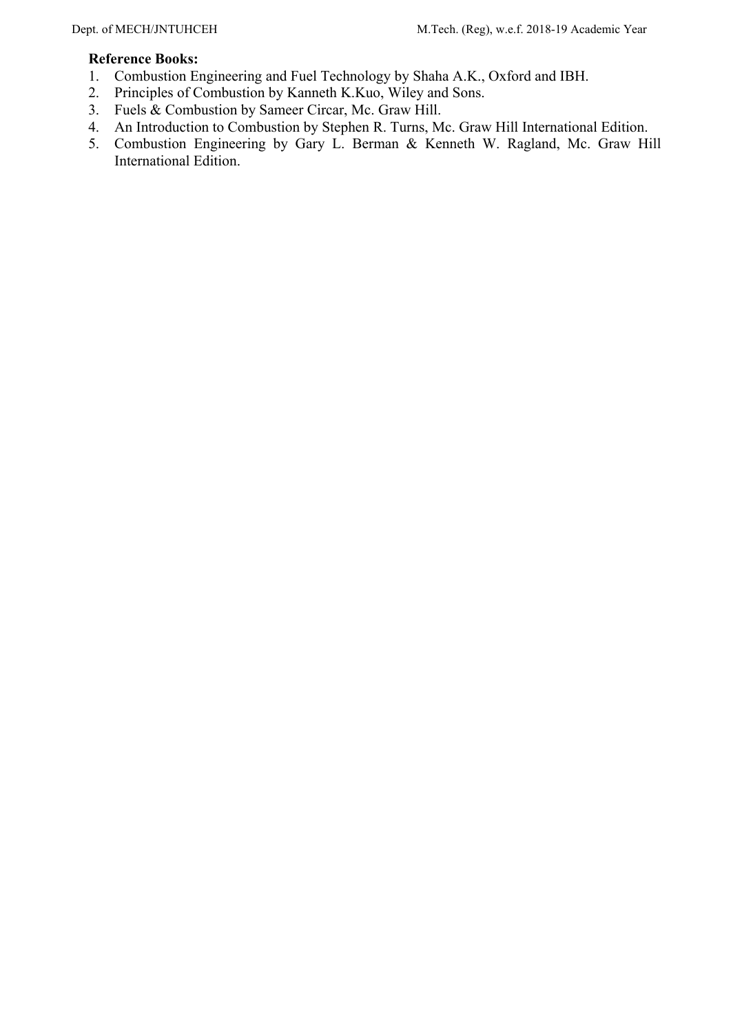**Reference Books:**

1. Combustion Engineering and Fuel Technology by Shaha A.K., Oxford and IBH.
2. Principles of Combustion by Kanneth K.Kuo, Wiley and Sons.
3. Fuels & Combustion by Sameer Circar, Mc. Graw Hill.
4. An Introduction to Combustion by Stephen R. Turns, Mc. Graw Hill International Edition.
5. Combustion Engineering by Gary L. Berman & Kenneth W. Ragland, Mc. Graw Hill International Edition.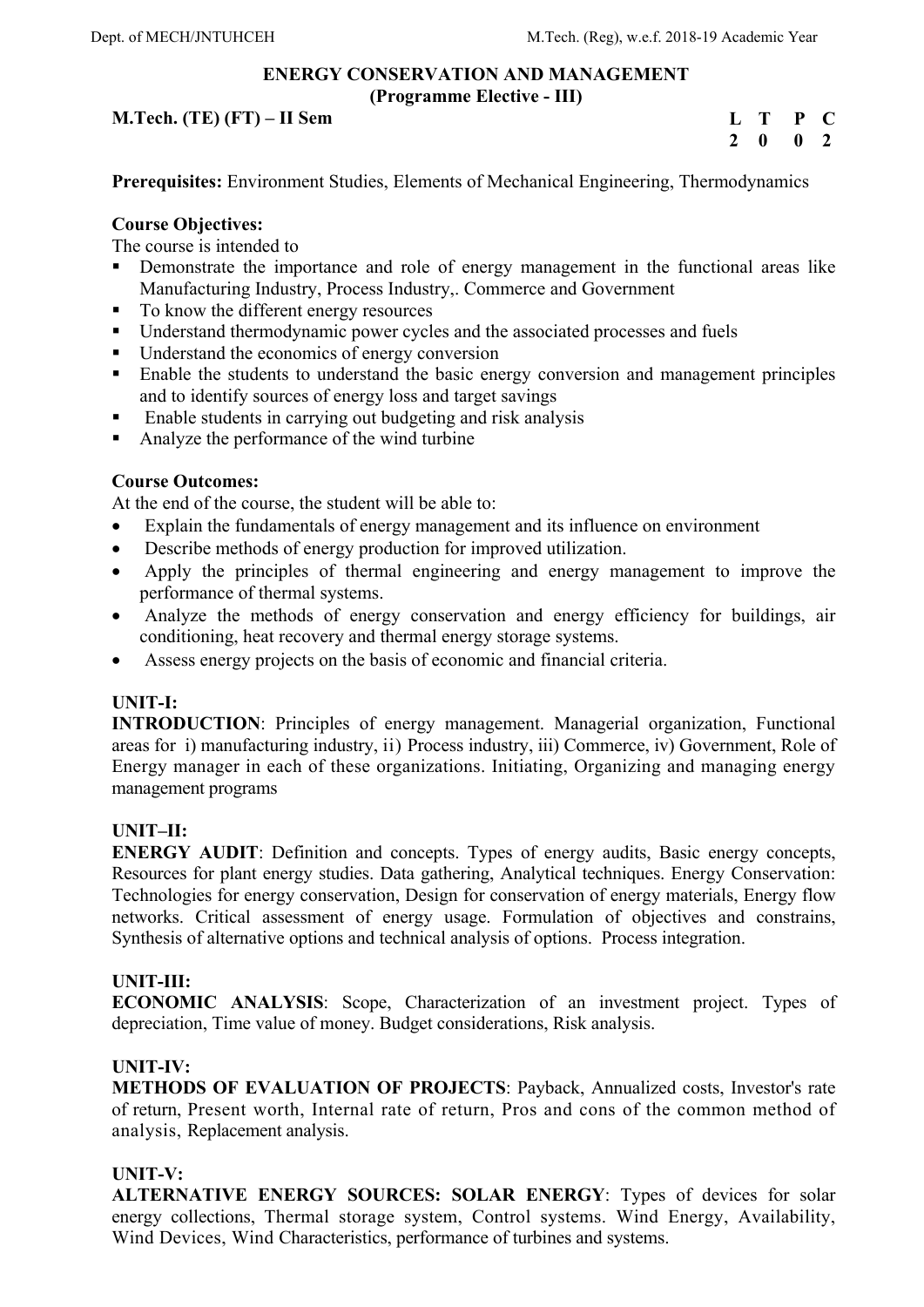## ENERGY CONSERVATION AND MANAGEMENT
### (Programme Elective - III)

**M.Tech. (TE) (FT) – II Sem**

| L | T | P | C |
|---|---|---|---|
| 2 | 0 | 0 | 2 |

**Prerequisites:** Environment Studies, Elements of Mechanical Engineering, Thermodynamics

**Course Objectives:**

The course is intended to

- Demonstrate the importance and role of energy management in the functional areas like Manufacturing Industry, Process Industry,. Commerce and Government
- To know the different energy resources
- Understand thermodynamic power cycles and the associated processes and fuels
- Understand the economics of energy conversion
- Enable the students to understand the basic energy conversion and management principles and to identify sources of energy loss and target savings
- Enable students in carrying out budgeting and risk analysis
- Analyze the performance of the wind turbine

**Course Outcomes:**

At the end of the course, the student will be able to:

- Explain the fundamentals of energy management and its influence on environment
- Describe methods of energy production for improved utilization.
- Apply the principles of thermal engineering and energy management to improve the performance of thermal systems.
- Analyze the methods of energy conservation and energy efficiency for buildings, air conditioning, heat recovery and thermal energy storage systems.
- Assess energy projects on the basis of economic and financial criteria.

**UNIT-I:**

**INTRODUCTION**: Principles of energy management. Managerial organization, Functional areas for i) manufacturing industry, ii) Process industry, iii) Commerce, iv) Government, Role of Energy manager in each of these organizations. Initiating, Organizing and managing energy management programs

**UNIT–II:**

**ENERGY AUDIT**: Definition and concepts. Types of energy audits, Basic energy concepts, Resources for plant energy studies. Data gathering, Analytical techniques. Energy Conservation: Technologies for energy conservation, Design for conservation of energy materials, Energy flow networks. Critical assessment of energy usage. Formulation of objectives and constrains, Synthesis of alternative options and technical analysis of options. Process integration.

**UNIT-III:**

**ECONOMIC ANALYSIS**: Scope, Characterization of an investment project. Types of depreciation, Time value of money. Budget considerations, Risk analysis.

**UNIT-IV:**

**METHODS OF EVALUATION OF PROJECTS**: Payback, Annualized costs, Investor's rate of return, Present worth, Internal rate of return, Pros and cons of the common method of analysis, Replacement analysis.

**UNIT-V:**

**ALTERNATIVE ENERGY SOURCES: SOLAR ENERGY**: Types of devices for solar energy collections, Thermal storage system, Control systems. Wind Energy, Availability, Wind Devices, Wind Characteristics, performance of turbines and systems.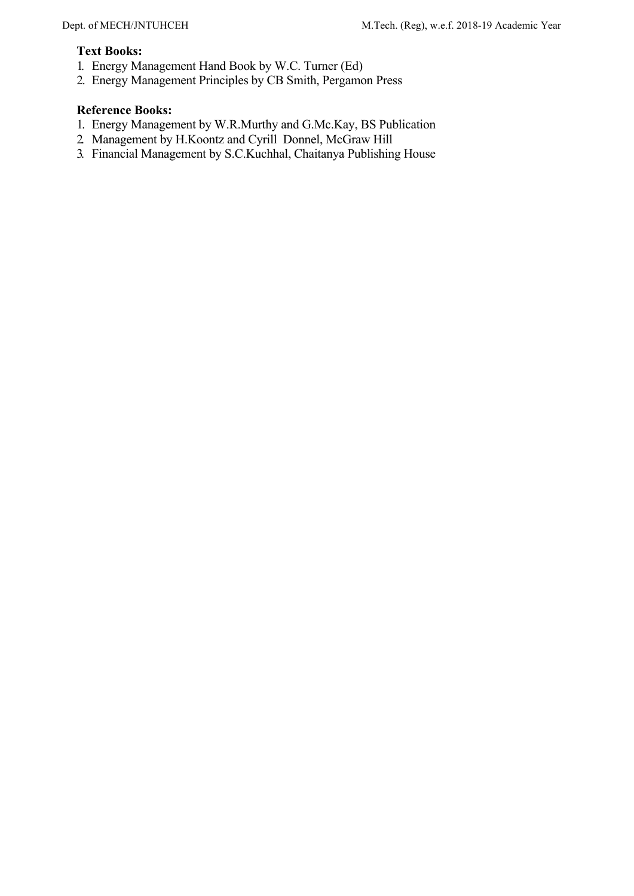**Text Books:**

1. Energy Management Hand Book by W.C. Turner (Ed)
2. Energy Management Principles by CB Smith, Pergamon Press

**Reference Books:**

1. Energy Management by W.R.Murthy and G.Mc.Kay, BS Publication
2. Management by H.Koontz and Cyrill Donnel, McGraw Hill
3. Financial Management by S.C.Kuchhal, Chaitanya Publishing House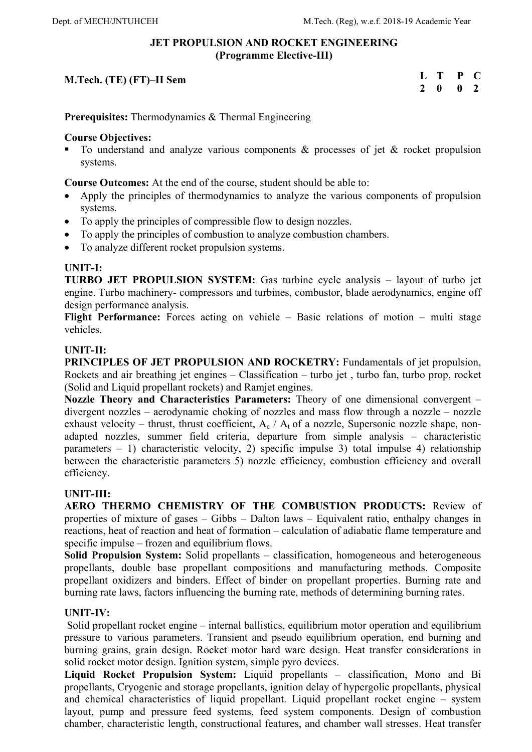# JET PROPULSION AND ROCKET ENGINEERING
## (Programme Elective-III)

**M.Tech. (TE) (FT)–II Sem**

| L | T | P | C |
|---|---|---|---|
| 2 | 0 | 0 | 2 |

**Prerequisites:** Thermodynamics & Thermal Engineering

**Course Objectives:**
- To understand and analyze various components & processes of jet & rocket propulsion systems.

**Course Outcomes:** At the end of the course, student should be able to:
- Apply the principles of thermodynamics to analyze the various components of propulsion systems.
- To apply the principles of compressible flow to design nozzles.
- To apply the principles of combustion to analyze combustion chambers.
- To analyze different rocket propulsion systems.

**UNIT-I:**

**TURBO JET PROPULSION SYSTEM:** Gas turbine cycle analysis – layout of turbo jet engine. Turbo machinery- compressors and turbines, combustor, blade aerodynamics, engine off design performance analysis.

**Flight Performance:** Forces acting on vehicle – Basic relations of motion – multi stage vehicles.

**UNIT-II:**

**PRINCIPLES OF JET PROPULSION AND ROCKETRY:** Fundamentals of jet propulsion, Rockets and air breathing jet engines – Classification – turbo jet , turbo fan, turbo prop, rocket (Solid and Liquid propellant rockets) and Ramjet engines.

**Nozzle Theory and Characteristics Parameters:** Theory of one dimensional convergent – divergent nozzles – aerodynamic choking of nozzles and mass flow through a nozzle – nozzle exhaust velocity – thrust, thrust coefficient, $A_c$ / $A_t$ of a nozzle, Supersonic nozzle shape, non-adapted nozzles, summer field criteria, departure from simple analysis – characteristic parameters – 1) characteristic velocity, 2) specific impulse 3) total impulse 4) relationship between the characteristic parameters 5) nozzle efficiency, combustion efficiency and overall efficiency.

**UNIT-III:**

**AERO THERMO CHEMISTRY OF THE COMBUSTION PRODUCTS:** Review of properties of mixture of gases – Gibbs – Dalton laws – Equivalent ratio, enthalpy changes in reactions, heat of reaction and heat of formation – calculation of adiabatic flame temperature and specific impulse – frozen and equilibrium flows.

**Solid Propulsion System:** Solid propellants – classification, homogeneous and heterogeneous propellants, double base propellant compositions and manufacturing methods. Composite propellant oxidizers and binders. Effect of binder on propellant properties. Burning rate and burning rate laws, factors influencing the burning rate, methods of determining burning rates.

**UNIT-IV:**

Solid propellant rocket engine – internal ballistics, equilibrium motor operation and equilibrium pressure to various parameters. Transient and pseudo equilibrium operation, end burning and burning grains, grain design. Rocket motor hard ware design. Heat transfer considerations in solid rocket motor design. Ignition system, simple pyro devices.

**Liquid Rocket Propulsion System:** Liquid propellants – classification, Mono and Bi propellants, Cryogenic and storage propellants, ignition delay of hypergolic propellants, physical and chemical characteristics of liquid propellant. Liquid propellant rocket engine – system layout, pump and pressure feed systems, feed system components. Design of combustion chamber, characteristic length, constructional features, and chamber wall stresses. Heat transfer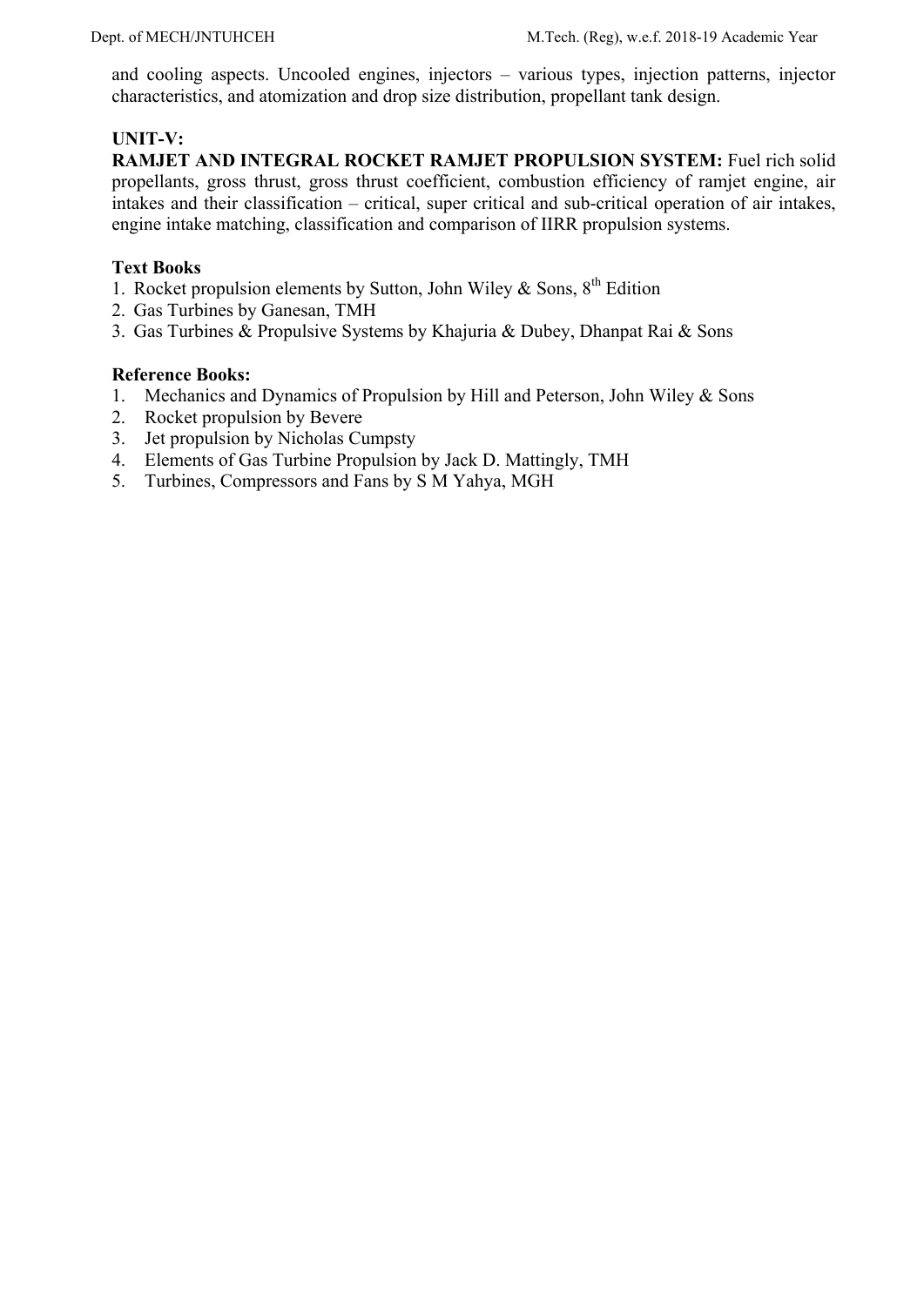and cooling aspects. Uncooled engines, injectors – various types, injection patterns, injector characteristics, and atomization and drop size distribution, propellant tank design.

**UNIT-V:**

**RAMJET AND INTEGRAL ROCKET RAMJET PROPULSION SYSTEM:** Fuel rich solid propellants, gross thrust, gross thrust coefficient, combustion efficiency of ramjet engine, air intakes and their classification – critical, super critical and sub-critical operation of air intakes, engine intake matching, classification and comparison of IIRR propulsion systems.

**Text Books**

1. Rocket propulsion elements by Sutton, John Wiley & Sons, 8th Edition
2. Gas Turbines by Ganesan, TMH
3. Gas Turbines & Propulsive Systems by Khajuria & Dubey, Dhanpat Rai & Sons

**Reference Books:**

1. Mechanics and Dynamics of Propulsion by Hill and Peterson, John Wiley & Sons
2. Rocket propulsion by Bevere
3. Jet propulsion by Nicholas Cumpsty
4. Elements of Gas Turbine Propulsion by Jack D. Mattingly, TMH
5. Turbines, Compressors and Fans by S M Yahya, MGH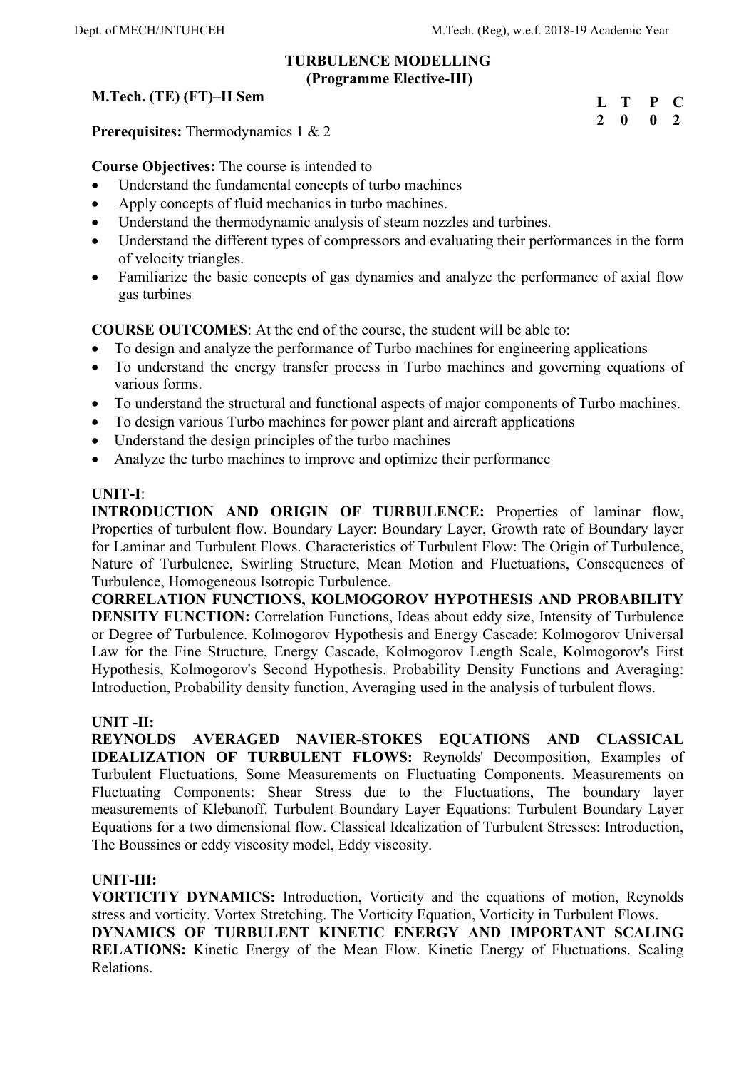## TURBULENCE MODELLING
### (Programme Elective-III)

**M.Tech. (TE) (FT)–II Sem**

| L | T | P | C |
|---|---|---|---|
| 2 | 0 | 0 | 2 |

**Prerequisites:** Thermodynamics 1 & 2

**Course Objectives:** The course is intended to

- Understand the fundamental concepts of turbo machines
- Apply concepts of fluid mechanics in turbo machines.
- Understand the thermodynamic analysis of steam nozzles and turbines.
- Understand the different types of compressors and evaluating their performances in the form of velocity triangles.
- Familiarize the basic concepts of gas dynamics and analyze the performance of axial flow gas turbines

**COURSE OUTCOMES**: At the end of the course, the student will be able to:

- To design and analyze the performance of Turbo machines for engineering applications
- To understand the energy transfer process in Turbo machines and governing equations of various forms.
- To understand the structural and functional aspects of major components of Turbo machines.
- To design various Turbo machines for power plant and aircraft applications
- Understand the design principles of the turbo machines
- Analyze the turbo machines to improve and optimize their performance

**UNIT-I**:

**INTRODUCTION AND ORIGIN OF TURBULENCE:** Properties of laminar flow, Properties of turbulent flow. Boundary Layer: Boundary Layer, Growth rate of Boundary layer for Laminar and Turbulent Flows. Characteristics of Turbulent Flow: The Origin of Turbulence, Nature of Turbulence, Swirling Structure, Mean Motion and Fluctuations, Consequences of Turbulence, Homogeneous Isotropic Turbulence.

**CORRELATION FUNCTIONS, KOLMOGOROV HYPOTHESIS AND PROBABILITY DENSITY FUNCTION:** Correlation Functions, Ideas about eddy size, Intensity of Turbulence or Degree of Turbulence. Kolmogorov Hypothesis and Energy Cascade: Kolmogorov Universal Law for the Fine Structure, Energy Cascade, Kolmogorov Length Scale, Kolmogorov's First Hypothesis, Kolmogorov's Second Hypothesis. Probability Density Functions and Averaging: Introduction, Probability density function, Averaging used in the analysis of turbulent flows.

**UNIT -II:**

**REYNOLDS AVERAGED NAVIER-STOKES EQUATIONS AND CLASSICAL IDEALIZATION OF TURBULENT FLOWS:** Reynolds' Decomposition, Examples of Turbulent Fluctuations, Some Measurements on Fluctuating Components. Measurements on Fluctuating Components: Shear Stress due to the Fluctuations, The boundary layer measurements of Klebanoff. Turbulent Boundary Layer Equations: Turbulent Boundary Layer Equations for a two dimensional flow. Classical Idealization of Turbulent Stresses: Introduction, The Boussines or eddy viscosity model, Eddy viscosity.

**UNIT-III:**

**VORTICITY DYNAMICS:** Introduction, Vorticity and the equations of motion, Reynolds stress and vorticity. Vortex Stretching. The Vorticity Equation, Vorticity in Turbulent Flows.

**DYNAMICS OF TURBULENT KINETIC ENERGY AND IMPORTANT SCALING RELATIONS:** Kinetic Energy of the Mean Flow. Kinetic Energy of Fluctuations. Scaling Relations.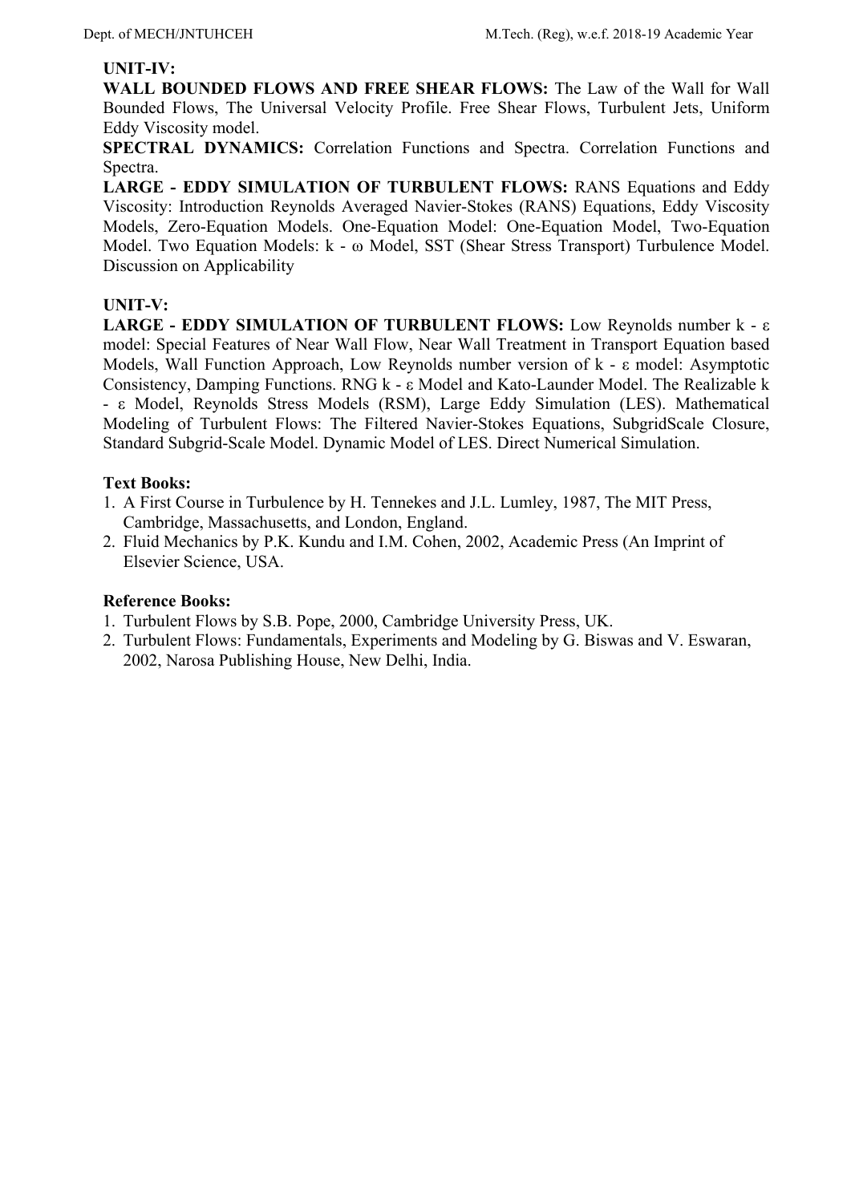**UNIT-IV:**

**WALL BOUNDED FLOWS AND FREE SHEAR FLOWS:** The Law of the Wall for Wall Bounded Flows, The Universal Velocity Profile. Free Shear Flows, Turbulent Jets, Uniform Eddy Viscosity model.

**SPECTRAL DYNAMICS:** Correlation Functions and Spectra. Correlation Functions and Spectra.

**LARGE - EDDY SIMULATION OF TURBULENT FLOWS:** RANS Equations and Eddy Viscosity: Introduction Reynolds Averaged Navier-Stokes (RANS) Equations, Eddy Viscosity Models, Zero-Equation Models. One-Equation Model: One-Equation Model, Two-Equation Model. Two Equation Models: k - $\omega$ Model, SST (Shear Stress Transport) Turbulence Model. Discussion on Applicability

**UNIT-V:**

**LARGE - EDDY SIMULATION OF TURBULENT FLOWS:** Low Reynolds number k - $\varepsilon$ model: Special Features of Near Wall Flow, Near Wall Treatment in Transport Equation based Models, Wall Function Approach, Low Reynolds number version of k - $\varepsilon$ model: Asymptotic Consistency, Damping Functions. RNG k - $\varepsilon$ Model and Kato-Launder Model. The Realizable k - $\varepsilon$ Model, Reynolds Stress Models (RSM), Large Eddy Simulation (LES). Mathematical Modeling of Turbulent Flows: The Filtered Navier-Stokes Equations, SubgridScale Closure, Standard Subgrid-Scale Model. Dynamic Model of LES. Direct Numerical Simulation.

**Text Books:**

1. A First Course in Turbulence by H. Tennekes and J.L. Lumley, 1987, The MIT Press, Cambridge, Massachusetts, and London, England.
2. Fluid Mechanics by P.K. Kundu and I.M. Cohen, 2002, Academic Press (An Imprint of Elsevier Science, USA.

**Reference Books:**

1. Turbulent Flows by S.B. Pope, 2000, Cambridge University Press, UK.
2. Turbulent Flows: Fundamentals, Experiments and Modeling by G. Biswas and V. Eswaran, 2002, Narosa Publishing House, New Delhi, India.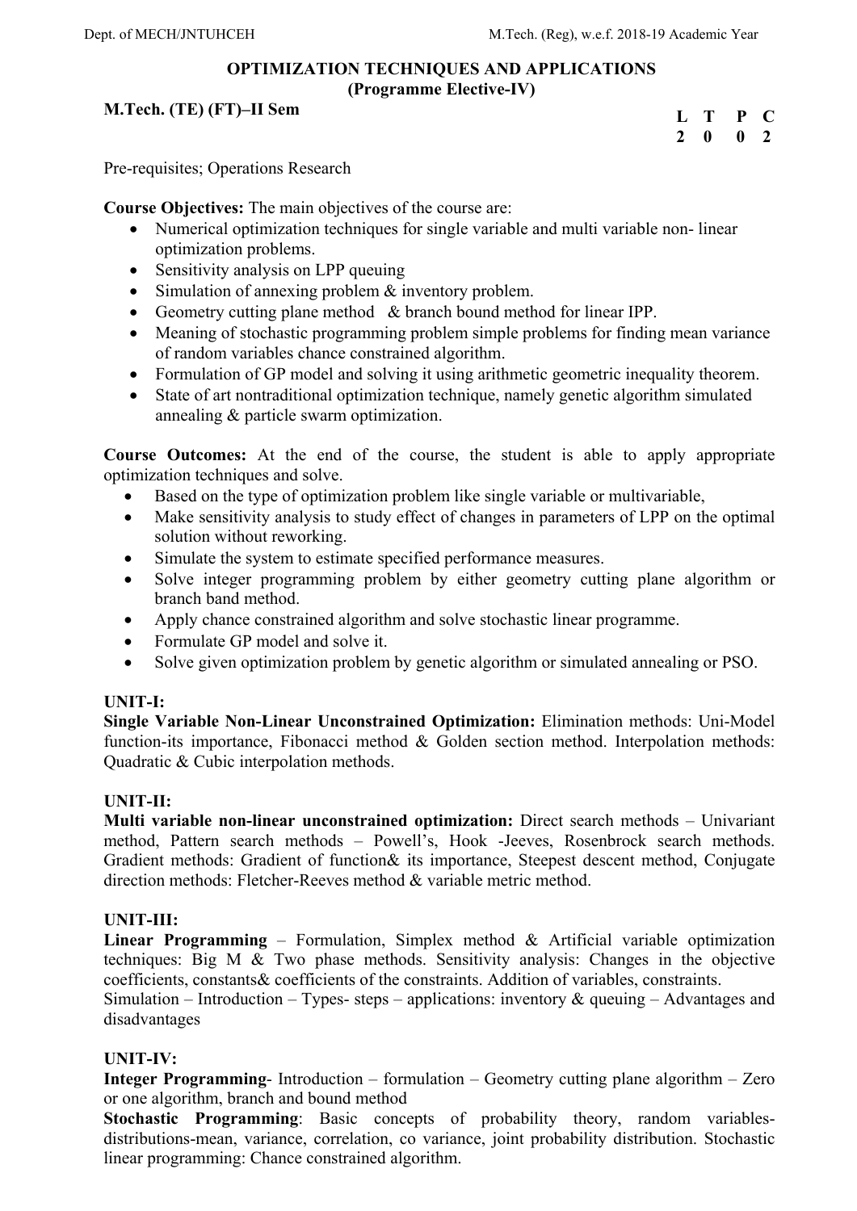## OPTIMIZATION TECHNIQUES AND APPLICATIONS
### (Programme Elective-IV)

**M.Tech. (TE) (FT)–II Sem**

| L | T | P | C |
|---|---|---|---|
| 2 | 0 | 0 | 2 |

Pre-requisites; Operations Research

**Course Objectives:** The main objectives of the course are:

- Numerical optimization techniques for single variable and multi variable non- linear optimization problems.
- Sensitivity analysis on LPP queuing
- Simulation of annexing problem & inventory problem.
- Geometry cutting plane method & branch bound method for linear IPP.
- Meaning of stochastic programming problem simple problems for finding mean variance of random variables chance constrained algorithm.
- Formulation of GP model and solving it using arithmetic geometric inequality theorem.
- State of art nontraditional optimization technique, namely genetic algorithm simulated annealing & particle swarm optimization.

**Course Outcomes:** At the end of the course, the student is able to apply appropriate optimization techniques and solve.

- Based on the type of optimization problem like single variable or multivariable,
- Make sensitivity analysis to study effect of changes in parameters of LPP on the optimal solution without reworking.
- Simulate the system to estimate specified performance measures.
- Solve integer programming problem by either geometry cutting plane algorithm or branch band method.
- Apply chance constrained algorithm and solve stochastic linear programme.
- Formulate GP model and solve it.
- Solve given optimization problem by genetic algorithm or simulated annealing or PSO.

**UNIT-I:**

**Single Variable Non-Linear Unconstrained Optimization:** Elimination methods: Uni-Model function-its importance, Fibonacci method & Golden section method. Interpolation methods: Quadratic & Cubic interpolation methods.

**UNIT-II:**

**Multi variable non-linear unconstrained optimization:** Direct search methods – Univariant method, Pattern search methods – Powell's, Hook -Jeeves, Rosenbrock search methods. Gradient methods: Gradient of function& its importance, Steepest descent method, Conjugate direction methods: Fletcher-Reeves method & variable metric method.

**UNIT-III:**

**Linear Programming** – Formulation, Simplex method & Artificial variable optimization techniques: Big M & Two phase methods. Sensitivity analysis: Changes in the objective coefficients, constants& coefficients of the constraints. Addition of variables, constraints.

Simulation – Introduction – Types- steps – applications: inventory & queuing – Advantages and disadvantages

**UNIT-IV:**

**Integer Programming**- Introduction – formulation – Geometry cutting plane algorithm – Zero or one algorithm, branch and bound method

**Stochastic Programming**: Basic concepts of probability theory, random variables- distributions-mean, variance, correlation, co variance, joint probability distribution. Stochastic linear programming: Chance constrained algorithm.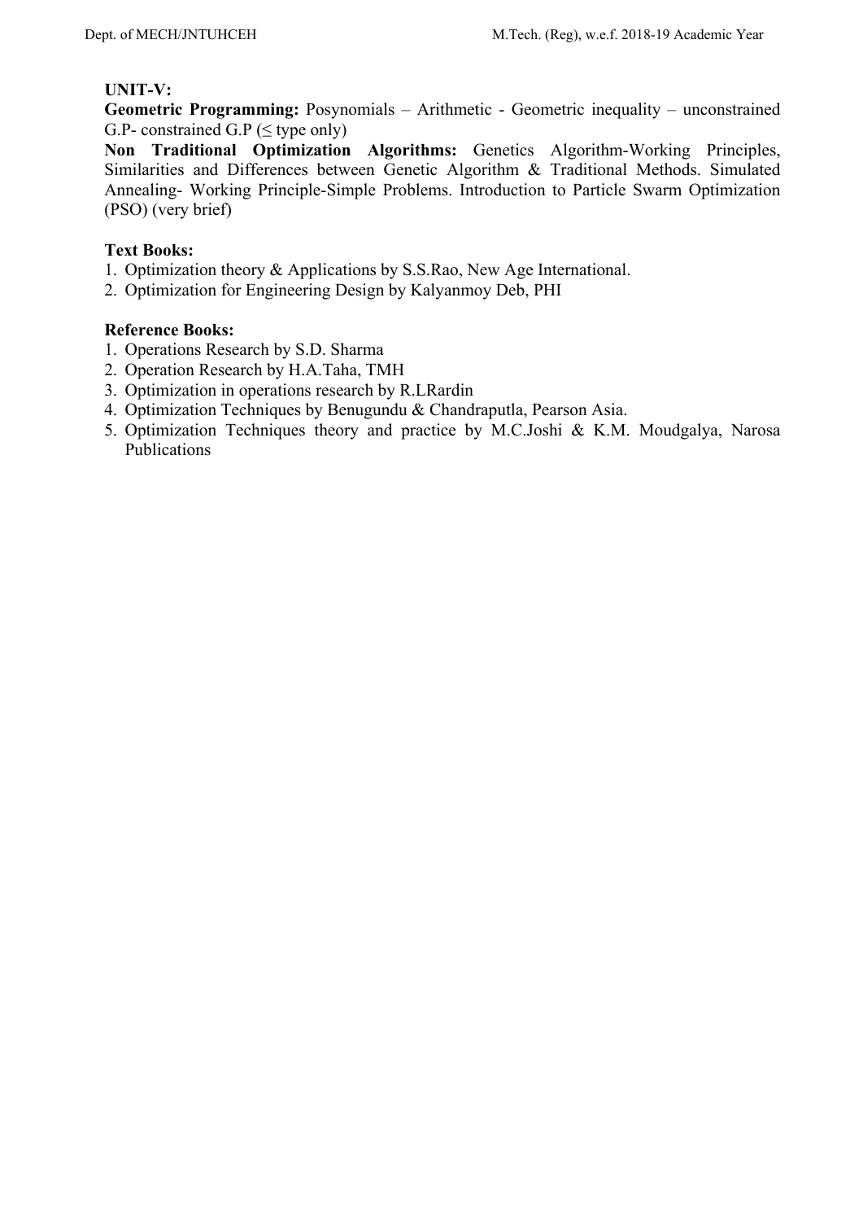**UNIT-V:**

**Geometric Programming:** Posynomials – Arithmetic - Geometric inequality – unconstrained G.P- constrained G.P (≤ type only)

**Non Traditional Optimization Algorithms:** Genetics Algorithm-Working Principles, Similarities and Differences between Genetic Algorithm & Traditional Methods. Simulated Annealing- Working Principle-Simple Problems. Introduction to Particle Swarm Optimization (PSO) (very brief)

**Text Books:**

1. Optimization theory & Applications by S.S.Rao, New Age International.
2. Optimization for Engineering Design by Kalyanmoy Deb, PHI

**Reference Books:**

1. Operations Research by S.D. Sharma
2. Operation Research by H.A.Taha, TMH
3. Optimization in operations research by R.LRardin
4. Optimization Techniques by Benugundu & Chandraputla, Pearson Asia.
5. Optimization Techniques theory and practice by M.C.Joshi & K.M. Moudgalya, Narosa Publications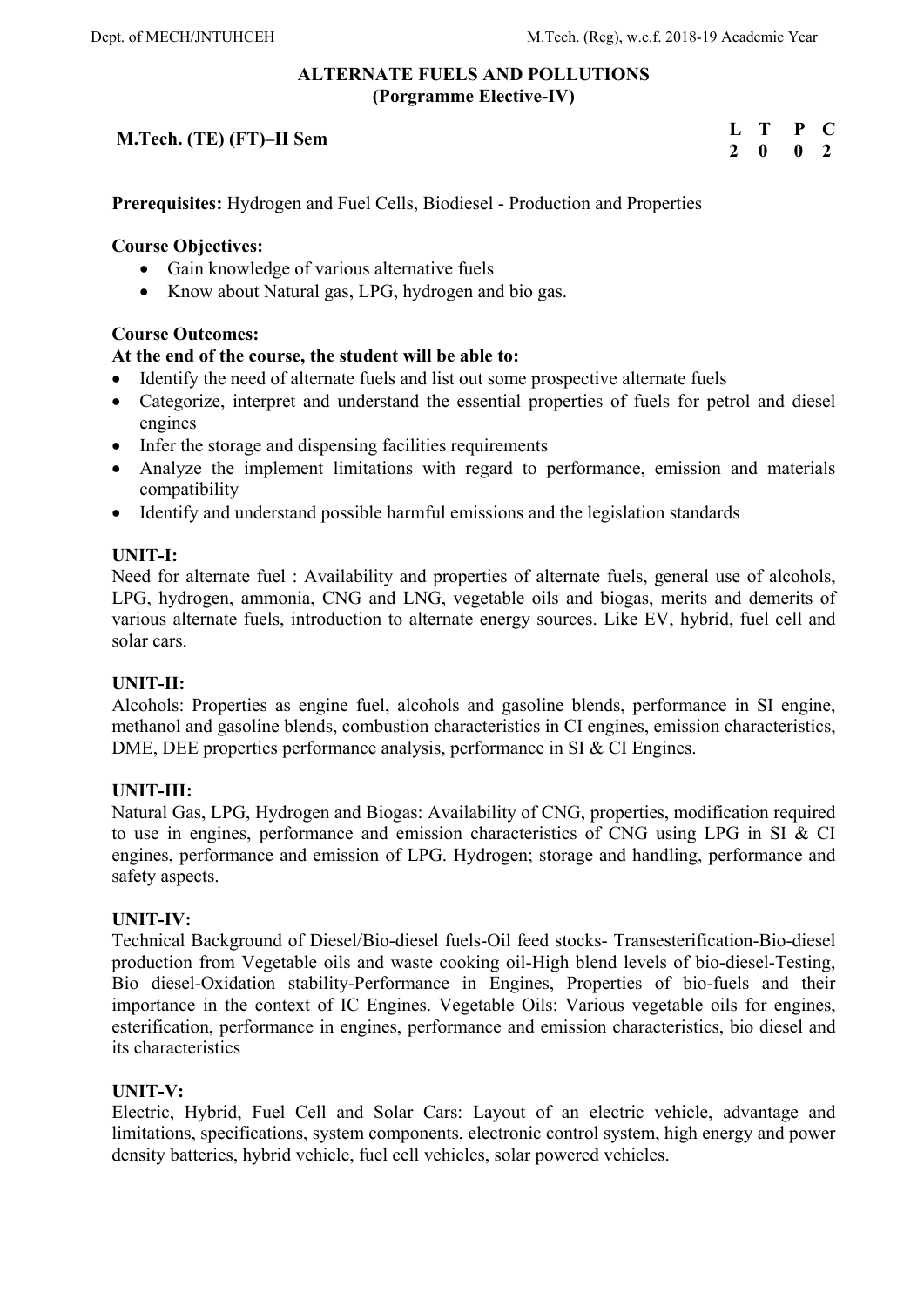## ALTERNATE FUELS AND POLLUTIONS
**(Porgramme Elective-IV)**

**M.Tech. (TE) (FT)–II Sem**

| L | T | P | C |
|---|---|---|---|
| 2 | 0 | 0 | 2 |

**Prerequisites:** Hydrogen and Fuel Cells, Biodiesel - Production and Properties

**Course Objectives:**

- Gain knowledge of various alternative fuels
- Know about Natural gas, LPG, hydrogen and bio gas.

**Course Outcomes:**

**At the end of the course, the student will be able to:**

- Identify the need of alternate fuels and list out some prospective alternate fuels
- Categorize, interpret and understand the essential properties of fuels for petrol and diesel engines
- Infer the storage and dispensing facilities requirements
- Analyze the implement limitations with regard to performance, emission and materials compatibility
- Identify and understand possible harmful emissions and the legislation standards

**UNIT-I:**

Need for alternate fuel : Availability and properties of alternate fuels, general use of alcohols, LPG, hydrogen, ammonia, CNG and LNG, vegetable oils and biogas, merits and demerits of various alternate fuels, introduction to alternate energy sources. Like EV, hybrid, fuel cell and solar cars.

**UNIT-II:**

Alcohols: Properties as engine fuel, alcohols and gasoline blends, performance in SI engine, methanol and gasoline blends, combustion characteristics in CI engines, emission characteristics, DME, DEE properties performance analysis, performance in SI & CI Engines.

**UNIT-III:**

Natural Gas, LPG, Hydrogen and Biogas: Availability of CNG, properties, modification required to use in engines, performance and emission characteristics of CNG using LPG in SI & CI engines, performance and emission of LPG. Hydrogen; storage and handling, performance and safety aspects.

**UNIT-IV:**

Technical Background of Diesel/Bio-diesel fuels-Oil feed stocks- Transesterification-Bio-diesel production from Vegetable oils and waste cooking oil-High blend levels of bio-diesel-Testing, Bio diesel-Oxidation stability-Performance in Engines, Properties of bio-fuels and their importance in the context of IC Engines. Vegetable Oils: Various vegetable oils for engines, esterification, performance in engines, performance and emission characteristics, bio diesel and its characteristics

**UNIT-V:**

Electric, Hybrid, Fuel Cell and Solar Cars: Layout of an electric vehicle, advantage and limitations, specifications, system components, electronic control system, high energy and power density batteries, hybrid vehicle, fuel cell vehicles, solar powered vehicles.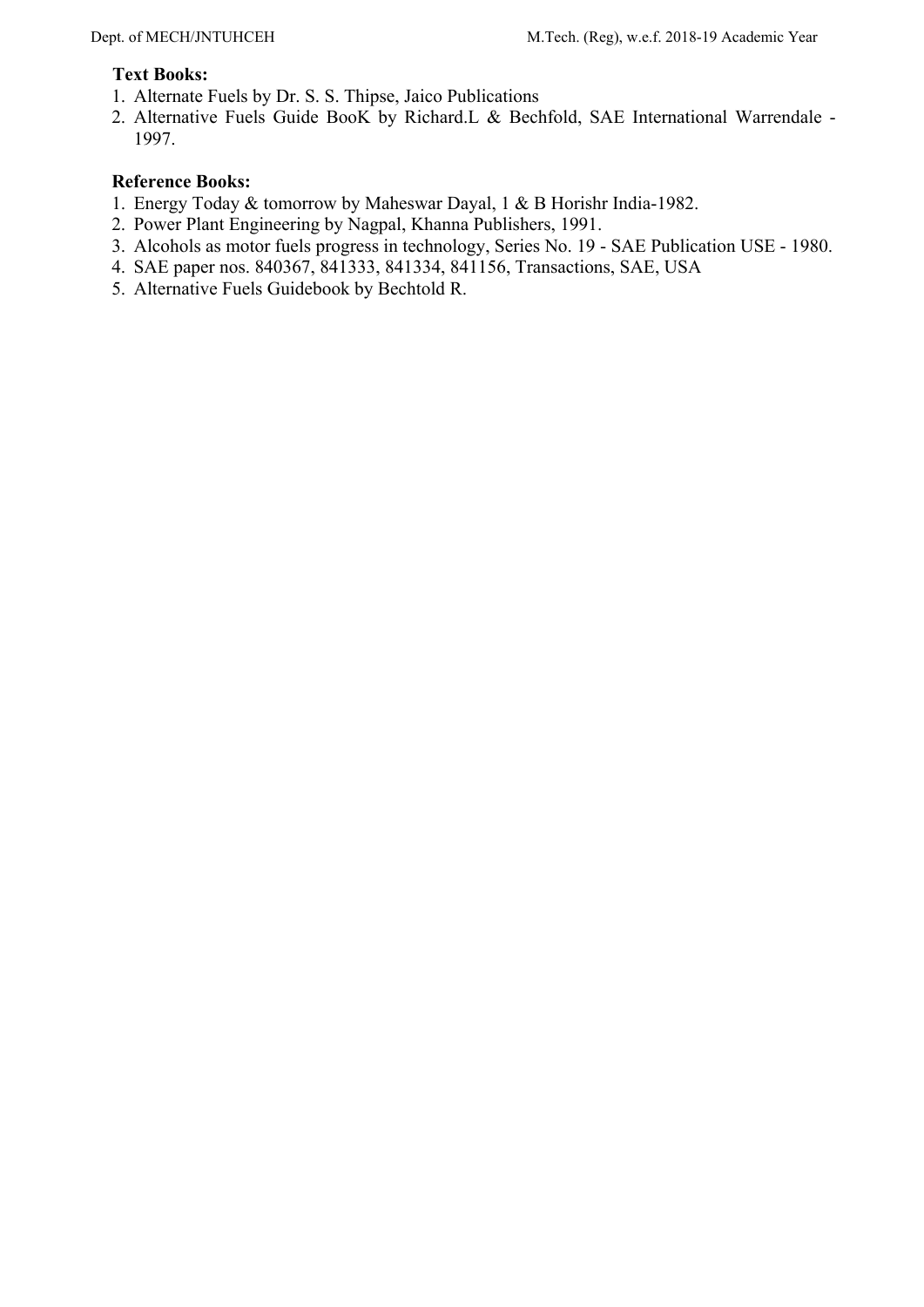**Text Books:**

1. Alternate Fuels by Dr. S. S. Thipse, Jaico Publications
2. Alternative Fuels Guide BooK by Richard.L & Bechfold, SAE International Warrendale - 1997.

**Reference Books:**

1. Energy Today & tomorrow by Maheswar Dayal, 1 & B Horishr India-1982.
2. Power Plant Engineering by Nagpal, Khanna Publishers, 1991.
3. Alcohols as motor fuels progress in technology, Series No. 19 - SAE Publication USE - 1980.
4. SAE paper nos. 840367, 841333, 841334, 841156, Transactions, SAE, USA
5. Alternative Fuels Guidebook by Bechtold R.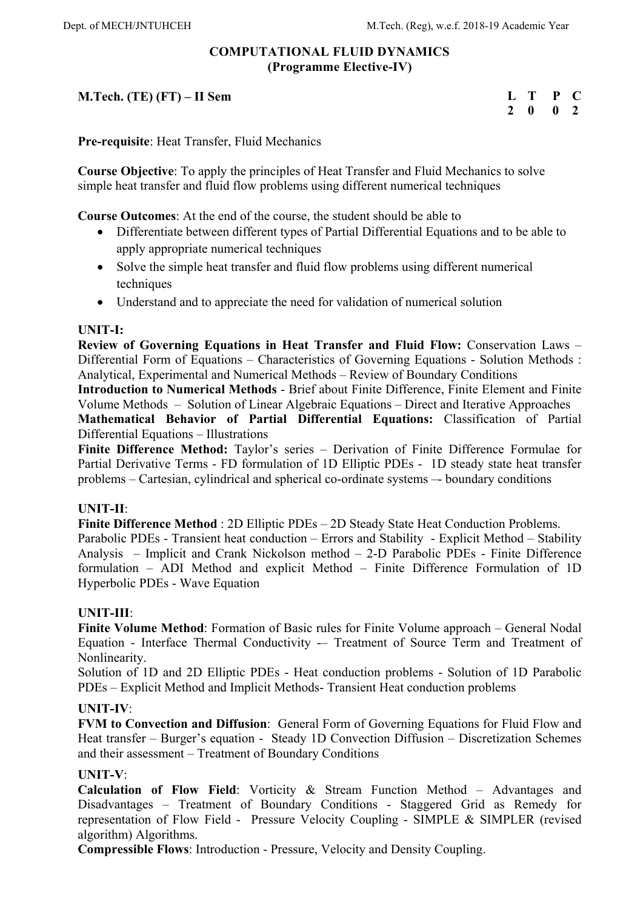# COMPUTATIONAL FLUID DYNAMICS
## (Programme Elective-IV)

**M.Tech. (TE) (FT) – II Sem**

| L | T | P | C |
|---|---|---|---|
| 2 | 0 | 0 | 2 |

**Pre-requisite**: Heat Transfer, Fluid Mechanics

**Course Objective**: To apply the principles of Heat Transfer and Fluid Mechanics to solve simple heat transfer and fluid flow problems using different numerical techniques

**Course Outcomes**: At the end of the course, the student should be able to

- Differentiate between different types of Partial Differential Equations and to be able to apply appropriate numerical techniques
- Solve the simple heat transfer and fluid flow problems using different numerical techniques
- Understand and to appreciate the need for validation of numerical solution

**UNIT-I:**

**Review of Governing Equations in Heat Transfer and Fluid Flow:** Conservation Laws – Differential Form of Equations – Characteristics of Governing Equations - Solution Methods : Analytical, Experimental and Numerical Methods – Review of Boundary Conditions

**Introduction to Numerical Methods** - Brief about Finite Difference, Finite Element and Finite Volume Methods – Solution of Linear Algebraic Equations – Direct and Iterative Approaches

**Mathematical Behavior of Partial Differential Equations:** Classification of Partial Differential Equations – Illustrations

**Finite Difference Method:** Taylor's series – Derivation of Finite Difference Formulae for Partial Derivative Terms - FD formulation of 1D Elliptic PDEs - 1D steady state heat transfer problems – Cartesian, cylindrical and spherical co-ordinate systems –- boundary conditions

**UNIT-II**:

**Finite Difference Method** : 2D Elliptic PDEs – 2D Steady State Heat Conduction Problems. Parabolic PDEs - Transient heat conduction – Errors and Stability - Explicit Method – Stability Analysis – Implicit and Crank Nickolson method – 2-D Parabolic PDEs - Finite Difference formulation – ADI Method and explicit Method – Finite Difference Formulation of 1D Hyperbolic PDEs - Wave Equation

**UNIT-III**:

**Finite Volume Method**: Formation of Basic rules for Finite Volume approach – General Nodal Equation - Interface Thermal Conductivity -– Treatment of Source Term and Treatment of Nonlinearity.

Solution of 1D and 2D Elliptic PDEs - Heat conduction problems - Solution of 1D Parabolic PDEs – Explicit Method and Implicit Methods- Transient Heat conduction problems

**UNIT-IV**:

**FVM to Convection and Diffusion**: General Form of Governing Equations for Fluid Flow and Heat transfer – Burger's equation - Steady 1D Convection Diffusion – Discretization Schemes and their assessment – Treatment of Boundary Conditions

**UNIT-V**:

**Calculation of Flow Field**: Vorticity & Stream Function Method – Advantages and Disadvantages – Treatment of Boundary Conditions - Staggered Grid as Remedy for representation of Flow Field - Pressure Velocity Coupling - SIMPLE & SIMPLER (revised algorithm) Algorithms.

**Compressible Flows**: Introduction - Pressure, Velocity and Density Coupling.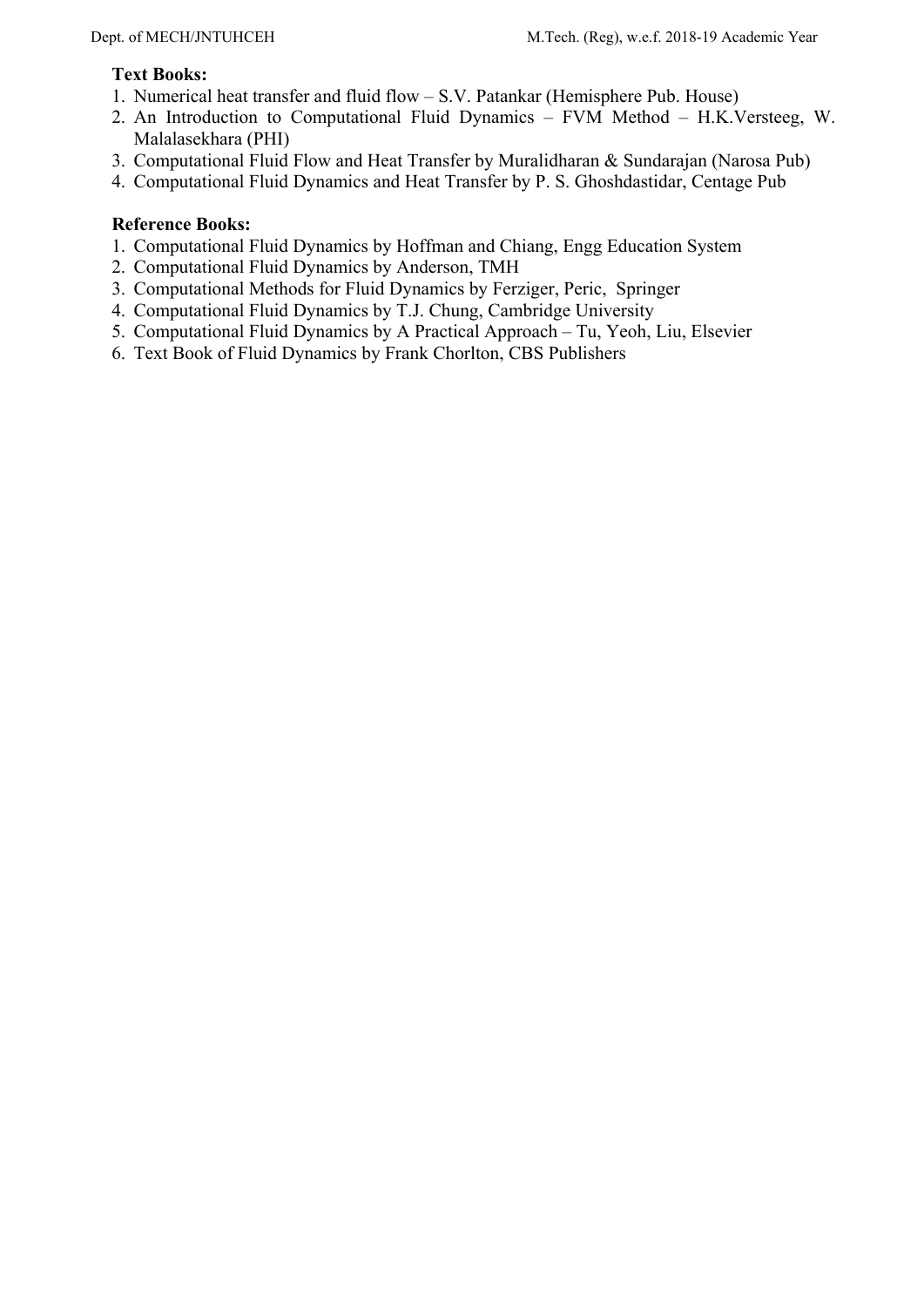**Text Books:**

1. Numerical heat transfer and fluid flow – S.V. Patankar (Hemisphere Pub. House)
2. An Introduction to Computational Fluid Dynamics – FVM Method – H.K.Versteeg, W. Malalasekhara (PHI)
3. Computational Fluid Flow and Heat Transfer by Muralidharan & Sundarajan (Narosa Pub)
4. Computational Fluid Dynamics and Heat Transfer by P. S. Ghoshdastidar, Centage Pub

**Reference Books:**

1. Computational Fluid Dynamics by Hoffman and Chiang, Engg Education System
2. Computational Fluid Dynamics by Anderson, TMH
3. Computational Methods for Fluid Dynamics by Ferziger, Peric, Springer
4. Computational Fluid Dynamics by T.J. Chung, Cambridge University
5. Computational Fluid Dynamics by A Practical Approach – Tu, Yeoh, Liu, Elsevier
6. Text Book of Fluid Dynamics by Frank Chorlton, CBS Publishers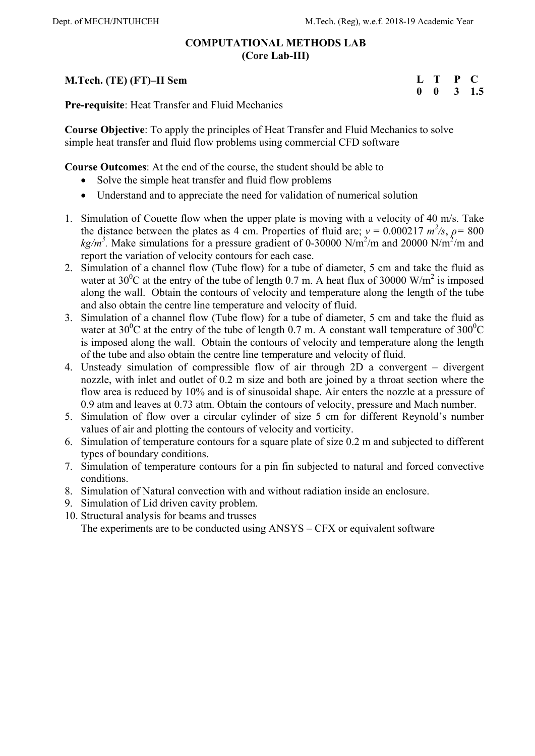# COMPUTATIONAL METHODS LAB
## (Core Lab-III)

**M.Tech. (TE) (FT)–II Sem**

| L | T | P | C |
|---|---|---|---|
| 0 | 0 | 3 | 1.5 |

**Pre-requisite**: Heat Transfer and Fluid Mechanics

**Course Objective**: To apply the principles of Heat Transfer and Fluid Mechanics to solve simple heat transfer and fluid flow problems using commercial CFD software

**Course Outcomes**: At the end of the course, the student should be able to

- Solve the simple heat transfer and fluid flow problems
- Understand and to appreciate the need for validation of numerical solution

1. Simulation of Couette flow when the upper plate is moving with a velocity of 40 m/s. Take the distance between the plates as 4 cm. Properties of fluid are; $v = 0.000217$ $m^2/s$, $\rho = 800$ $kg/m^3$. Make simulations for a pressure gradient of 0-30000 $N/m^2/m$ and 20000 $N/m^2/m$ and report the variation of velocity contours for each case.
2. Simulation of a channel flow (Tube flow) for a tube of diameter, 5 cm and take the fluid as water at $30^0$C at the entry of the tube of length 0.7 m. A heat flux of 30000 $W/m^2$ is imposed along the wall. Obtain the contours of velocity and temperature along the length of the tube and also obtain the centre line temperature and velocity of fluid.
3. Simulation of a channel flow (Tube flow) for a tube of diameter, 5 cm and take the fluid as water at $30^0$C at the entry of the tube of length 0.7 m. A constant wall temperature of $300^0$C is imposed along the wall. Obtain the contours of velocity and temperature along the length of the tube and also obtain the centre line temperature and velocity of fluid.
4. Unsteady simulation of compressible flow of air through 2D a convergent – divergent nozzle, with inlet and outlet of 0.2 m size and both are joined by a throat section where the flow area is reduced by 10% and is of sinusoidal shape. Air enters the nozzle at a pressure of 0.9 atm and leaves at 0.73 atm. Obtain the contours of velocity, pressure and Mach number.
5. Simulation of flow over a circular cylinder of size 5 cm for different Reynold's number values of air and plotting the contours of velocity and vorticity.
6. Simulation of temperature contours for a square plate of size 0.2 m and subjected to different types of boundary conditions.
7. Simulation of temperature contours for a pin fin subjected to natural and forced convective conditions.
8. Simulation of Natural convection with and without radiation inside an enclosure.
9. Simulation of Lid driven cavity problem.
10. Structural analysis for beams and trusses

The experiments are to be conducted using ANSYS – CFX or equivalent software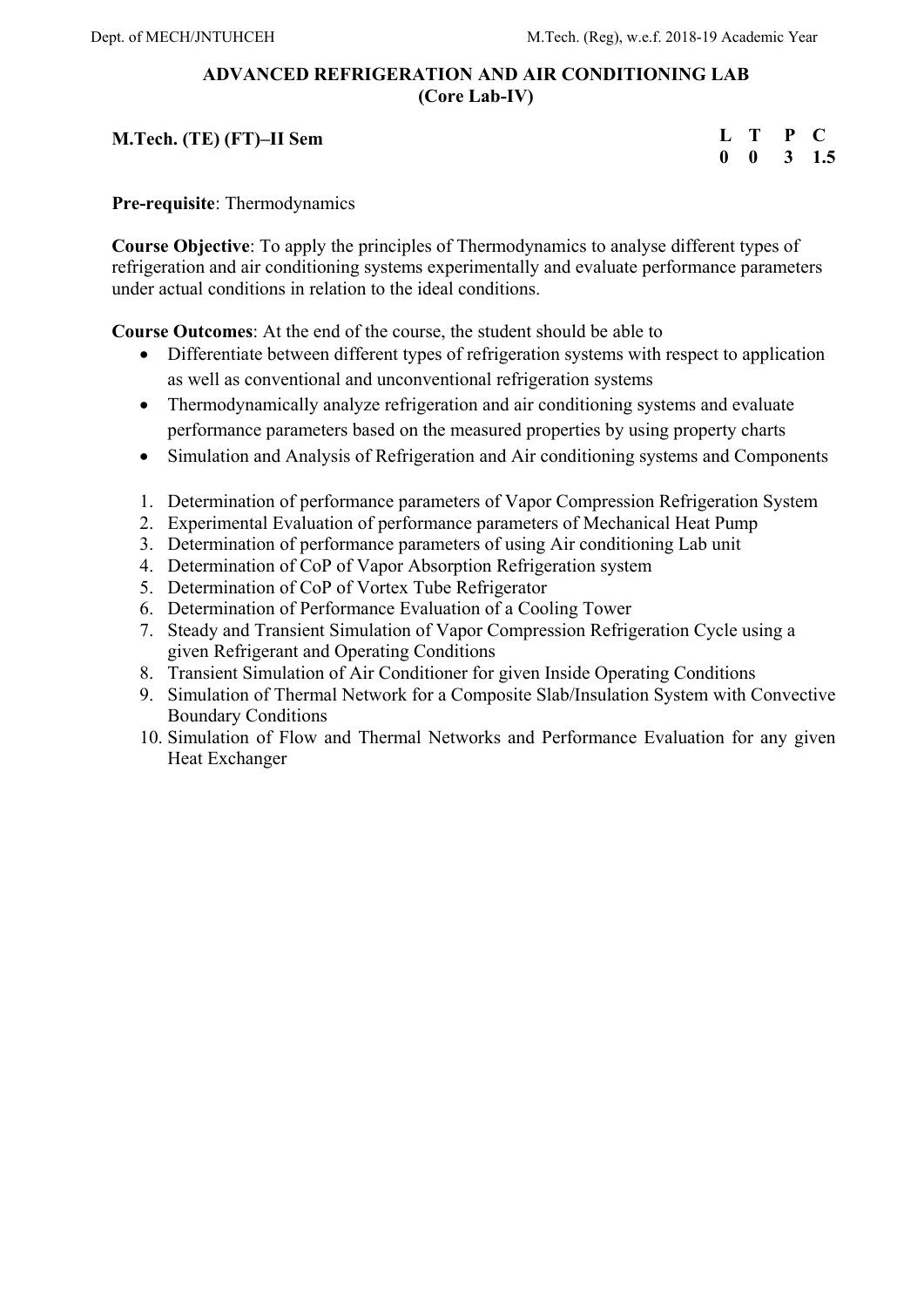# ADVANCED REFRIGERATION AND AIR CONDITIONING LAB
## (Core Lab-IV)

**M.Tech. (TE) (FT)–II Sem**

| L | T | P | C |
|---|---|---|---|
| 0 | 0 | 3 | 1.5 |

**Pre-requisite**: Thermodynamics

**Course Objective**: To apply the principles of Thermodynamics to analyse different types of refrigeration and air conditioning systems experimentally and evaluate performance parameters under actual conditions in relation to the ideal conditions.

**Course Outcomes**: At the end of the course, the student should be able to

- Differentiate between different types of refrigeration systems with respect to application as well as conventional and unconventional refrigeration systems
- Thermodynamically analyze refrigeration and air conditioning systems and evaluate performance parameters based on the measured properties by using property charts
- Simulation and Analysis of Refrigeration and Air conditioning systems and Components

1. Determination of performance parameters of Vapor Compression Refrigeration System
2. Experimental Evaluation of performance parameters of Mechanical Heat Pump
3. Determination of performance parameters of using Air conditioning Lab unit
4. Determination of CoP of Vapor Absorption Refrigeration system
5. Determination of CoP of Vortex Tube Refrigerator
6. Determination of Performance Evaluation of a Cooling Tower
7. Steady and Transient Simulation of Vapor Compression Refrigeration Cycle using a given Refrigerant and Operating Conditions
8. Transient Simulation of Air Conditioner for given Inside Operating Conditions
9. Simulation of Thermal Network for a Composite Slab/Insulation System with Convective Boundary Conditions
10. Simulation of Flow and Thermal Networks and Performance Evaluation for any given Heat Exchanger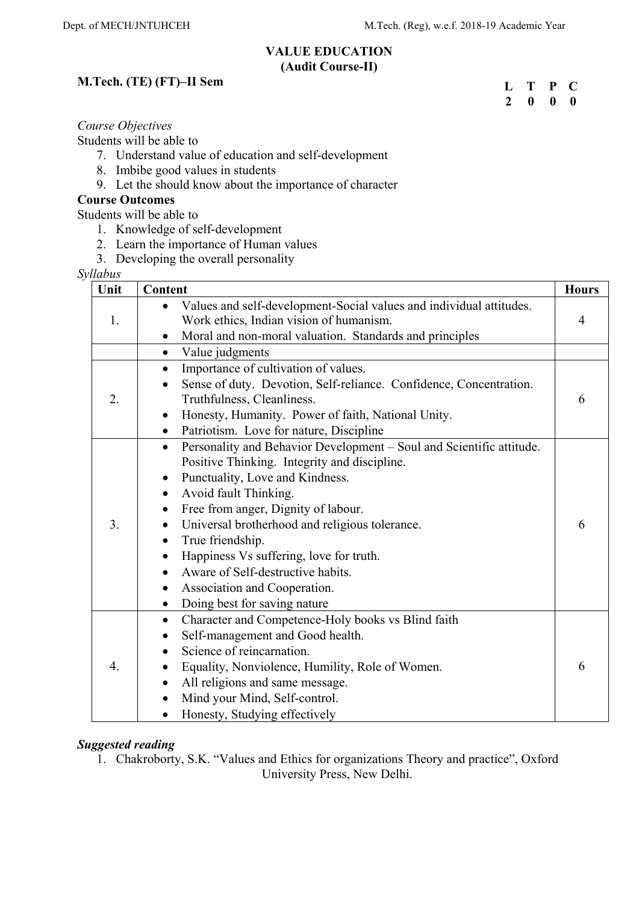## VALUE EDUCATION
### (Audit Course-II)

**M.Tech. (TE) (FT)–II Sem**

| L | T | P | C |
|---|---|---|---|
| 2 | 0 | 0 | 0 |

*Course Objectives*

Students will be able to

7. Understand value of education and self-development
8. Imbibe good values in students
9. Let the should know about the importance of character

**Course Outcomes**

Students will be able to

1. Knowledge of self-development
2. Learn the importance of Human values
3. Developing the overall personality

*Syllabus*

| Unit | Content | Hours |
|---|---|---|
| 1. | • Values and self-development-Social values and individual attitudes. Work ethics, Indian vision of humanism.<br>• Moral and non-moral valuation. Standards and principles | 4 |
| | • Value judgments | |
| 2. | • Importance of cultivation of values.<br>• Sense of duty. Devotion, Self-reliance. Confidence, Concentration. Truthfulness, Cleanliness.<br>• Honesty, Humanity. Power of faith, National Unity.<br>• Patriotism. Love for nature, Discipline | 6 |
| 3. | • Personality and Behavior Development – Soul and Scientific attitude. Positive Thinking. Integrity and discipline.<br>• Punctuality, Love and Kindness.<br>• Avoid fault Thinking.<br>• Free from anger, Dignity of labour.<br>• Universal brotherhood and religious tolerance.<br>• True friendship.<br>• Happiness Vs suffering, love for truth.<br>• Aware of Self-destructive habits.<br>• Association and Cooperation.<br>• Doing best for saving nature | 6 |
| 4. | • Character and Competence-Holy books vs Blind faith<br>• Self-management and Good health.<br>• Science of reincarnation.<br>• Equality, Nonviolence, Humility, Role of Women.<br>• All religions and same message.<br>• Mind your Mind, Self-control.<br>• Honesty, Studying effectively | 6 |

***Suggested reading***

1. Chakroborty, S.K. "Values and Ethics for organizations Theory and practice", Oxford University Press, New Delhi.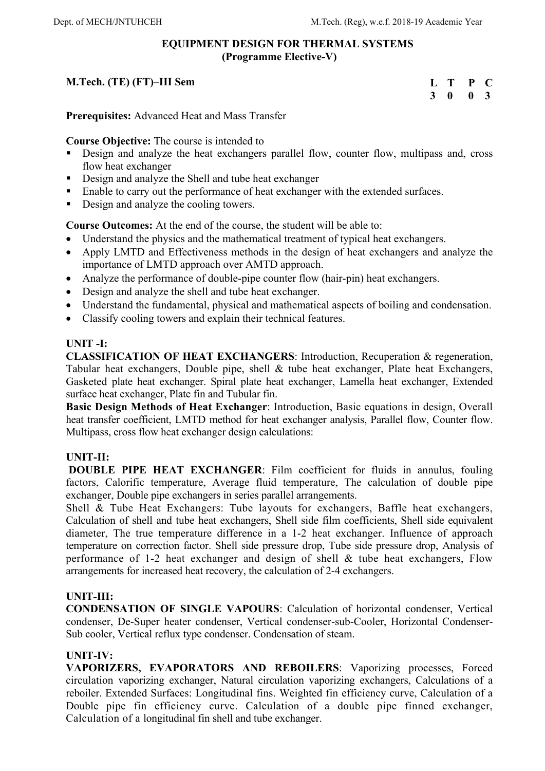## EQUIPMENT DESIGN FOR THERMAL SYSTEMS
### (Programme Elective-V)

**M.Tech. (TE) (FT)–III Sem**

| L | T | P | C |
|---|---|---|---|
| 3 | 0 | 0 | 3 |

**Prerequisites:** Advanced Heat and Mass Transfer

**Course Objective:** The course is intended to

- Design and analyze the heat exchangers parallel flow, counter flow, multipass and, cross flow heat exchanger
- Design and analyze the Shell and tube heat exchanger
- Enable to carry out the performance of heat exchanger with the extended surfaces.
- Design and analyze the cooling towers.

**Course Outcomes:** At the end of the course, the student will be able to:

- Understand the physics and the mathematical treatment of typical heat exchangers.
- Apply LMTD and Effectiveness methods in the design of heat exchangers and analyze the importance of LMTD approach over AMTD approach.
- Analyze the performance of double-pipe counter flow (hair-pin) heat exchangers.
- Design and analyze the shell and tube heat exchanger.
- Understand the fundamental, physical and mathematical aspects of boiling and condensation.
- Classify cooling towers and explain their technical features.

**UNIT -I:**

**CLASSIFICATION OF HEAT EXCHANGERS**: Introduction, Recuperation & regeneration, Tabular heat exchangers, Double pipe, shell & tube heat exchanger, Plate heat Exchangers, Gasketed plate heat exchanger. Spiral plate heat exchanger, Lamella heat exchanger, Extended surface heat exchanger, Plate fin and Tubular fin.

**Basic Design Methods of Heat Exchanger**: Introduction, Basic equations in design, Overall heat transfer coefficient, LMTD method for heat exchanger analysis, Parallel flow, Counter flow. Multipass, cross flow heat exchanger design calculations:

**UNIT-II:**

**DOUBLE PIPE HEAT EXCHANGER**: Film coefficient for fluids in annulus, fouling factors, Calorific temperature, Average fluid temperature, The calculation of double pipe exchanger, Double pipe exchangers in series parallel arrangements.

Shell & Tube Heat Exchangers: Tube layouts for exchangers, Baffle heat exchangers, Calculation of shell and tube heat exchangers, Shell side film coefficients, Shell side equivalent diameter, The true temperature difference in a 1-2 heat exchanger. Influence of approach temperature on correction factor. Shell side pressure drop, Tube side pressure drop, Analysis of performance of 1-2 heat exchanger and design of shell & tube heat exchangers, Flow arrangements for increased heat recovery, the calculation of 2-4 exchangers.

**UNIT-III:**

**CONDENSATION OF SINGLE VAPOURS**: Calculation of horizontal condenser, Vertical condenser, De-Super heater condenser, Vertical condenser-sub-Cooler, Horizontal Condenser-Sub cooler, Vertical reflux type condenser. Condensation of steam.

**UNIT-IV:**

**VAPORIZERS, EVAPORATORS AND REBOILERS**: Vaporizing processes, Forced circulation vaporizing exchanger, Natural circulation vaporizing exchangers, Calculations of a reboiler. Extended Surfaces: Longitudinal fins. Weighted fin efficiency curve, Calculation of a Double pipe fin efficiency curve. Calculation of a double pipe finned exchanger, Calculation of a longitudinal fin shell and tube exchanger.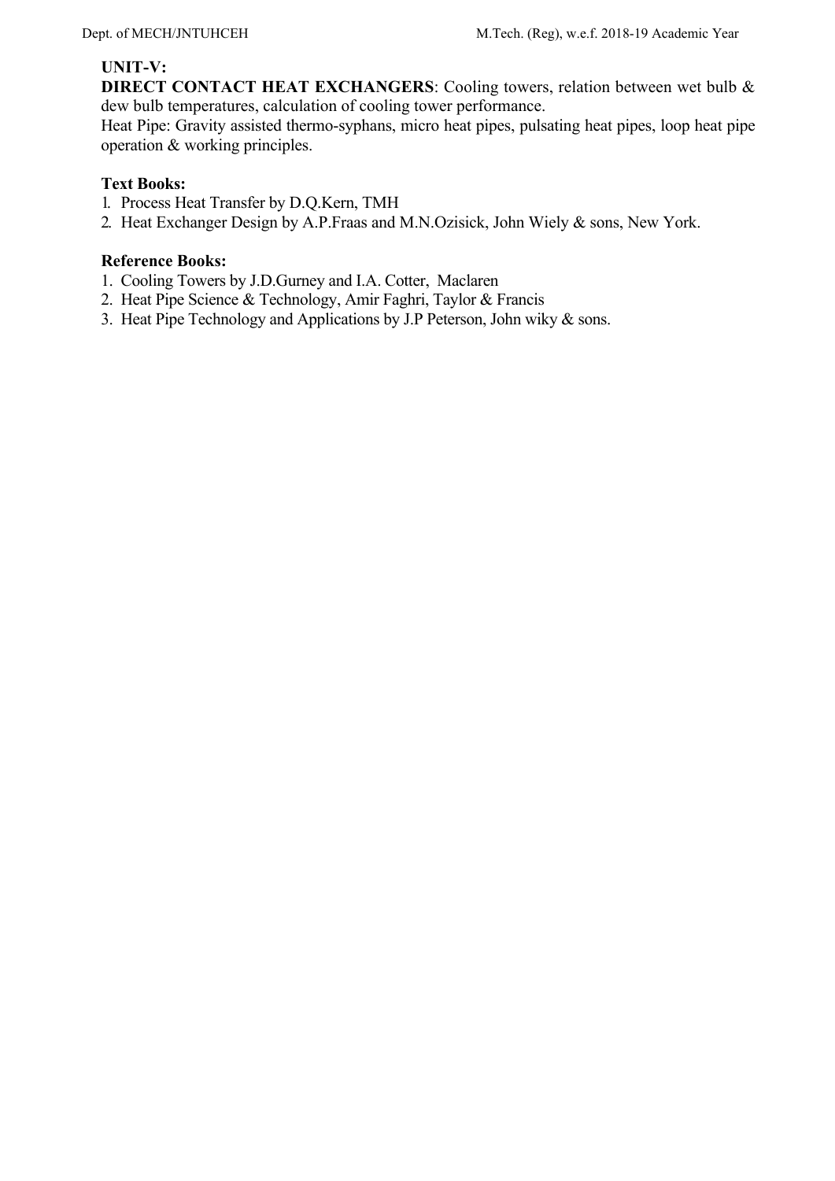**UNIT-V:**

**DIRECT CONTACT HEAT EXCHANGERS**: Cooling towers, relation between wet bulb & dew bulb temperatures, calculation of cooling tower performance.

Heat Pipe: Gravity assisted thermo-syphans, micro heat pipes, pulsating heat pipes, loop heat pipe operation & working principles.

**Text Books:**

1. Process Heat Transfer by D.Q.Kern, TMH
2. Heat Exchanger Design by A.P.Fraas and M.N.Ozisick, John Wiely & sons, New York.

**Reference Books:**

1. Cooling Towers by J.D.Gurney and I.A. Cotter, Maclaren
2. Heat Pipe Science & Technology, Amir Faghri, Taylor & Francis
3. Heat Pipe Technology and Applications by J.P Peterson, John wiky & sons.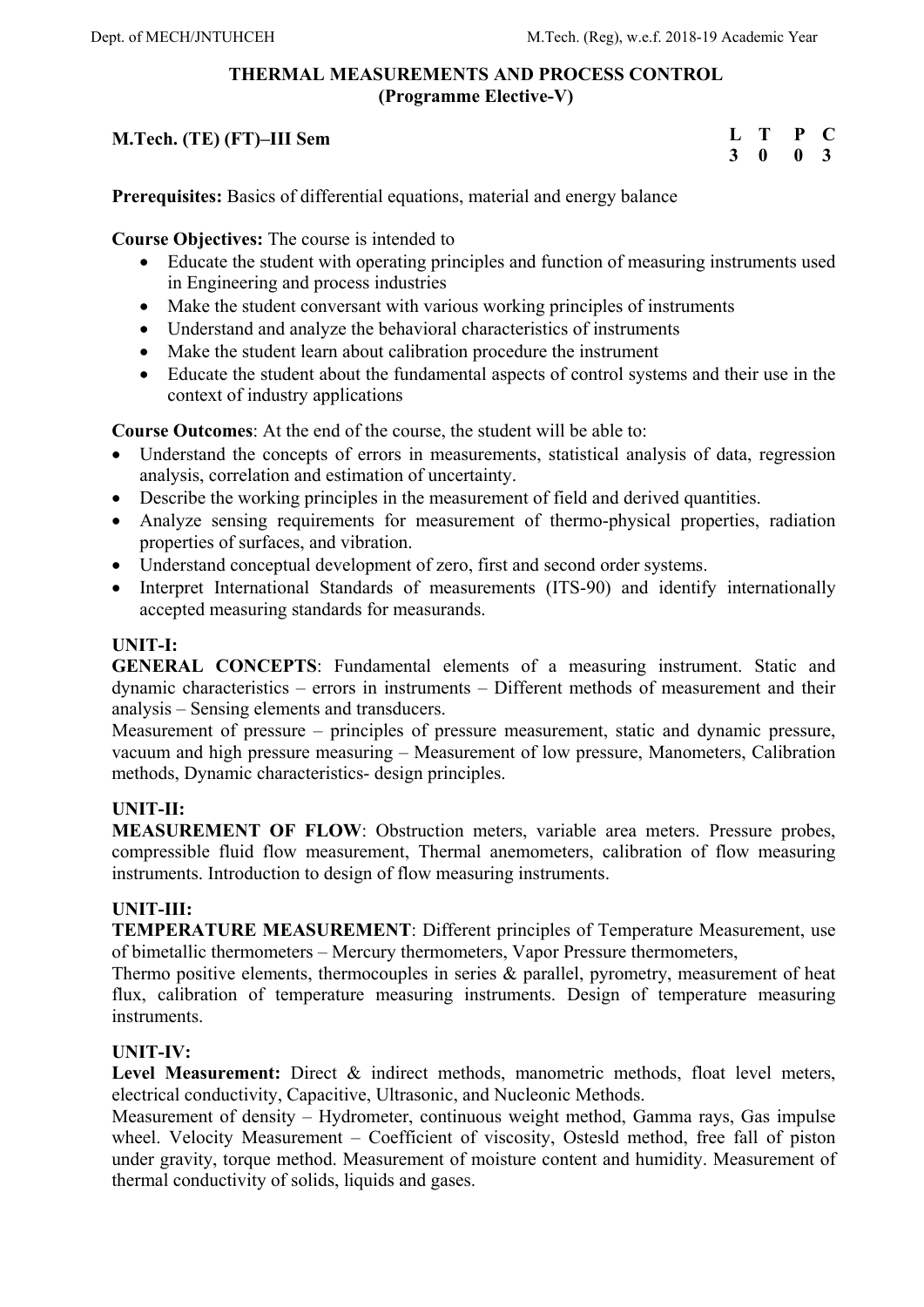## THERMAL MEASUREMENTS AND PROCESS CONTROL
### (Programme Elective-V)

**M.Tech. (TE) (FT)–III Sem**

| L | T | P | C |
|---|---|---|---|
| 3 | 0 | 0 | 3 |

**Prerequisites:** Basics of differential equations, material and energy balance

**Course Objectives:** The course is intended to

- Educate the student with operating principles and function of measuring instruments used in Engineering and process industries
- Make the student conversant with various working principles of instruments
- Understand and analyze the behavioral characteristics of instruments
- Make the student learn about calibration procedure the instrument
- Educate the student about the fundamental aspects of control systems and their use in the context of industry applications

**Course Outcomes**: At the end of the course, the student will be able to:

- Understand the concepts of errors in measurements, statistical analysis of data, regression analysis, correlation and estimation of uncertainty.
- Describe the working principles in the measurement of field and derived quantities.
- Analyze sensing requirements for measurement of thermo-physical properties, radiation properties of surfaces, and vibration.
- Understand conceptual development of zero, first and second order systems.
- Interpret International Standards of measurements (ITS-90) and identify internationally accepted measuring standards for measurands.

**UNIT-I:**

**GENERAL CONCEPTS**: Fundamental elements of a measuring instrument. Static and dynamic characteristics – errors in instruments – Different methods of measurement and their analysis – Sensing elements and transducers.

Measurement of pressure – principles of pressure measurement, static and dynamic pressure, vacuum and high pressure measuring – Measurement of low pressure, Manometers, Calibration methods, Dynamic characteristics- design principles.

**UNIT-II:**

**MEASUREMENT OF FLOW**: Obstruction meters, variable area meters. Pressure probes, compressible fluid flow measurement, Thermal anemometers, calibration of flow measuring instruments. Introduction to design of flow measuring instruments.

**UNIT-III:**

**TEMPERATURE MEASUREMENT**: Different principles of Temperature Measurement, use of bimetallic thermometers – Mercury thermometers, Vapor Pressure thermometers,

Thermo positive elements, thermocouples in series & parallel, pyrometry, measurement of heat flux, calibration of temperature measuring instruments. Design of temperature measuring instruments.

**UNIT-IV:**

**Level Measurement:** Direct & indirect methods, manometric methods, float level meters, electrical conductivity, Capacitive, Ultrasonic, and Nucleonic Methods.

Measurement of density – Hydrometer, continuous weight method, Gamma rays, Gas impulse wheel. Velocity Measurement – Coefficient of viscosity, Ostesld method, free fall of piston under gravity, torque method. Measurement of moisture content and humidity. Measurement of thermal conductivity of solids, liquids and gases.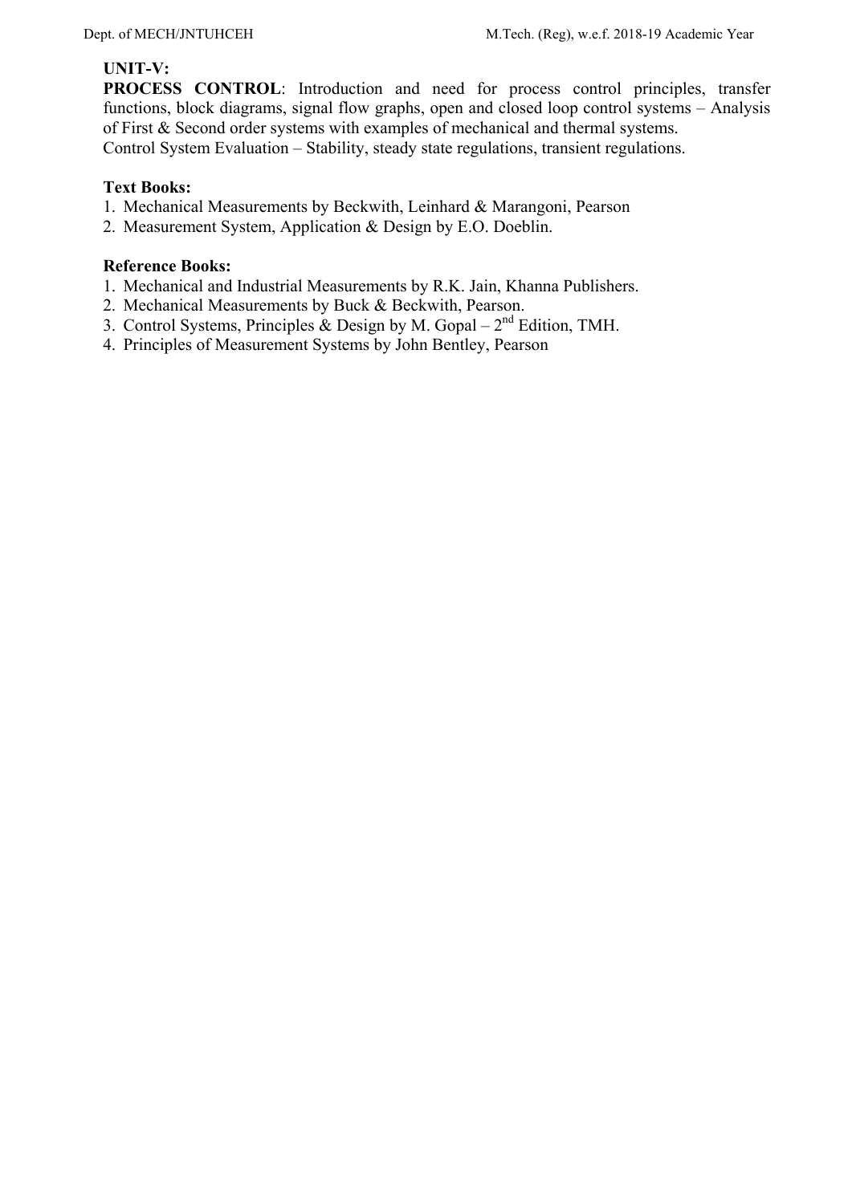**UNIT-V:**

**PROCESS CONTROL**: Introduction and need for process control principles, transfer functions, block diagrams, signal flow graphs, open and closed loop control systems – Analysis of First & Second order systems with examples of mechanical and thermal systems.

Control System Evaluation – Stability, steady state regulations, transient regulations.

**Text Books:**

1. Mechanical Measurements by Beckwith, Leinhard & Marangoni, Pearson
2. Measurement System, Application & Design by E.O. Doeblin.

**Reference Books:**

1. Mechanical and Industrial Measurements by R.K. Jain, Khanna Publishers.
2. Mechanical Measurements by Buck & Beckwith, Pearson.
3. Control Systems, Principles & Design by M. Gopal – 2nd Edition, TMH.
4. Principles of Measurement Systems by John Bentley, Pearson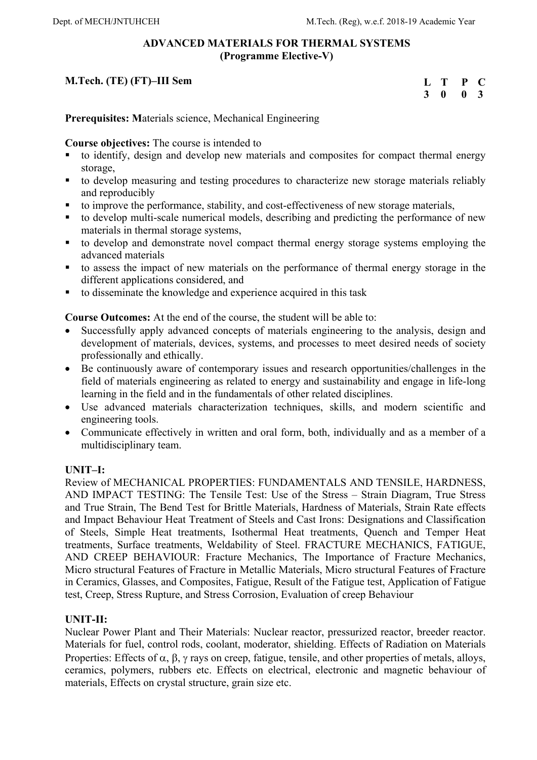## ADVANCED MATERIALS FOR THERMAL SYSTEMS
### (Programme Elective-V)

**M.Tech. (TE) (FT)–III Sem**

| L | T | P | C |
|---|---|---|---|
| 3 | 0 | 0 | 3 |

**Prerequisites: M**aterials science, Mechanical Engineering

**Course objectives:** The course is intended to

- to identify, design and develop new materials and composites for compact thermal energy storage,
- to develop measuring and testing procedures to characterize new storage materials reliably and reproducibly
- to improve the performance, stability, and cost-effectiveness of new storage materials,
- to develop multi-scale numerical models, describing and predicting the performance of new materials in thermal storage systems,
- to develop and demonstrate novel compact thermal energy storage systems employing the advanced materials
- to assess the impact of new materials on the performance of thermal energy storage in the different applications considered, and
- to disseminate the knowledge and experience acquired in this task

**Course Outcomes:** At the end of the course, the student will be able to:

- Successfully apply advanced concepts of materials engineering to the analysis, design and development of materials, devices, systems, and processes to meet desired needs of society professionally and ethically.
- Be continuously aware of contemporary issues and research opportunities/challenges in the field of materials engineering as related to energy and sustainability and engage in life-long learning in the field and in the fundamentals of other related disciplines.
- Use advanced materials characterization techniques, skills, and modern scientific and engineering tools.
- Communicate effectively in written and oral form, both, individually and as a member of a multidisciplinary team.

**UNIT–I:**

Review of MECHANICAL PROPERTIES: FUNDAMENTALS AND TENSILE, HARDNESS, AND IMPACT TESTING: The Tensile Test: Use of the Stress – Strain Diagram, True Stress and True Strain, The Bend Test for Brittle Materials, Hardness of Materials, Strain Rate effects and Impact Behaviour Heat Treatment of Steels and Cast Irons: Designations and Classification of Steels, Simple Heat treatments, Isothermal Heat treatments, Quench and Temper Heat treatments, Surface treatments, Weldability of Steel. FRACTURE MECHANICS, FATIGUE, AND CREEP BEHAVIOUR: Fracture Mechanics, The Importance of Fracture Mechanics, Micro structural Features of Fracture in Metallic Materials, Micro structural Features of Fracture in Ceramics, Glasses, and Composites, Fatigue, Result of the Fatigue test, Application of Fatigue test, Creep, Stress Rupture, and Stress Corrosion, Evaluation of creep Behaviour

**UNIT-II:**

Nuclear Power Plant and Their Materials: Nuclear reactor, pressurized reactor, breeder reactor. Materials for fuel, control rods, coolant, moderator, shielding. Effects of Radiation on Materials Properties: Effects of $\alpha$, $\beta$, $\gamma$ rays on creep, fatigue, tensile, and other properties of metals, alloys, ceramics, polymers, rubbers etc. Effects on electrical, electronic and magnetic behaviour of materials, Effects on crystal structure, grain size etc.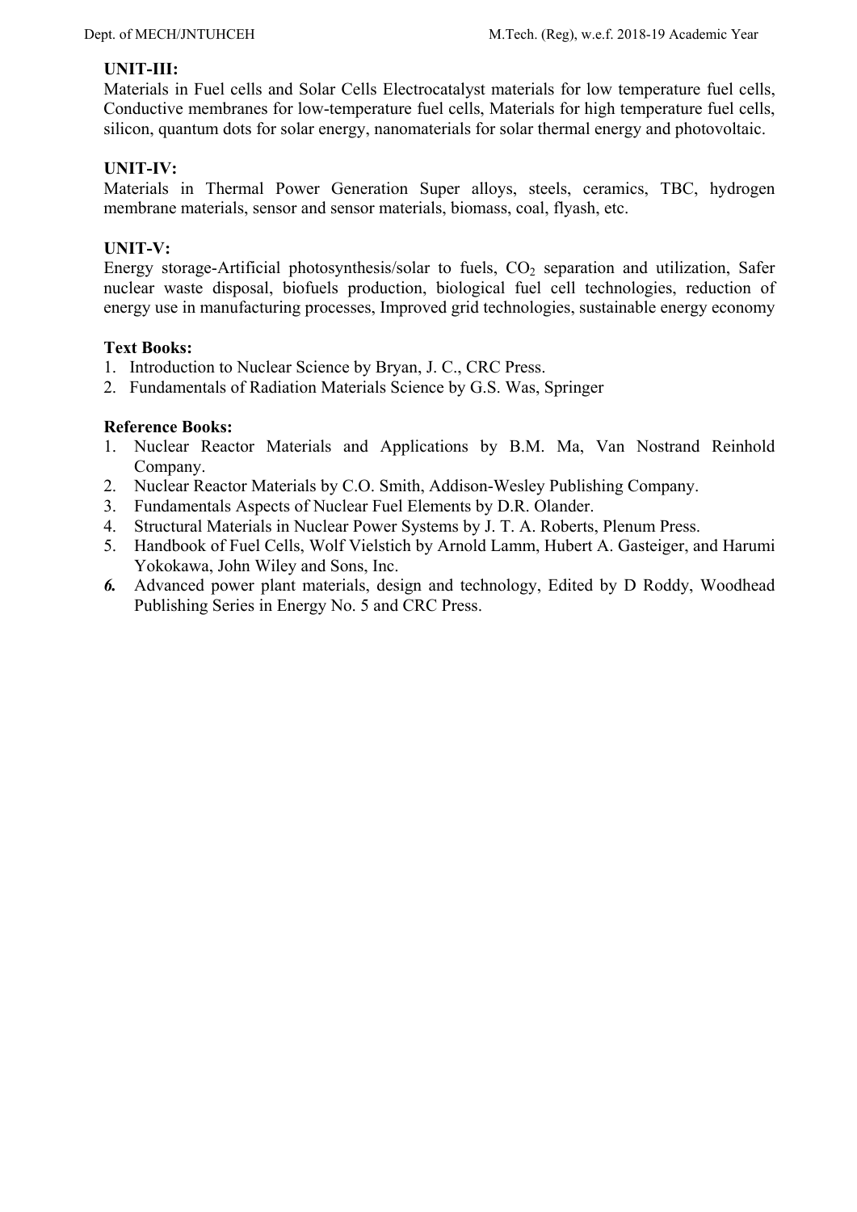**UNIT-III:**

Materials in Fuel cells and Solar Cells Electrocatalyst materials for low temperature fuel cells, Conductive membranes for low-temperature fuel cells, Materials for high temperature fuel cells, silicon, quantum dots for solar energy, nanomaterials for solar thermal energy and photovoltaic.

**UNIT-IV:**

Materials in Thermal Power Generation Super alloys, steels, ceramics, TBC, hydrogen membrane materials, sensor and sensor materials, biomass, coal, flyash, etc.

**UNIT-V:**

Energy storage-Artificial photosynthesis/solar to fuels, $CO_2$ separation and utilization, Safer nuclear waste disposal, biofuels production, biological fuel cell technologies, reduction of energy use in manufacturing processes, Improved grid technologies, sustainable energy economy

**Text Books:**

1. Introduction to Nuclear Science by Bryan, J. C., CRC Press.
2. Fundamentals of Radiation Materials Science by G.S. Was, Springer

**Reference Books:**

1. Nuclear Reactor Materials and Applications by B.M. Ma, Van Nostrand Reinhold Company.
2. Nuclear Reactor Materials by C.O. Smith, Addison-Wesley Publishing Company.
3. Fundamentals Aspects of Nuclear Fuel Elements by D.R. Olander.
4. Structural Materials in Nuclear Power Systems by J. T. A. Roberts, Plenum Press.
5. Handbook of Fuel Cells, Wolf Vielstich by Arnold Lamm, Hubert A. Gasteiger, and Harumi Yokokawa, John Wiley and Sons, Inc.
6. Advanced power plant materials, design and technology, Edited by D Roddy, Woodhead Publishing Series in Energy No. 5 and CRC Press.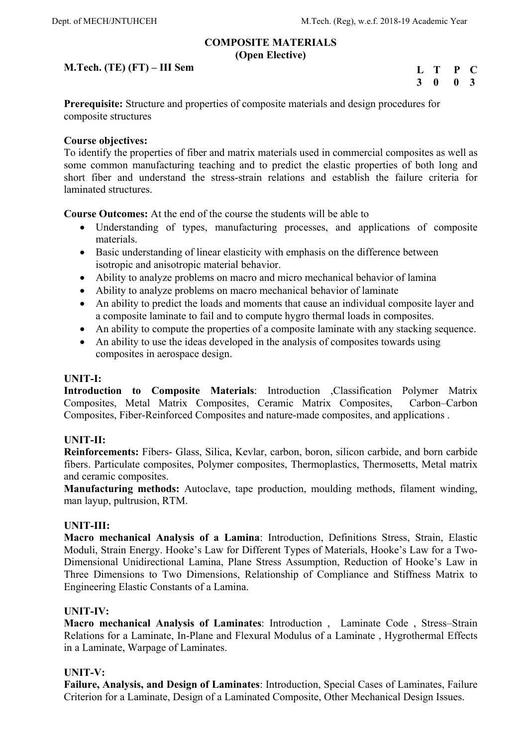## COMPOSITE MATERIALS
### (Open Elective)

**M.Tech. (TE) (FT) – III Sem**

| L | T | P | C |
|---|---|---|---|
| 3 | 0 | 0 | 3 |

**Prerequisite:** Structure and properties of composite materials and design procedures for composite structures

**Course objectives:**
To identify the properties of fiber and matrix materials used in commercial composites as well as some common manufacturing teaching and to predict the elastic properties of both long and short fiber and understand the stress-strain relations and establish the failure criteria for laminated structures.

**Course Outcomes:** At the end of the course the students will be able to

- Understanding of types, manufacturing processes, and applications of composite materials.
- Basic understanding of linear elasticity with emphasis on the difference between isotropic and anisotropic material behavior.
- Ability to analyze problems on macro and micro mechanical behavior of lamina
- Ability to analyze problems on macro mechanical behavior of laminate
- An ability to predict the loads and moments that cause an individual composite layer and a composite laminate to fail and to compute hygro thermal loads in composites.
- An ability to compute the properties of a composite laminate with any stacking sequence.
- An ability to use the ideas developed in the analysis of composites towards using composites in aerospace design.

**UNIT-I:**
**Introduction to Composite Materials**: Introduction ,Classification Polymer Matrix Composites, Metal Matrix Composites, Ceramic Matrix Composites, Carbon–Carbon Composites, Fiber-Reinforced Composites and nature-made composites, and applications .

**UNIT-II:**
**Reinforcements:** Fibers- Glass, Silica, Kevlar, carbon, boron, silicon carbide, and born carbide fibers. Particulate composites, Polymer composites, Thermoplastics, Thermosetts, Metal matrix and ceramic composites.
**Manufacturing methods:** Autoclave, tape production, moulding methods, filament winding, man layup, pultrusion, RTM.

**UNIT-III:**
**Macro mechanical Analysis of a Lamina**: Introduction, Definitions Stress, Strain, Elastic Moduli, Strain Energy. Hooke's Law for Different Types of Materials, Hooke's Law for a Two-Dimensional Unidirectional Lamina, Plane Stress Assumption, Reduction of Hooke's Law in Three Dimensions to Two Dimensions, Relationship of Compliance and Stiffness Matrix to Engineering Elastic Constants of a Lamina.

**UNIT-IV:**
**Macro mechanical Analysis of Laminates**: Introduction , Laminate Code , Stress–Strain Relations for a Laminate, In-Plane and Flexural Modulus of a Laminate , Hygrothermal Effects in a Laminate, Warpage of Laminates.

**UNIT-V:**
**Failure, Analysis, and Design of Laminates**: Introduction, Special Cases of Laminates, Failure Criterion for a Laminate, Design of a Laminated Composite, Other Mechanical Design Issues.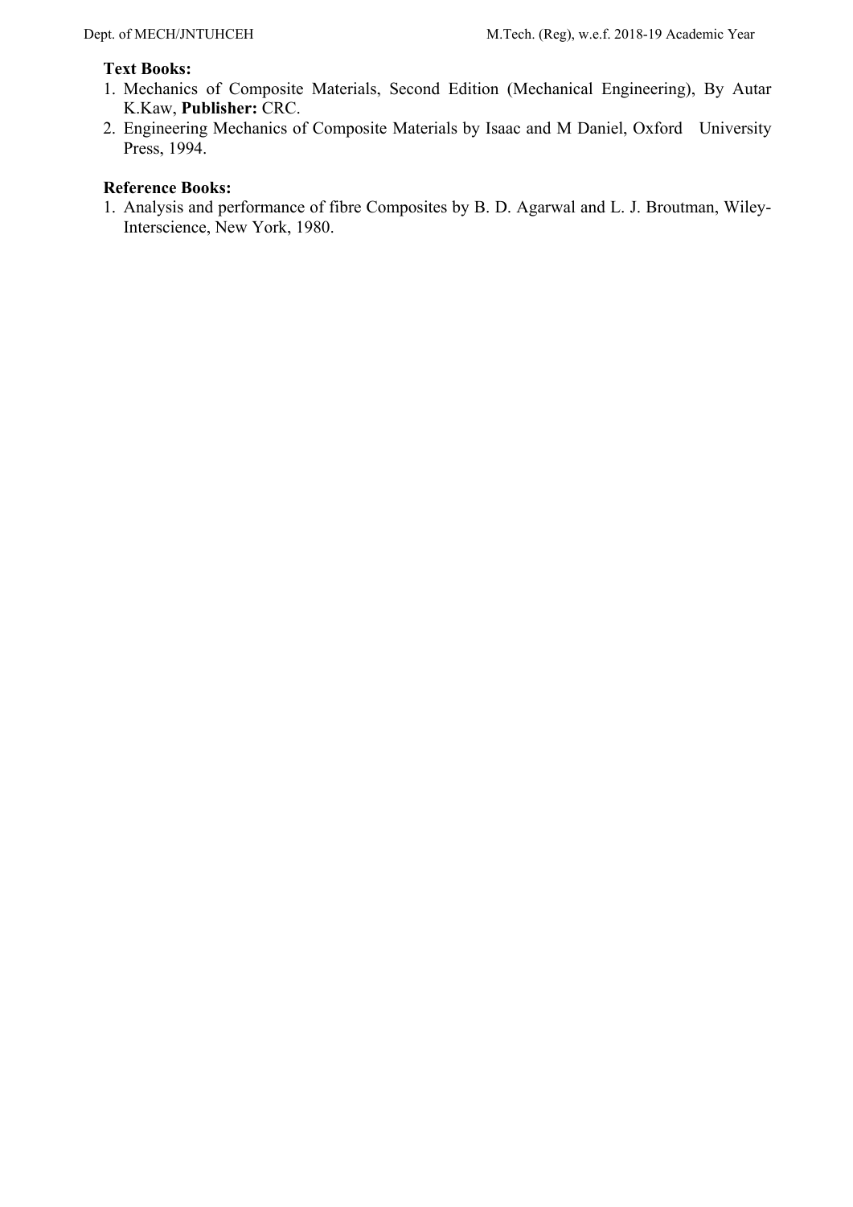**Text Books:**

1. Mechanics of Composite Materials, Second Edition (Mechanical Engineering), By Autar K.Kaw, **Publisher:** CRC.
2. Engineering Mechanics of Composite Materials by Isaac and M Daniel, Oxford University Press, 1994.

**Reference Books:**

1. Analysis and performance of fibre Composites by B. D. Agarwal and L. J. Broutman, Wiley-Interscience, New York, 1980.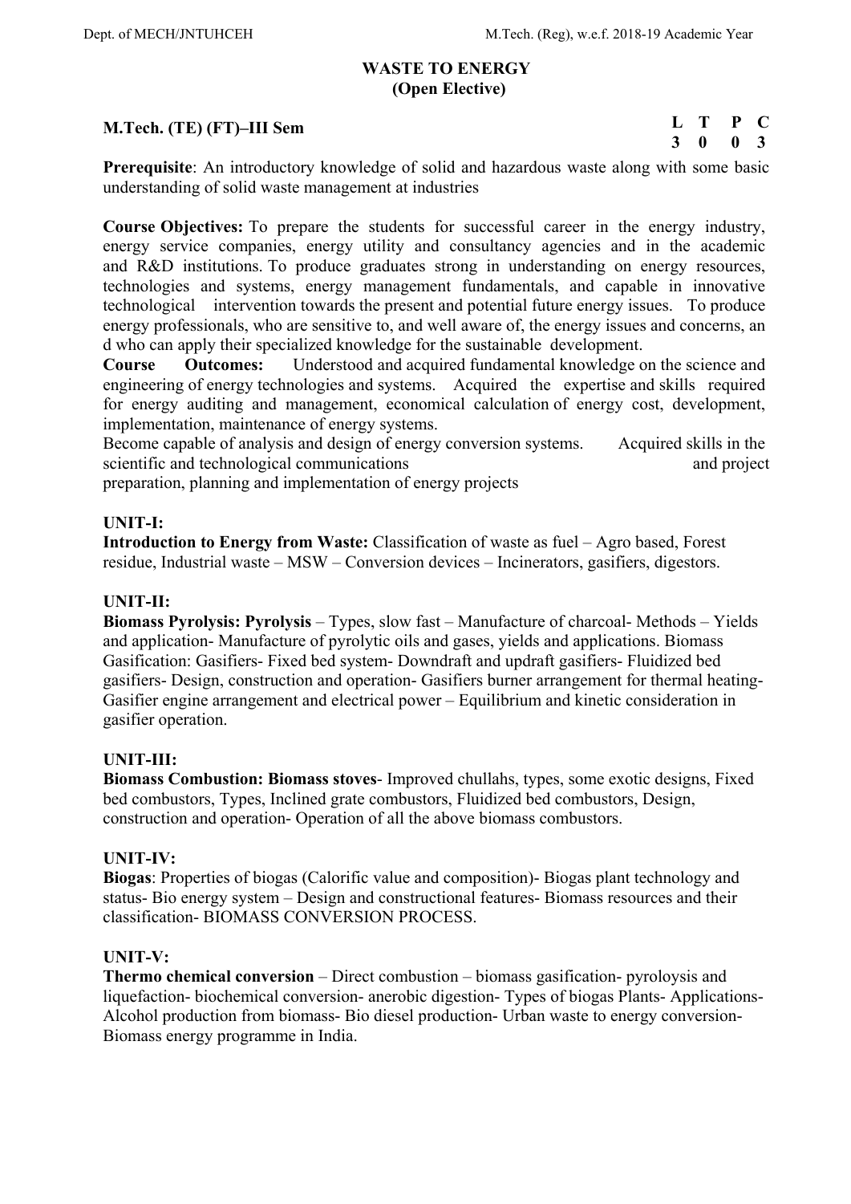# WASTE TO ENERGY
## (Open Elective)

**M.Tech. (TE) (FT)–III Sem**

| L | T | P | C |
|---|---|---|---|
| 3 | 0 | 0 | 3 |

**Prerequisite**: An introductory knowledge of solid and hazardous waste along with some basic understanding of solid waste management at industries

**Course Objectives:** To prepare the students for successful career in the energy industry, energy service companies, energy utility and consultancy agencies and in the academic and R&D institutions. To produce graduates strong in understanding on energy resources, technologies and systems, energy management fundamentals, and capable in innovative technological intervention towards the present and potential future energy issues. To produce energy professionals, who are sensitive to, and well aware of, the energy issues and concerns, an d who can apply their specialized knowledge for the sustainable development.

**Course Outcomes:** Understood and acquired fundamental knowledge on the science and engineering of energy technologies and systems. Acquired the expertise and skills required for energy auditing and management, economical calculation of energy cost, development, implementation, maintenance of energy systems.

Become capable of analysis and design of energy conversion systems. Acquired skills in the scientific and technological communications and project preparation, planning and implementation of energy projects

**UNIT-I:**

**Introduction to Energy from Waste:** Classification of waste as fuel – Agro based, Forest residue, Industrial waste – MSW – Conversion devices – Incinerators, gasifiers, digestors.

**UNIT-II:**

**Biomass Pyrolysis: Pyrolysis** – Types, slow fast – Manufacture of charcoal- Methods – Yields and application- Manufacture of pyrolytic oils and gases, yields and applications. Biomass Gasification: Gasifiers- Fixed bed system- Downdraft and updraft gasifiers- Fluidized bed gasifiers- Design, construction and operation- Gasifiers burner arrangement for thermal heating- Gasifier engine arrangement and electrical power – Equilibrium and kinetic consideration in gasifier operation.

**UNIT-III:**

**Biomass Combustion: Biomass stoves**- Improved chullahs, types, some exotic designs, Fixed bed combustors, Types, Inclined grate combustors, Fluidized bed combustors, Design, construction and operation- Operation of all the above biomass combustors.

**UNIT-IV:**

**Biogas**: Properties of biogas (Calorific value and composition)- Biogas plant technology and status- Bio energy system – Design and constructional features- Biomass resources and their classification- BIOMASS CONVERSION PROCESS.

**UNIT-V:**

**Thermo chemical conversion** – Direct combustion – biomass gasification- pyroloysis and liquefaction- biochemical conversion- anerobic digestion- Types of biogas Plants- Applications- Alcohol production from biomass- Bio diesel production- Urban waste to energy conversion- Biomass energy programme in India.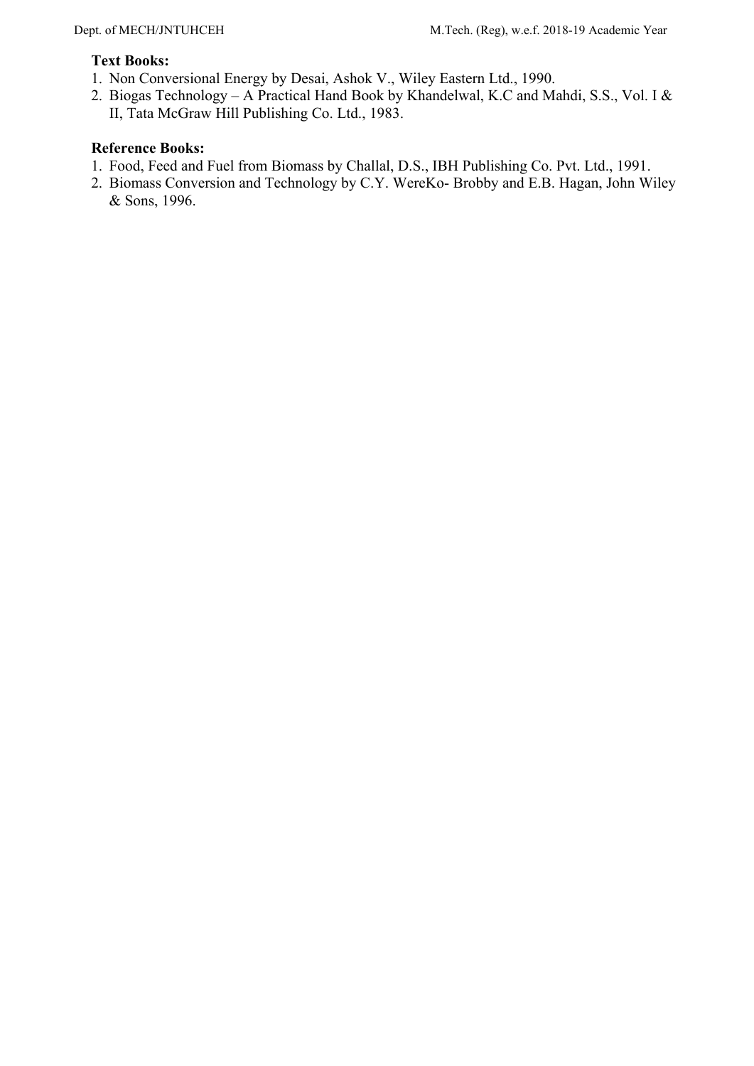**Text Books:**

1. Non Conversional Energy by Desai, Ashok V., Wiley Eastern Ltd., 1990.
2. Biogas Technology – A Practical Hand Book by Khandelwal, K.C and Mahdi, S.S., Vol. I & II, Tata McGraw Hill Publishing Co. Ltd., 1983.

**Reference Books:**

1. Food, Feed and Fuel from Biomass by Challal, D.S., IBH Publishing Co. Pvt. Ltd., 1991.
2. Biomass Conversion and Technology by C.Y. WereKo- Brobby and E.B. Hagan, John Wiley & Sons, 1996.